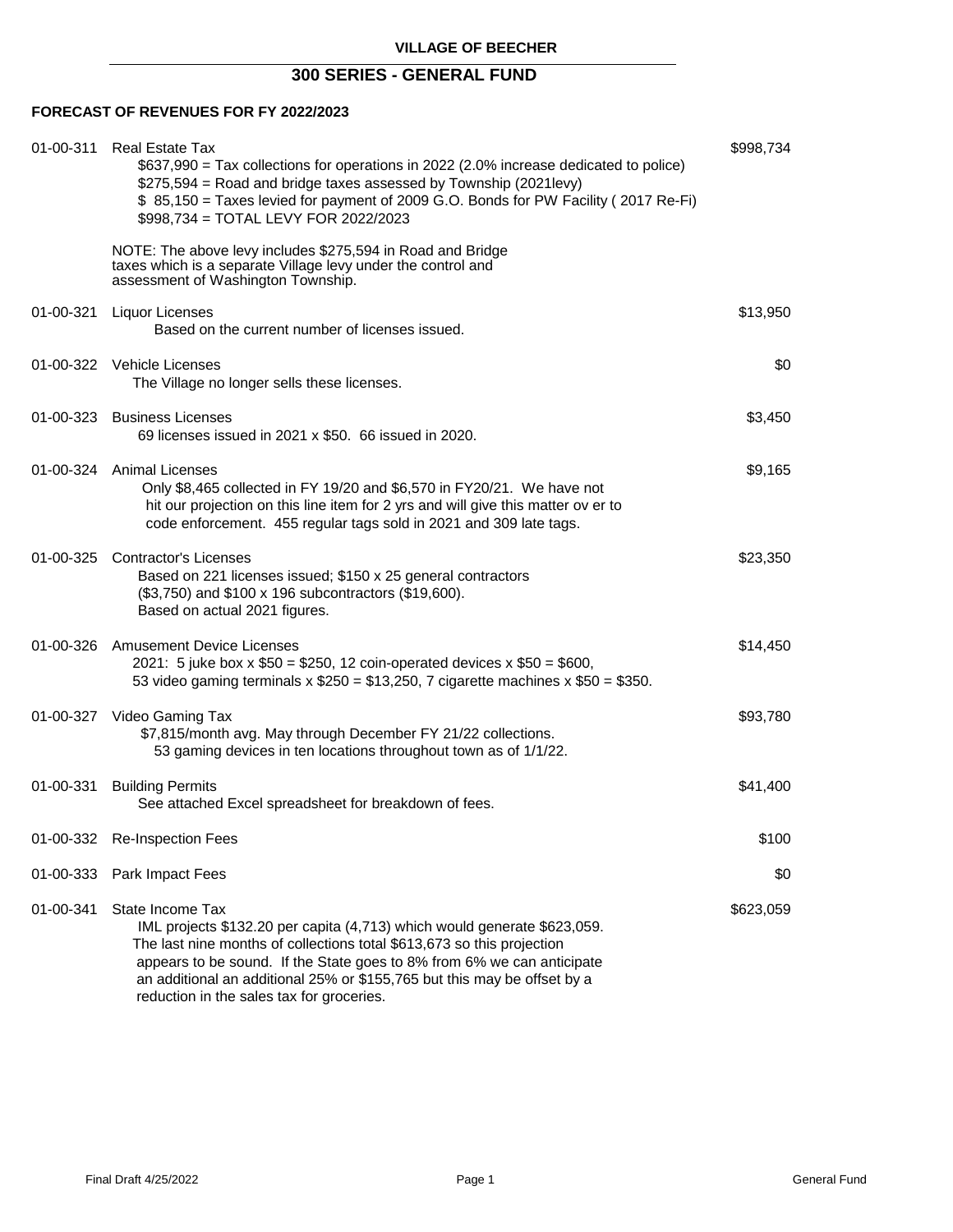# VILLAGE OF BEECHER

## 300 SERIES - GENERAL FUND

### FORECAST OF REVENUES FOR FY 2022/2023

**01-00-311 Real Estate Tax** — $998,734

$637,990 = Tax collections for operations in 2022 (2.0% increase dedicated to police)
$275,594 = Road and bridge taxes assessed by Township (2021levy)
$ 85,150 = Taxes levied for payment of 2009 G.O. Bonds for PW Facility ( 2017 Re-Fi)
$998,734 = TOTAL LEVY FOR 2022/2023

NOTE: The above levy includes $275,594 in Road and Bridge taxes which is a separate Village levy under the control and assessment of Washington Township.

**01-00-321 Liquor Licenses** — $13,950

Based on the current number of licenses issued.

**01-00-322 Vehicle Licenses** — $0

The Village no longer sells these licenses.

**01-00-323 Business Licenses** — $3,450

69 licenses issued in 2021 x $50. 66 issued in 2020.

**01-00-324 Animal Licenses** — $9,165

Only $8,465 collected in FY 19/20 and $6,570 in FY20/21. We have not hit our projection on this line item for 2 yrs and will give this matter ov er to code enforcement. 455 regular tags sold in 2021 and 309 late tags.

**01-00-325 Contractor's Licenses** — $23,350

Based on 221 licenses issued; $150 x 25 general contractors ($3,750) and $100 x 196 subcontractors ($19,600).
Based on actual 2021 figures.

**01-00-326 Amusement Device Licenses** — $14,450

2021: 5 juke box x $50 = $250, 12 coin-operated devices x $50 = $600,
53 video gaming terminals x $250 = $13,250, 7 cigarette machines x $50 = $350.

**01-00-327 Video Gaming Tax** — $93,780

$7,815/month avg. May through December FY 21/22 collections.
53 gaming devices in ten locations throughout town as of 1/1/22.

**01-00-331 Building Permits** — $41,400

See attached Excel spreadsheet for breakdown of fees.

**01-00-332 Re-Inspection Fees** — $100

**01-00-333 Park Impact Fees** — $0

**01-00-341 State Income Tax** — $623,059

IML projects $132.20 per capita (4,713) which would generate $623,059. The last nine months of collections total $613,673 so this projection appears to be sound. If the State goes to 8% from 6% we can anticipate an additional an additional 25% or $155,765 but this may be offset by a reduction in the sales tax for groceries.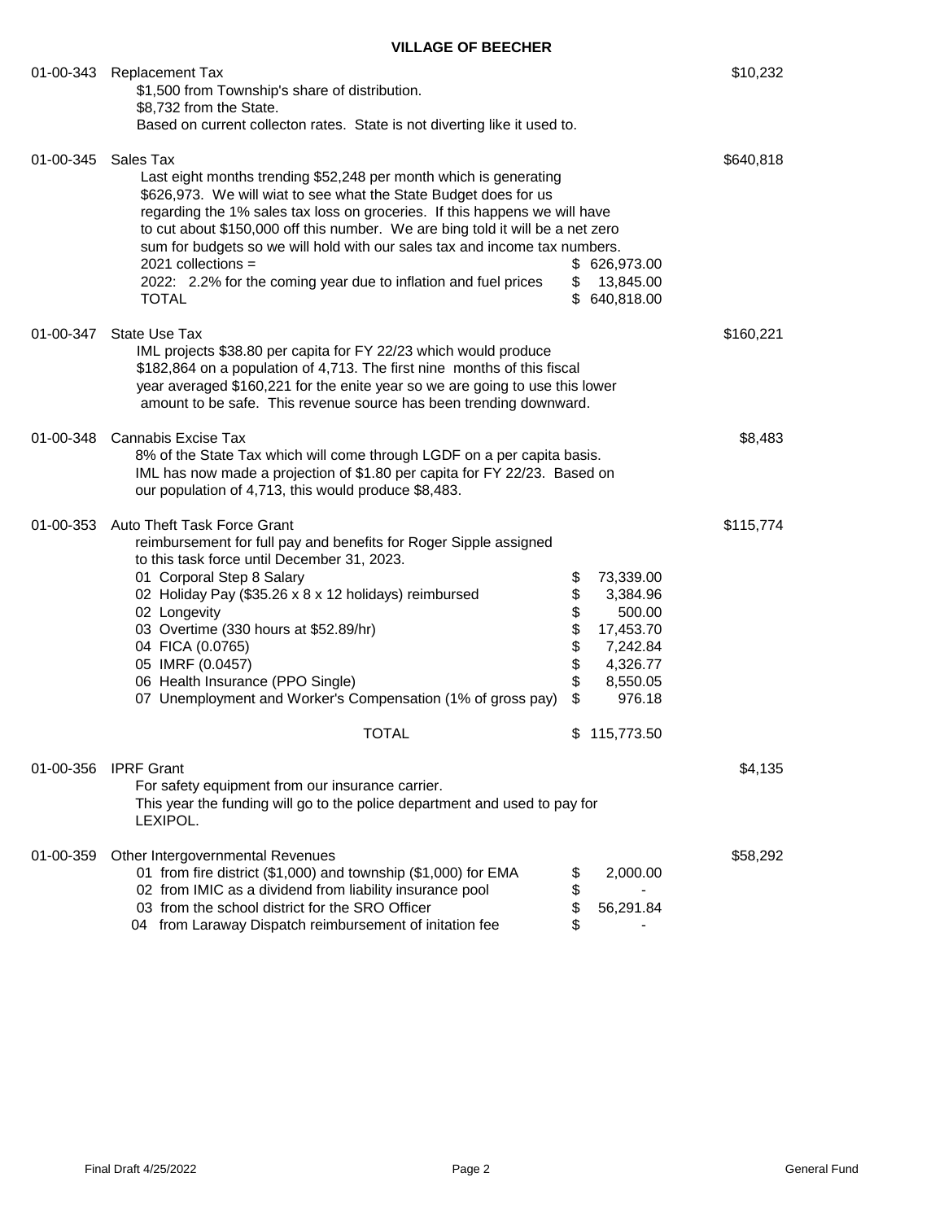**VILLAGE OF BEECHER**

| Account | Description | | Amount |
|---|---|---|---|
| 01-00-343 | Replacement Tax | | $10,232 |
| | $1,500 from Township's share of distribution. | | |
| | $8,732 from the State. | | |
| | Based on current collecton rates. State is not diverting like it used to. | | |
| 01-00-345 | Sales Tax | | $640,818 |
| | Last eight months trending $52,248 per month which is generating $626,973. We will wiat to see what the State Budget does for us regarding the 1% sales tax loss on groceries. If this happens we will have to cut about $150,000 off this number. We are bing told it will be a net zero sum for budgets so we will hold with our sales tax and income tax numbers. | | |
| | 2021 collections = | $ 626,973.00 | |
| | 2022: 2.2% for the coming year due to inflation and fuel prices | $ 13,845.00 | |
| | TOTAL | $ 640,818.00 | |
| 01-00-347 | State Use Tax | | $160,221 |
| | IML projects $38.80 per capita for FY 22/23 which would produce $182,864 on a population of 4,713. The first nine months of this fiscal year averaged $160,221 for the enite year so we are going to use this lower amount to be safe. This revenue source has been trending downward. | | |
| 01-00-348 | Cannabis Excise Tax | | $8,483 |
| | 8% of the State Tax which will come through LGDF on a per capita basis. IML has now made a projection of $1.80 per capita for FY 22/23. Based on our population of 4,713, this would produce $8,483. | | |
| 01-00-353 | Auto Theft Task Force Grant | | $115,774 |
| | reimbursement for full pay and benefits for Roger Sipple assigned to this task force until December 31, 2023. | | |
| | 01 Corporal Step 8 Salary | $ 73,339.00 | |
| | 02 Holiday Pay ($35.26 x 8 x 12 holidays) reimbursed | $ 3,384.96 | |
| | 02 Longevity | $ 500.00 | |
| | 03 Overtime (330 hours at $52.89/hr) | $ 17,453.70 | |
| | 04 FICA (0.0765) | $ 7,242.84 | |
| | 05 IMRF (0.0457) | $ 4,326.77 | |
| | 06 Health Insurance (PPO Single) | $ 8,550.05 | |
| | 07 Unemployment and Worker's Compensation (1% of gross pay) | $ 976.18 | |
| | TOTAL | $ 115,773.50 | |
| 01-00-356 | IPRF Grant | | $4,135 |
| | For safety equipment from our insurance carrier. This year the funding will go to the police department and used to pay for LEXIPOL. | | |
| 01-00-359 | Other Intergovernmental Revenues | | $58,292 |
| | 01 from fire district ($1,000) and township ($1,000) for EMA | $ 2,000.00 | |
| | 02 from IMIC as a dividend from liability insurance pool | $ - | |
| | 03 from the school district for the SRO Officer | $ 56,291.84 | |
| | 04 from Laraway Dispatch reimbursement of initation fee | $ - | |

Final Draft 4/25/2022 — General Fund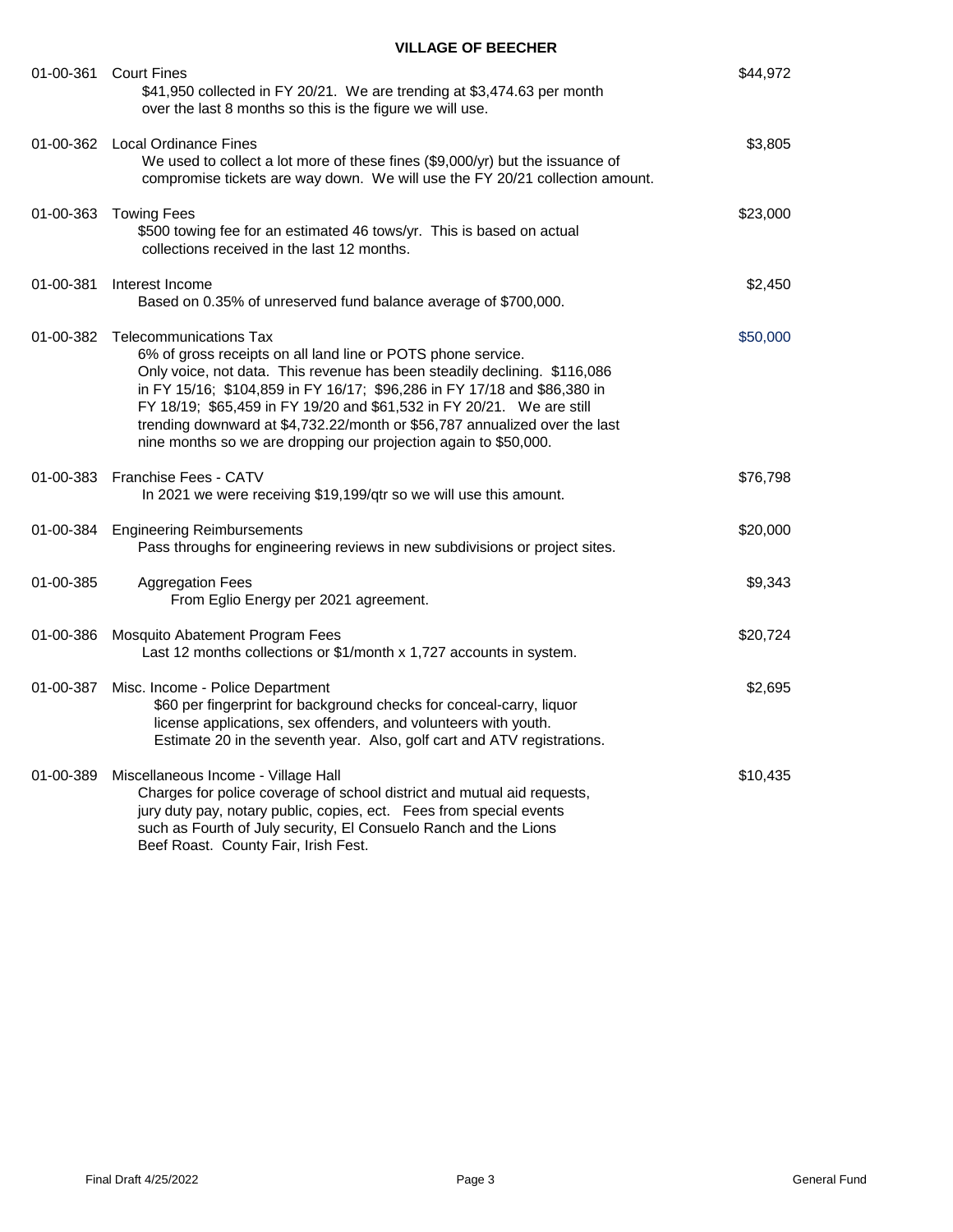**VILLAGE OF BEECHER**

| Account | Description | Amount |
|---|---|---|
| 01-00-361 | Court Fines<br>$41,950 collected in FY 20/21. We are trending at $3,474.63 per month over the last 8 months so this is the figure we will use. | $44,972 |
| 01-00-362 | Local Ordinance Fines<br>We used to collect a lot more of these fines ($9,000/yr) but the issuance of compromise tickets are way down. We will use the FY 20/21 collection amount. | $3,805 |
| 01-00-363 | Towing Fees<br>$500 towing fee for an estimated 46 tows/yr. This is based on actual collections received in the last 12 months. | $23,000 |
| 01-00-381 | Interest Income<br>Based on 0.35% of unreserved fund balance average of $700,000. | $2,450 |
| 01-00-382 | Telecommunications Tax<br>6% of gross receipts on all land line or POTS phone service. Only voice, not data. This revenue has been steadily declining. $116,086 in FY 15/16; $104,859 in FY 16/17; $96,286 in FY 17/18 and $86,380 in FY 18/19; $65,459 in FY 19/20 and $61,532 in FY 20/21. We are still trending downward at $4,732.22/month or $56,787 annualized over the last nine months so we are dropping our projection again to $50,000. | $50,000 |
| 01-00-383 | Franchise Fees - CATV<br>In 2021 we were receiving $19,199/qtr so we will use this amount. | $76,798 |
| 01-00-384 | Engineering Reimbursements<br>Pass throughs for engineering reviews in new subdivisions or project sites. | $20,000 |
| 01-00-385 | Aggregation Fees<br>From Eglio Energy per 2021 agreement. | $9,343 |
| 01-00-386 | Mosquito Abatement Program Fees<br>Last 12 months collections or $1/month x 1,727 accounts in system. | $20,724 |
| 01-00-387 | Misc. Income - Police Department<br>$60 per fingerprint for background checks for conceal-carry, liquor license applications, sex offenders, and volunteers with youth. Estimate 20 in the seventh year. Also, golf cart and ATV registrations. | $2,695 |
| 01-00-389 | Miscellaneous Income - Village Hall<br>Charges for police coverage of school district and mutual aid requests, jury duty pay, notary public, copies, ect. Fees from special events such as Fourth of July security, El Consuelo Ranch and the Lions Beef Roast. County Fair, Irish Fest. | $10,435 |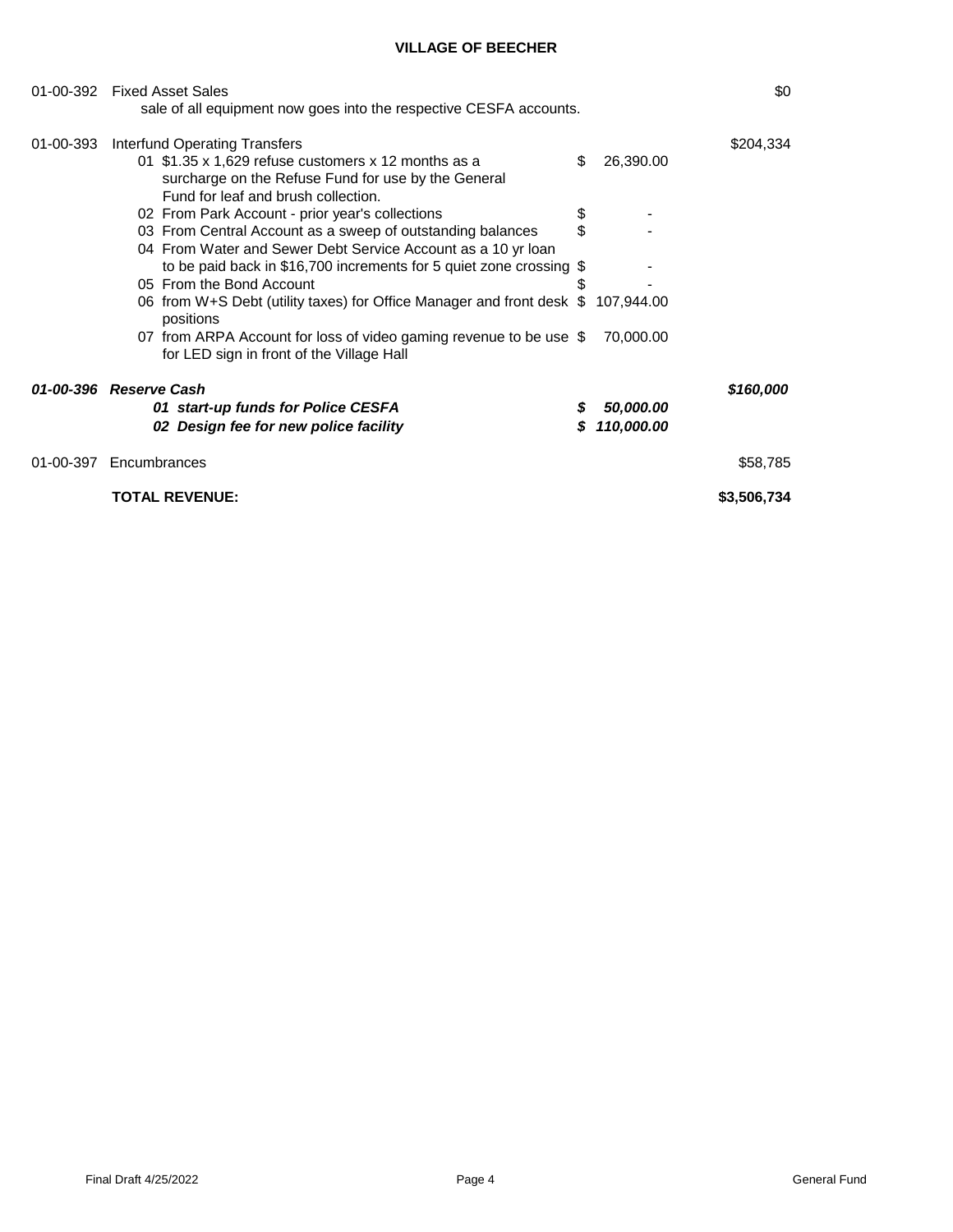**VILLAGE OF BEECHER**

| Account | Description | Detail | Total |
|---|---|---|---|
| 01-00-392 | Fixed Asset Sales | | $0 |
| | sale of all equipment now goes into the respective CESFA accounts. | | |
| 01-00-393 | Interfund Operating Transfers | | $204,334 |
| | 01 $1.35 x 1,629 refuse customers x 12 months as a surcharge on the Refuse Fund for use by the General Fund for leaf and brush collection. | $ 26,390.00 | |
| | 02 From Park Account - prior year's collections | $ - | |
| | 03 From Central Account as a sweep of outstanding balances | $ - | |
| | 04 From Water and Sewer Debt Service Account as a 10 yr loan to be paid back in $16,700 increments for 5 quiet zone crossing | $ - | |
| | 05 From the Bond Account | $ - | |
| | 06 from W+S Debt (utility taxes) for Office Manager and front desk positions | $ 107,944.00 | |
| | 07 from ARPA Account for loss of video gaming revenue to be use for LED sign in front of the Village Hall | $ 70,000.00 | |
| ***01-00-396*** | ***Reserve Cash*** | | ***$160,000*** |
| | ***01 start-up funds for Police CESFA*** | ***$ 50,000.00*** | |
| | ***02 Design fee for new police facility*** | ***$ 110,000.00*** | |
| 01-00-397 | Encumbrances | | $58,785 |
| | **TOTAL REVENUE:** | | **$3,506,734** |

Final Draft 4/25/2022 General Fund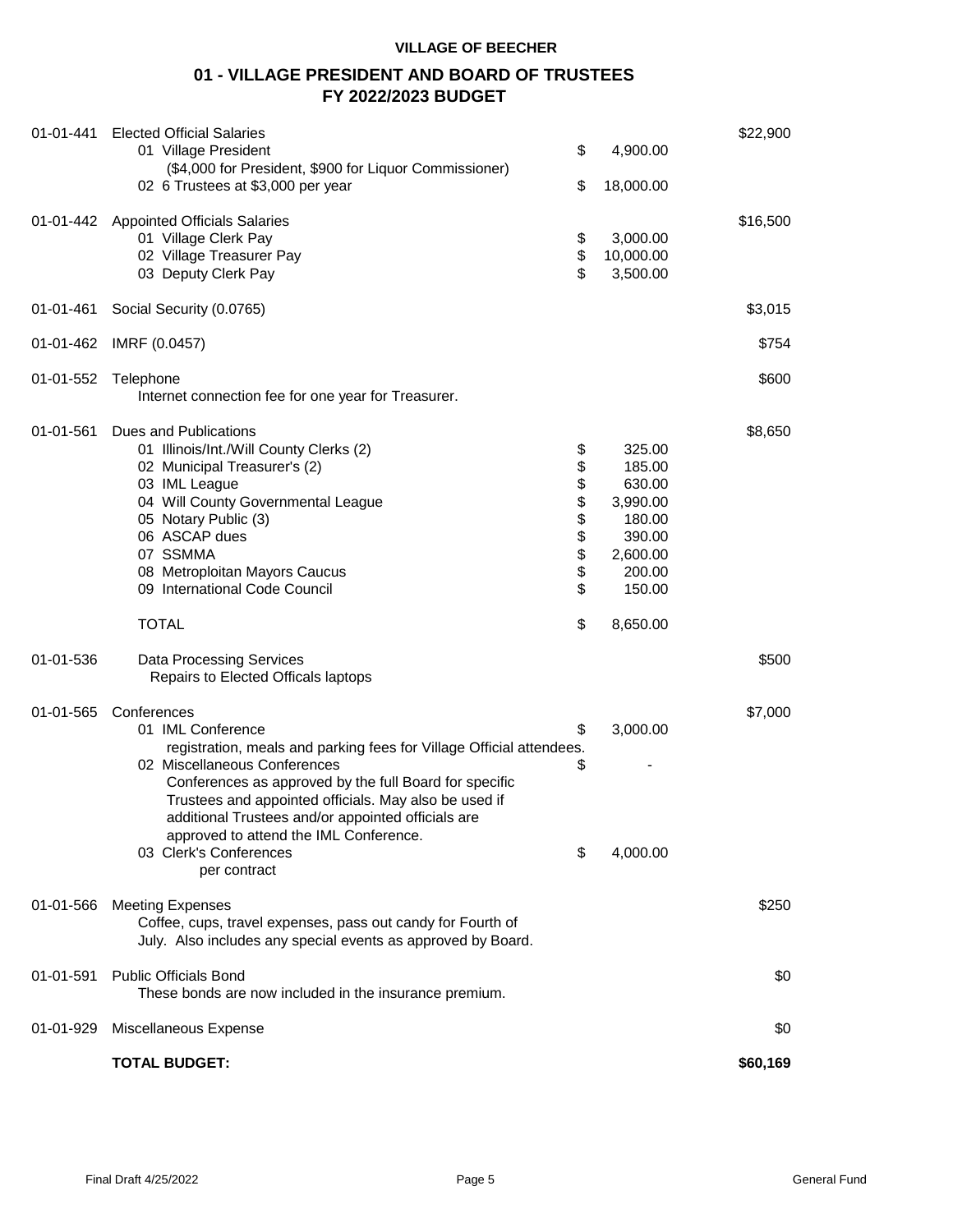**VILLAGE OF BEECHER**

## 01 - VILLAGE PRESIDENT AND BOARD OF TRUSTEES
## FY 2022/2023 BUDGET

| Account | Description | | Amount | Total |
|---|---|---|---|---|
| 01-01-441 | Elected Official Salaries | | | $22,900 |
| | 01 Village President | $ | 4,900.00 | |
| | ($4,000 for President, $900 for Liquor Commissioner) | | | |
| | 02 6 Trustees at $3,000 per year | $ | 18,000.00 | |
| 01-01-442 | Appointed Officials Salaries | | | $16,500 |
| | 01 Village Clerk Pay | $ | 3,000.00 | |
| | 02 Village Treasurer Pay | $ | 10,000.00 | |
| | 03 Deputy Clerk Pay | $ | 3,500.00 | |
| 01-01-461 | Social Security (0.0765) | | | $3,015 |
| 01-01-462 | IMRF (0.0457) | | | $754 |
| 01-01-552 | Telephone | | | $600 |
| | Internet connection fee for one year for Treasurer. | | | |
| 01-01-561 | Dues and Publications | | | $8,650 |
| | 01 Illinois/Int./Will County Clerks (2) | $ | 325.00 | |
| | 02 Municipal Treasurer's (2) | $ | 185.00 | |
| | 03 IML League | $ | 630.00 | |
| | 04 Will County Governmental League | $ | 3,990.00 | |
| | 05 Notary Public (3) | $ | 180.00 | |
| | 06 ASCAP dues | $ | 390.00 | |
| | 07 SSMMA | $ | 2,600.00 | |
| | 08 Metroploitan Mayors Caucus | $ | 200.00 | |
| | 09 International Code Council | $ | 150.00 | |
| | TOTAL | $ | 8,650.00 | |
| 01-01-536 | Data Processing Services | | | $500 |
| | Repairs to Elected Officals laptops | | | |
| 01-01-565 | Conferences | | | $7,000 |
| | 01 IML Conference | $ | 3,000.00 | |
| | registration, meals and parking fees for Village Official attendees. | | | |
| | 02 Miscellaneous Conferences | $ | - | |
| | Conferences as approved by the full Board for specific Trustees and appointed officials. May also be used if additional Trustees and/or appointed officials are approved to attend the IML Conference. | | | |
| | 03 Clerk's Conferences | $ | 4,000.00 | |
| | per contract | | | |
| 01-01-566 | Meeting Expenses | | | $250 |
| | Coffee, cups, travel expenses, pass out candy for Fourth of July. Also includes any special events as approved by Board. | | | |
| 01-01-591 | Public Officials Bond | | | $0 |
| | These bonds are now included in the insurance premium. | | | |
| 01-01-929 | Miscellaneous Expense | | | $0 |
| | **TOTAL BUDGET:** | | | **$60,169** |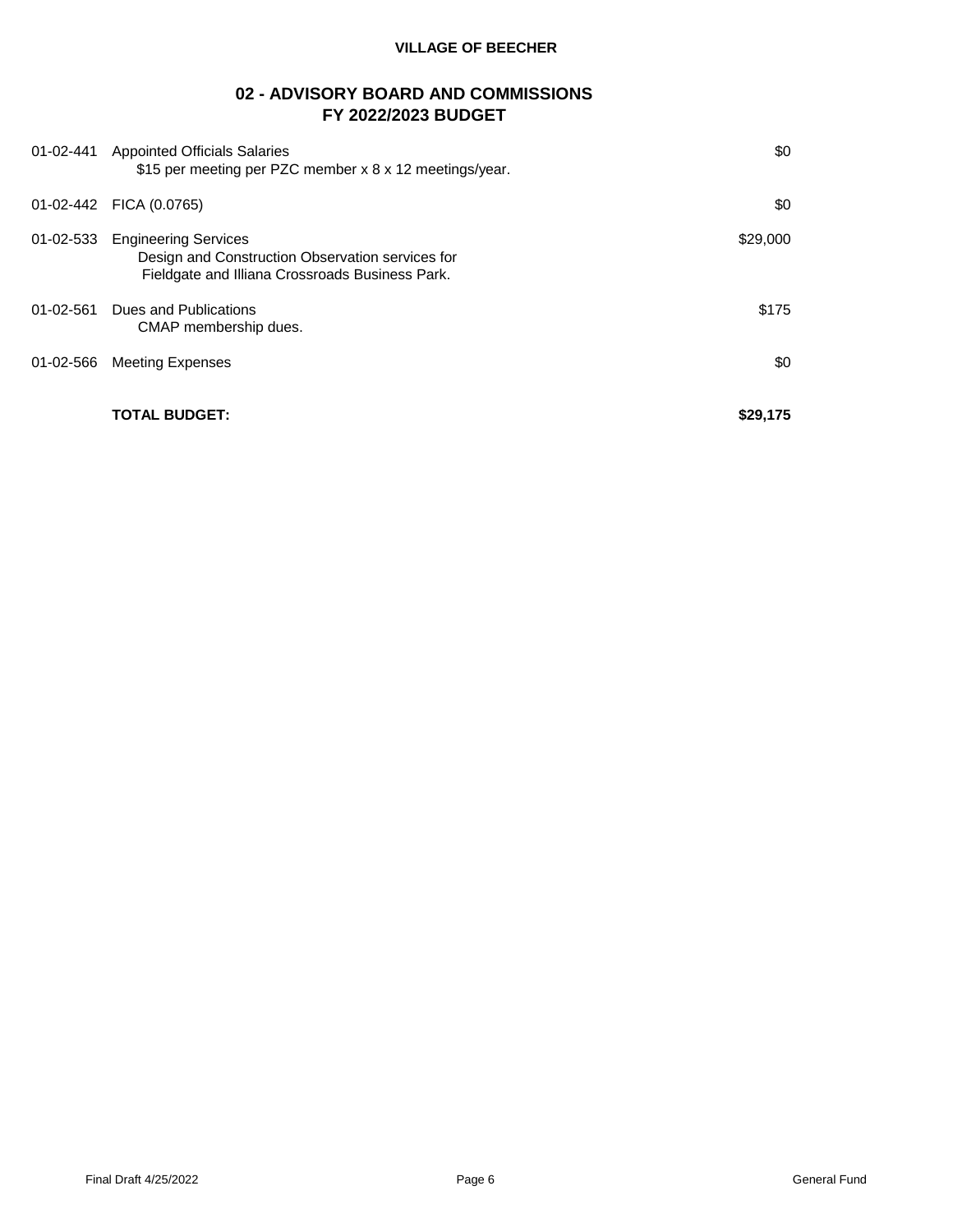VILLAGE OF BEECHER

## 02 - ADVISORY BOARD AND COMMISSIONS
## FY 2022/2023 BUDGET

| Account | Description | Amount |
|---|---|---|
| 01-02-441 | Appointed Officials Salaries<br>$15 per meeting per PZC member x 8 x 12 meetings/year. | $0 |
| 01-02-442 | FICA (0.0765) | $0 |
| 01-02-533 | Engineering Services<br>Design and Construction Observation services for Fieldgate and Illiana Crossroads Business Park. | $29,000 |
| 01-02-561 | Dues and Publications<br>CMAP membership dues. | $175 |
| 01-02-566 | Meeting Expenses | $0 |
| | **TOTAL BUDGET:** | **$29,175** |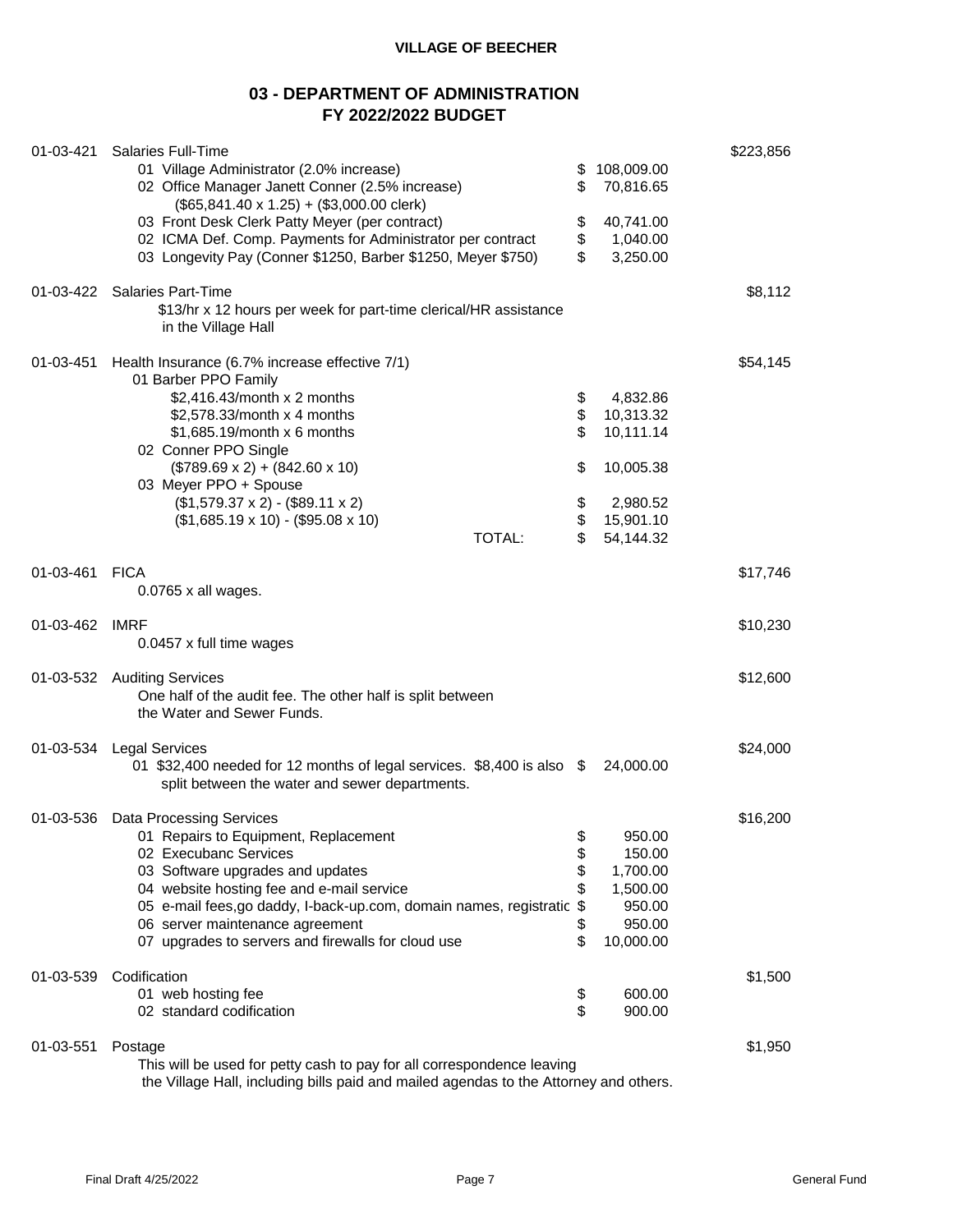**VILLAGE OF BEECHER**

## 03 - DEPARTMENT OF ADMINISTRATION
## FY 2022/2022 BUDGET

| Account | Description | Detail | Total |
|---|---|---|---|
| 01-03-421 | Salaries Full-Time | | $223,856 |
| | 01 Village Administrator (2.0% increase) | $ 108,009.00 | |
| | 02 Office Manager Janett Conner (2.5% increase) ($65,841.40 x 1.25) + ($3,000.00 clerk) | $ 70,816.65 | |
| | 03 Front Desk Clerk Patty Meyer (per contract) | $ 40,741.00 | |
| | 02 ICMA Def. Comp. Payments for Administrator per contract | $ 1,040.00 | |
| | 03 Longevity Pay (Conner $1250, Barber $1250, Meyer $750) | $ 3,250.00 | |
| 01-03-422 | Salaries Part-Time | | $8,112 |
| | $13/hr x 12 hours per week for part-time clerical/HR assistance in the Village Hall | | |
| 01-03-451 | Health Insurance (6.7% increase effective 7/1) | | $54,145 |
| | 01 Barber PPO Family | | |
| | $2,416.43/month x 2 months | $ 4,832.86 | |
| | $2,578.33/month x 4 months | $ 10,313.32 | |
| | $1,685.19/month x 6 months | $ 10,111.14 | |
| | 02 Conner PPO Single | | |
| | ($789.69 x 2) + (842.60 x 10) | $ 10,005.38 | |
| | 03 Meyer PPO + Spouse | | |
| | ($1,579.37 x 2) - ($89.11 x 2) | $ 2,980.52 | |
| | ($1,685.19 x 10) - ($95.08 x 10) | $ 15,901.10 | |
| | TOTAL: | $ 54,144.32 | |
| 01-03-461 | FICA | | $17,746 |
| | 0.0765 x all wages. | | |
| 01-03-462 | IMRF | | $10,230 |
| | 0.0457 x full time wages | | |
| 01-03-532 | Auditing Services | | $12,600 |
| | One half of the audit fee. The other half is split between the Water and Sewer Funds. | | |
| 01-03-534 | Legal Services | | $24,000 |
| | 01 $32,400 needed for 12 months of legal services. $8,400 is also split between the water and sewer departments. | $ 24,000.00 | |
| 01-03-536 | Data Processing Services | | $16,200 |
| | 01 Repairs to Equipment, Replacement | $ 950.00 | |
| | 02 Execubanc Services | $ 150.00 | |
| | 03 Software upgrades and updates | $ 1,700.00 | |
| | 04 website hosting fee and e-mail service | $ 1,500.00 | |
| | 05 e-mail fees,go daddy, I-back-up.com, domain names, registratic | $ 950.00 | |
| | 06 server maintenance agreement | $ 950.00 | |
| | 07 upgrades to servers and firewalls for cloud use | $ 10,000.00 | |
| 01-03-539 | Codification | | $1,500 |
| | 01 web hosting fee | $ 600.00 | |
| | 02 standard codification | $ 900.00 | |
| 01-03-551 | Postage | | $1,950 |
| | This will be used for petty cash to pay for all correspondence leaving the Village Hall, including bills paid and mailed agendas to the Attorney and others. | | |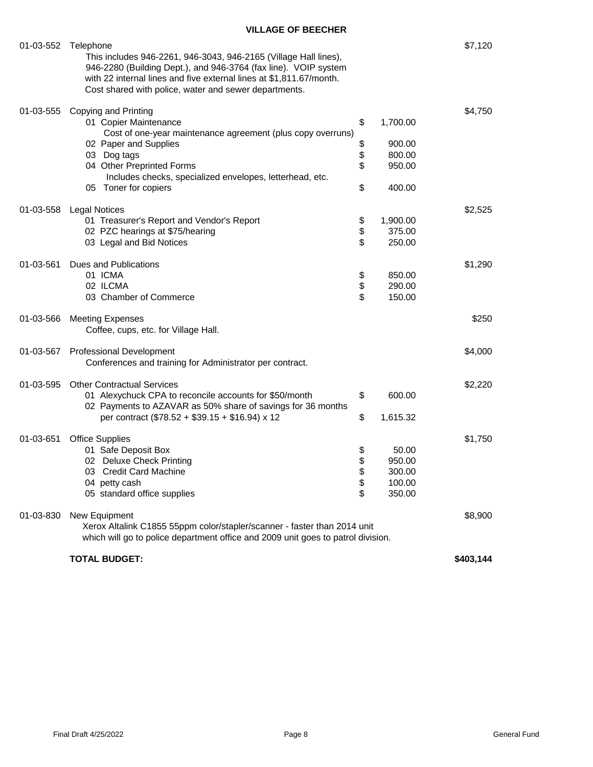**VILLAGE OF BEECHER**

| Account | Description | Detail | Amount |
|---|---|---|---|
| 01-03-552 | Telephone<br>This includes 946-2261, 946-3043, 946-2165 (Village Hall lines), 946-2280 (Building Dept.), and 946-3764 (fax line). VOIP system with 22 internal lines and five external lines at $1,811.67/month. Cost shared with police, water and sewer departments. | | $7,120 |
| 01-03-555 | Copying and Printing | | $4,750 |
| | 01 Copier Maintenance<br>Cost of one-year maintenance agreement (plus copy overruns) | $ 1,700.00 | |
| | 02 Paper and Supplies | $ 900.00 | |
| | 03 Dog tags | $ 800.00 | |
| | 04 Other Preprinted Forms<br>Includes checks, specialized envelopes, letterhead, etc. | $ 950.00 | |
| | 05 Toner for copiers | $ 400.00 | |
| 01-03-558 | Legal Notices | | $2,525 |
| | 01 Treasurer's Report and Vendor's Report | $ 1,900.00 | |
| | 02 PZC hearings at $75/hearing | $ 375.00 | |
| | 03 Legal and Bid Notices | $ 250.00 | |
| 01-03-561 | Dues and Publications | | $1,290 |
| | 01 ICMA | $ 850.00 | |
| | 02 ILCMA | $ 290.00 | |
| | 03 Chamber of Commerce | $ 150.00 | |
| 01-03-566 | Meeting Expenses<br>Coffee, cups, etc. for Village Hall. | | $250 |
| 01-03-567 | Professional Development<br>Conferences and training for Administrator per contract. | | $4,000 |
| 01-03-595 | Other Contractual Services | | $2,220 |
| | 01 Alexychuck CPA to reconcile accounts for $50/month | $ 600.00 | |
| | 02 Payments to AZAVAR as 50% share of savings for 36 months per contract ($78.52 + $39.15 + $16.94) x 12 | $ 1,615.32 | |
| 01-03-651 | Office Supplies | | $1,750 |
| | 01 Safe Deposit Box | $ 50.00 | |
| | 02 Deluxe Check Printing | $ 950.00 | |
| | 03 Credit Card Machine | $ 300.00 | |
| | 04 petty cash | $ 100.00 | |
| | 05 standard office supplies | $ 350.00 | |
| 01-03-830 | New Equipment<br>Xerox Altalink C1855 55ppm color/stapler/scanner - faster than 2014 unit which will go to police department office and 2009 unit goes to patrol division. | | $8,900 |
| | **TOTAL BUDGET:** | | **$403,144** |

Final Draft 4/25/2022 — General Fund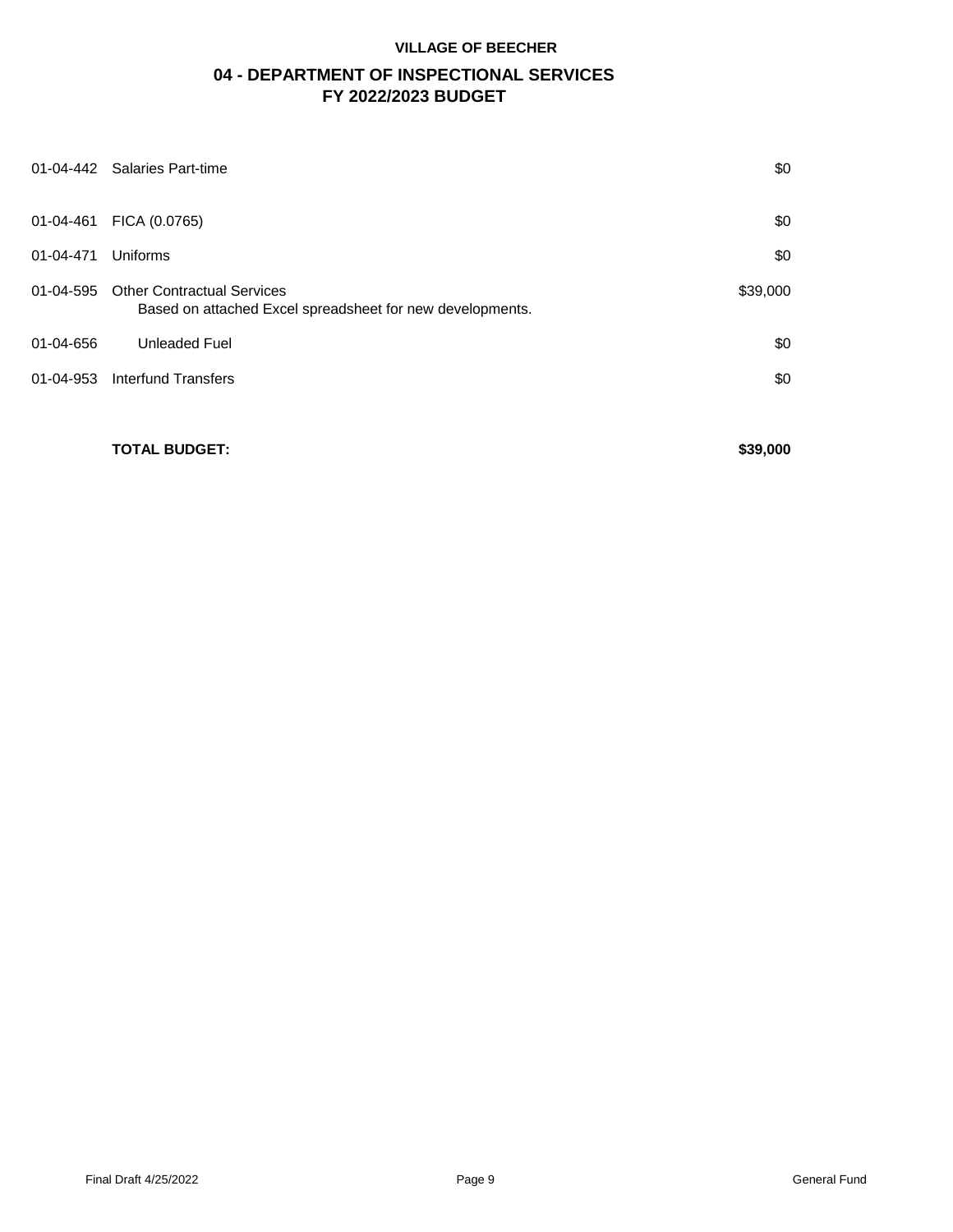**VILLAGE OF BEECHER**

## 04 - DEPARTMENT OF INSPECTIONAL SERVICES
## FY 2022/2023 BUDGET

| Account | Description | Amount |
|---|---|---|
| 01-04-442 | Salaries Part-time | $0 |
| 01-04-461 | FICA (0.0765) | $0 |
| 01-04-471 | Uniforms | $0 |
| 01-04-595 | Other Contractual Services<br>Based on attached Excel spreadsheet for new developments. | $39,000 |
| 01-04-656 | Unleaded Fuel | $0 |
| 01-04-953 | Interfund Transfers | $0 |
| | **TOTAL BUDGET:** | **$39,000** |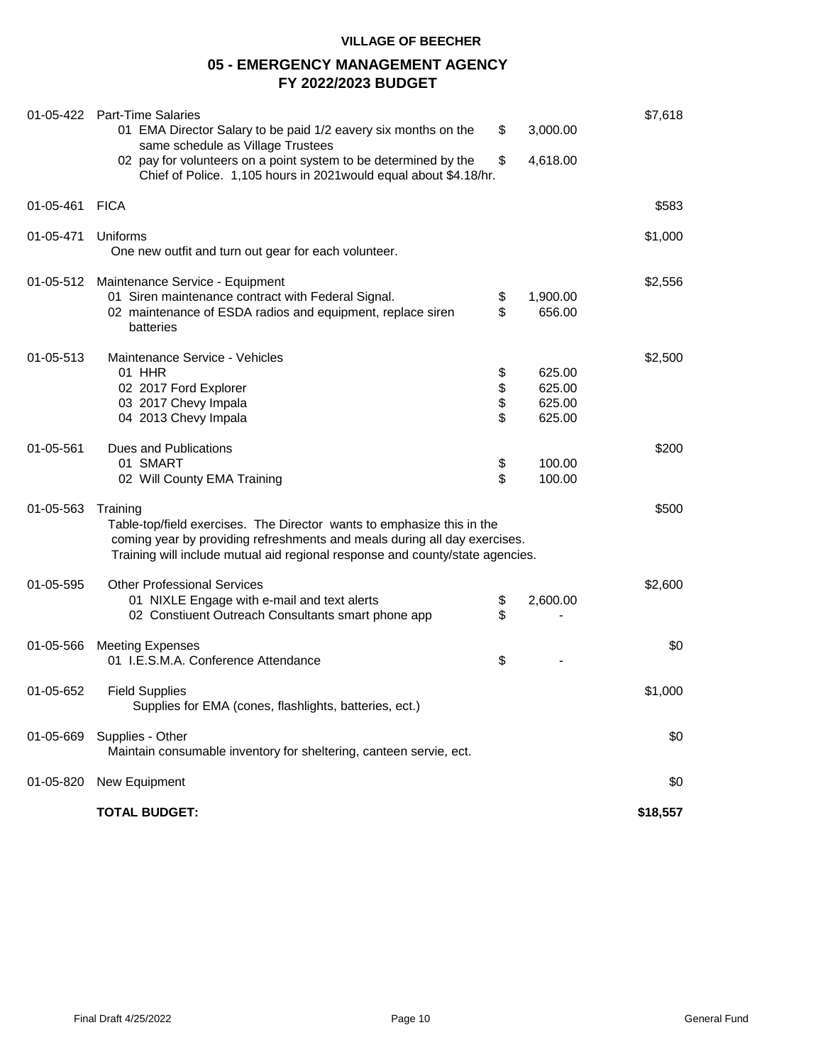**VILLAGE OF BEECHER**

## 05 - EMERGENCY MANAGEMENT AGENCY
## FY 2022/2023 BUDGET

| Account | Description | | Amount | Total |
|---|---|---|---|---|
| 01-05-422 | Part-Time Salaries | | | $7,618 |
| | 01 EMA Director Salary to be paid 1/2 eavery six months on the same schedule as Village Trustees | $ | 3,000.00 | |
| | 02 pay for volunteers on a point system to be determined by the Chief of Police. 1,105 hours in 2021would equal about $4.18/hr. | $ | 4,618.00 | |
| 01-05-461 | FICA | | | $583 |
| 01-05-471 | Uniforms | | | $1,000 |
| | One new outfit and turn out gear for each volunteer. | | | |
| 01-05-512 | Maintenance Service - Equipment | | | $2,556 |
| | 01 Siren maintenance contract with Federal Signal. | $ | 1,900.00 | |
| | 02 maintenance of ESDA radios and equipment, replace siren batteries | $ | 656.00 | |
| 01-05-513 | Maintenance Service - Vehicles | | | $2,500 |
| | 01 HHR | $ | 625.00 | |
| | 02 2017 Ford Explorer | $ | 625.00 | |
| | 03 2017 Chevy Impala | $ | 625.00 | |
| | 04 2013 Chevy Impala | $ | 625.00 | |
| 01-05-561 | Dues and Publications | | | $200 |
| | 01 SMART | $ | 100.00 | |
| | 02 Will County EMA Training | $ | 100.00 | |
| 01-05-563 | Training | | | $500 |
| | Table-top/field exercises. The Director wants to emphasize this in the coming year by providing refreshments and meals during all day exercises. Training will include mutual aid regional response and county/state agencies. | | | |
| 01-05-595 | Other Professional Services | | | $2,600 |
| | 01 NIXLE Engage with e-mail and text alerts | $ | 2,600.00 | |
| | 02 Constiuent Outreach Consultants smart phone app | $ | - | |
| 01-05-566 | Meeting Expenses | | | $0 |
| | 01 I.E.S.M.A. Conference Attendance | $ | - | |
| 01-05-652 | Field Supplies | | | $1,000 |
| | Supplies for EMA (cones, flashlights, batteries, ect.) | | | |
| 01-05-669 | Supplies - Other | | | $0 |
| | Maintain consumable inventory for sheltering, canteen servie, ect. | | | |
| 01-05-820 | New Equipment | | | $0 |
| | **TOTAL BUDGET:** | | | **$18,557** |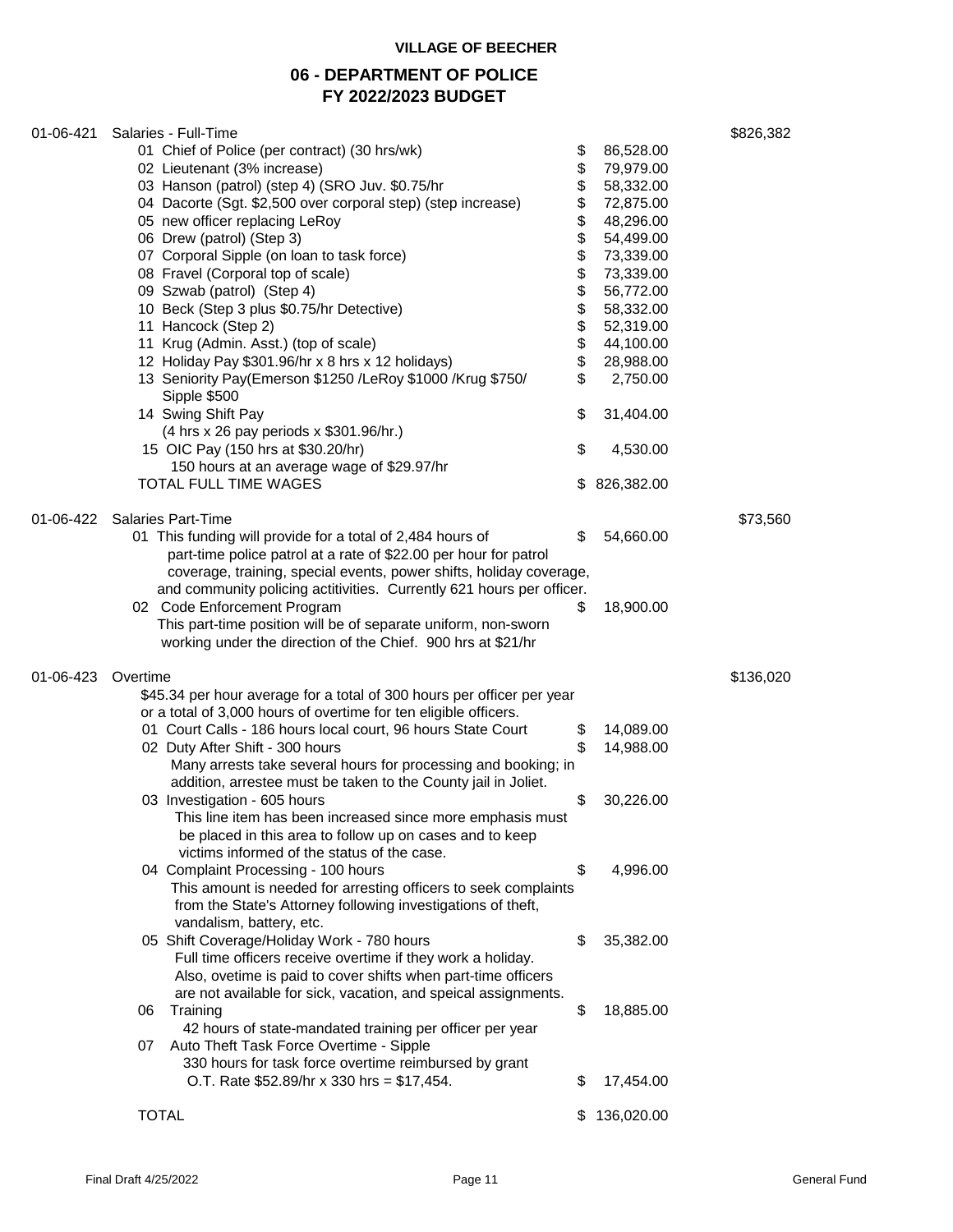**VILLAGE OF BEECHER**

## 06 - DEPARTMENT OF POLICE
## FY 2022/2023 BUDGET

| Account | Description | | Amount | Total |
|---|---|---|---|---|
| 01-06-421 | Salaries - Full-Time | | | $826,382 |
| | 01 Chief of Police (per contract) (30 hrs/wk) | $ | 86,528.00 | |
| | 02 Lieutenant (3% increase) | $ | 79,979.00 | |
| | 03 Hanson (patrol) (step 4) (SRO Juv. $0.75/hr | $ | 58,332.00 | |
| | 04 Dacorte (Sgt. $2,500 over corporal step) (step increase) | $ | 72,875.00 | |
| | 05 new officer replacing LeRoy | $ | 48,296.00 | |
| | 06 Drew (patrol) (Step 3) | $ | 54,499.00 | |
| | 07 Corporal Sipple (on loan to task force) | $ | 73,339.00 | |
| | 08 Fravel (Corporal top of scale) | $ | 73,339.00 | |
| | 09 Szwab (patrol) (Step 4) | $ | 56,772.00 | |
| | 10 Beck (Step 3 plus $0.75/hr Detective) | $ | 58,332.00 | |
| | 11 Hancock (Step 2) | $ | 52,319.00 | |
| | 11 Krug (Admin. Asst.) (top of scale) | $ | 44,100.00 | |
| | 12 Holiday Pay $301.96/hr x 8 hrs x 12 holidays) | $ | 28,988.00 | |
| | 13 Seniority Pay(Emerson $1250 /LeRoy $1000 /Krug $750/ Sipple $500 | $ | 2,750.00 | |
| | 14 Swing Shift Pay (4 hrs x 26 pay periods x $301.96/hr.) | $ | 31,404.00 | |
| | 15 OIC Pay (150 hrs at $30.20/hr) 150 hours at an average wage of $29.97/hr | $ | 4,530.00 | |
| | TOTAL FULL TIME WAGES | $ | 826,382.00 | |
| 01-06-422 | Salaries Part-Time | | | $73,560 |
| | 01 This funding will provide for a total of 2,484 hours of part-time police patrol at a rate of $22.00 per hour for patrol coverage, training, special events, power shifts, holiday coverage, and community policing actitivities. Currently 621 hours per officer. | $ | 54,660.00 | |
| | 02 Code Enforcement Program This part-time position will be of separate uniform, non-sworn working under the direction of the Chief. 900 hrs at $21/hr | $ | 18,900.00 | |
| 01-06-423 | Overtime | | | $136,020 |
| | $45.34 per hour average for a total of 300 hours per officer per year or a total of 3,000 hours of overtime for ten eligible officers. | | | |
| | 01 Court Calls - 186 hours local court, 96 hours State Court | $ | 14,089.00 | |
| | 02 Duty After Shift - 300 hours Many arrests take several hours for processing and booking; in addition, arrestee must be taken to the County jail in Joliet. | $ | 14,988.00 | |
| | 03 Investigation - 605 hours This line item has been increased since more emphasis must be placed in this area to follow up on cases and to keep victims informed of the status of the case. | $ | 30,226.00 | |
| | 04 Complaint Processing - 100 hours This amount is needed for arresting officers to seek complaints from the State's Attorney following investigations of theft, vandalism, battery, etc. | $ | 4,996.00 | |
| | 05 Shift Coverage/Holiday Work - 780 hours Full time officers receive overtime if they work a holiday. Also, ovetime is paid to cover shifts when part-time officers are not available for sick, vacation, and speical assignments. | $ | 35,382.00 | |
| | 06 Training 42 hours of state-mandated training per officer per year | $ | 18,885.00 | |
| | 07 Auto Theft Task Force Overtime - Sipple 330 hours for task force overtime reimbursed by grant O.T. Rate $52.89/hr x 330 hrs = $17,454. | $ | 17,454.00 | |
| | TOTAL | $ | 136,020.00 | |

Final Draft 4/25/2022 — General Fund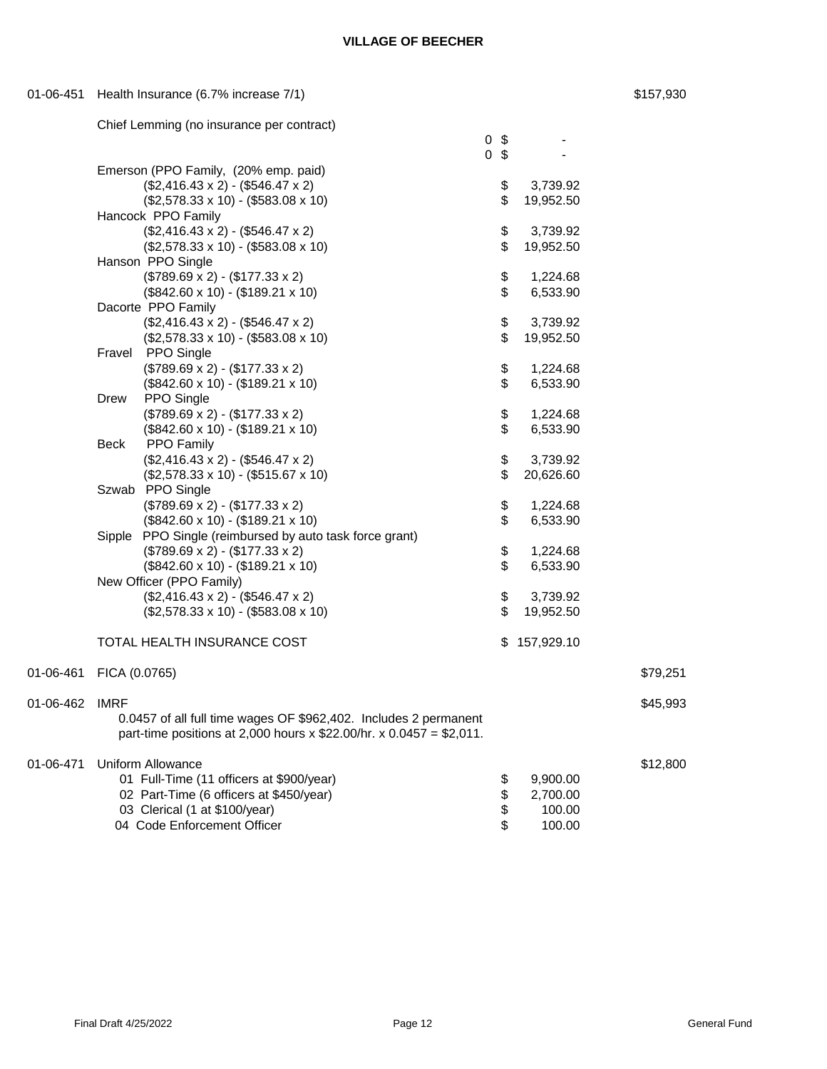**VILLAGE OF BEECHER**

| Account | Description | | Amount | Total |
|---|---|---|---|---|
| 01-06-451 | Health Insurance (6.7% increase 7/1) | | | $157,930 |
| | Chief Lemming (no insurance per contract) | | | |
| | | 0 | $ - | |
| | | 0 | $ - | |
| | Emerson (PPO Family, (20% emp. paid) | | | |
| | ($2,416.43 x 2) - ($546.47 x 2) | | $ 3,739.92 | |
| | ($2,578.33 x 10) - ($583.08 x 10) | | $ 19,952.50 | |
| | Hancock PPO Family | | | |
| | ($2,416.43 x 2) - ($546.47 x 2) | | $ 3,739.92 | |
| | ($2,578.33 x 10) - ($583.08 x 10) | | $ 19,952.50 | |
| | Hanson PPO Single | | | |
| | ($789.69 x 2) - ($177.33 x 2) | | $ 1,224.68 | |
| | ($842.60 x 10) - ($189.21 x 10) | | $ 6,533.90 | |
| | Dacorte PPO Family | | | |
| | ($2,416.43 x 2) - ($546.47 x 2) | | $ 3,739.92 | |
| | ($2,578.33 x 10) - ($583.08 x 10) | | $ 19,952.50 | |
| | Fravel PPO Single | | | |
| | ($789.69 x 2) - ($177.33 x 2) | | $ 1,224.68 | |
| | ($842.60 x 10) - ($189.21 x 10) | | $ 6,533.90 | |
| | Drew PPO Single | | | |
| | ($789.69 x 2) - ($177.33 x 2) | | $ 1,224.68 | |
| | ($842.60 x 10) - ($189.21 x 10) | | $ 6,533.90 | |
| | Beck PPO Family | | | |
| | ($2,416.43 x 2) - ($546.47 x 2) | | $ 3,739.92 | |
| | ($2,578.33 x 10) - ($515.67 x 10) | | $ 20,626.60 | |
| | Szwab PPO Single | | | |
| | ($789.69 x 2) - ($177.33 x 2) | | $ 1,224.68 | |
| | ($842.60 x 10) - ($189.21 x 10) | | $ 6,533.90 | |
| | Sipple PPO Single (reimbursed by auto task force grant) | | | |
| | ($789.69 x 2) - ($177.33 x 2) | | $ 1,224.68 | |
| | ($842.60 x 10) - ($189.21 x 10) | | $ 6,533.90 | |
| | New Officer (PPO Family) | | | |
| | ($2,416.43 x 2) - ($546.47 x 2) | | $ 3,739.92 | |
| | ($2,578.33 x 10) - ($583.08 x 10) | | $ 19,952.50 | |
| | TOTAL HEALTH INSURANCE COST | | $ 157,929.10 | |
| 01-06-461 | FICA (0.0765) | | | $79,251 |
| 01-06-462 | IMRF<br>0.0457 of all full time wages OF $962,402. Includes 2 permanent part-time positions at 2,000 hours x $22.00/hr. x 0.0457 = $2,011. | | | $45,993 |
| 01-06-471 | Uniform Allowance | | | $12,800 |
| | 01 Full-Time (11 officers at $900/year) | | $ 9,900.00 | |
| | 02 Part-Time (6 officers at $450/year) | | $ 2,700.00 | |
| | 03 Clerical (1 at $100/year) | | $ 100.00 | |
| | 04 Code Enforcement Officer | | $ 100.00 | |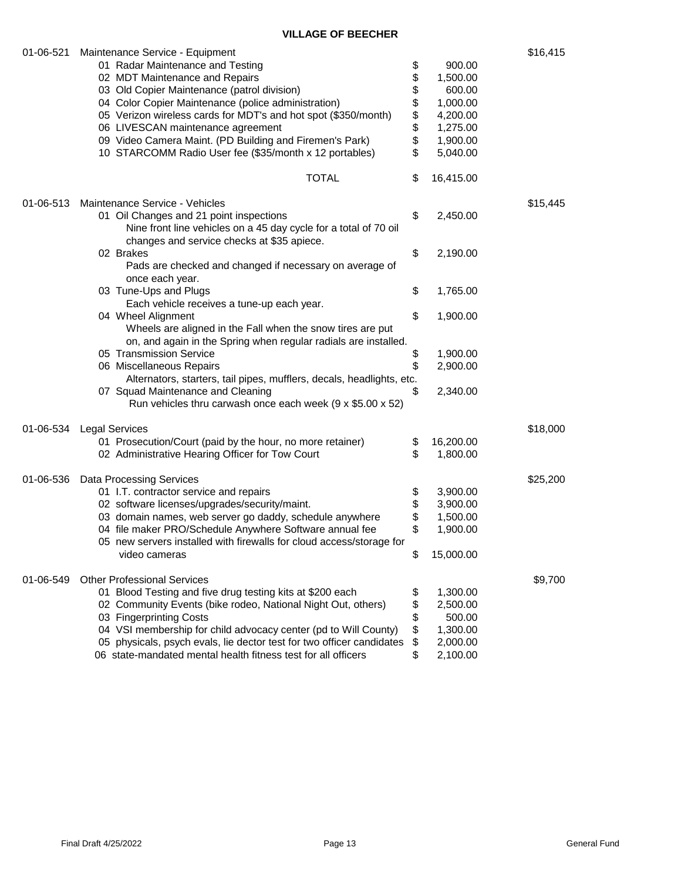**VILLAGE OF BEECHER**

| Account | Description | | Amount | Total |
|---|---|---|---|---|
| 01-06-521 | Maintenance Service - Equipment | | | $16,415 |
| | 01 Radar Maintenance and Testing | $ | 900.00 | |
| | 02 MDT Maintenance and Repairs | $ | 1,500.00 | |
| | 03 Old Copier Maintenance (patrol division) | $ | 600.00 | |
| | 04 Color Copier Maintenance (police administration) | $ | 1,000.00 | |
| | 05 Verizon wireless cards for MDT's and hot spot ($350/month) | $ | 4,200.00 | |
| | 06 LIVESCAN maintenance agreement | $ | 1,275.00 | |
| | 09 Video Camera Maint. (PD Building and Firemen's Park) | $ | 1,900.00 | |
| | 10 STARCOMM Radio User fee ($35/month x 12 portables) | $ | 5,040.00 | |
| | TOTAL | $ | 16,415.00 | |
| 01-06-513 | Maintenance Service - Vehicles | | | $15,445 |
| | 01 Oil Changes and 21 point inspections<br>Nine front line vehicles on a 45 day cycle for a total of 70 oil changes and service checks at $35 apiece. | $ | 2,450.00 | |
| | 02 Brakes<br>Pads are checked and changed if necessary on average of once each year. | $ | 2,190.00 | |
| | 03 Tune-Ups and Plugs<br>Each vehicle receives a tune-up each year. | $ | 1,765.00 | |
| | 04 Wheel Alignment<br>Wheels are aligned in the Fall when the snow tires are put on, and again in the Spring when regular radials are installed. | $ | 1,900.00 | |
| | 05 Transmission Service | $ | 1,900.00 | |
| | 06 Miscellaneous Repairs<br>Alternators, starters, tail pipes, mufflers, decals, headlights, etc. | $ | 2,900.00 | |
| | 07 Squad Maintenance and Cleaning<br>Run vehicles thru carwash once each week (9 x $5.00 x 52) | $ | 2,340.00 | |
| 01-06-534 | Legal Services | | | $18,000 |
| | 01 Prosecution/Court (paid by the hour, no more retainer) | $ | 16,200.00 | |
| | 02 Administrative Hearing Officer for Tow Court | $ | 1,800.00 | |
| 01-06-536 | Data Processing Services | | | $25,200 |
| | 01 I.T. contractor service and repairs | $ | 3,900.00 | |
| | 02 software licenses/upgrades/security/maint. | $ | 3,900.00 | |
| | 03 domain names, web server go daddy, schedule anywhere | $ | 1,500.00 | |
| | 04 file maker PRO/Schedule Anywhere Software annual fee | $ | 1,900.00 | |
| | 05 new servers installed with firewalls for cloud access/storage for video cameras | $ | 15,000.00 | |
| 01-06-549 | Other Professional Services | | | $9,700 |
| | 01 Blood Testing and five drug testing kits at $200 each | $ | 1,300.00 | |
| | 02 Community Events (bike rodeo, National Night Out, others) | $ | 2,500.00 | |
| | 03 Fingerprinting Costs | $ | 500.00 | |
| | 04 VSI membership for child advocacy center (pd to Will County) | $ | 1,300.00 | |
| | 05 physicals, psych evals, lie dector test for two officer candidates | $ | 2,000.00 | |
| | 06 state-mandated mental health fitness test for all officers | $ | 2,100.00 | |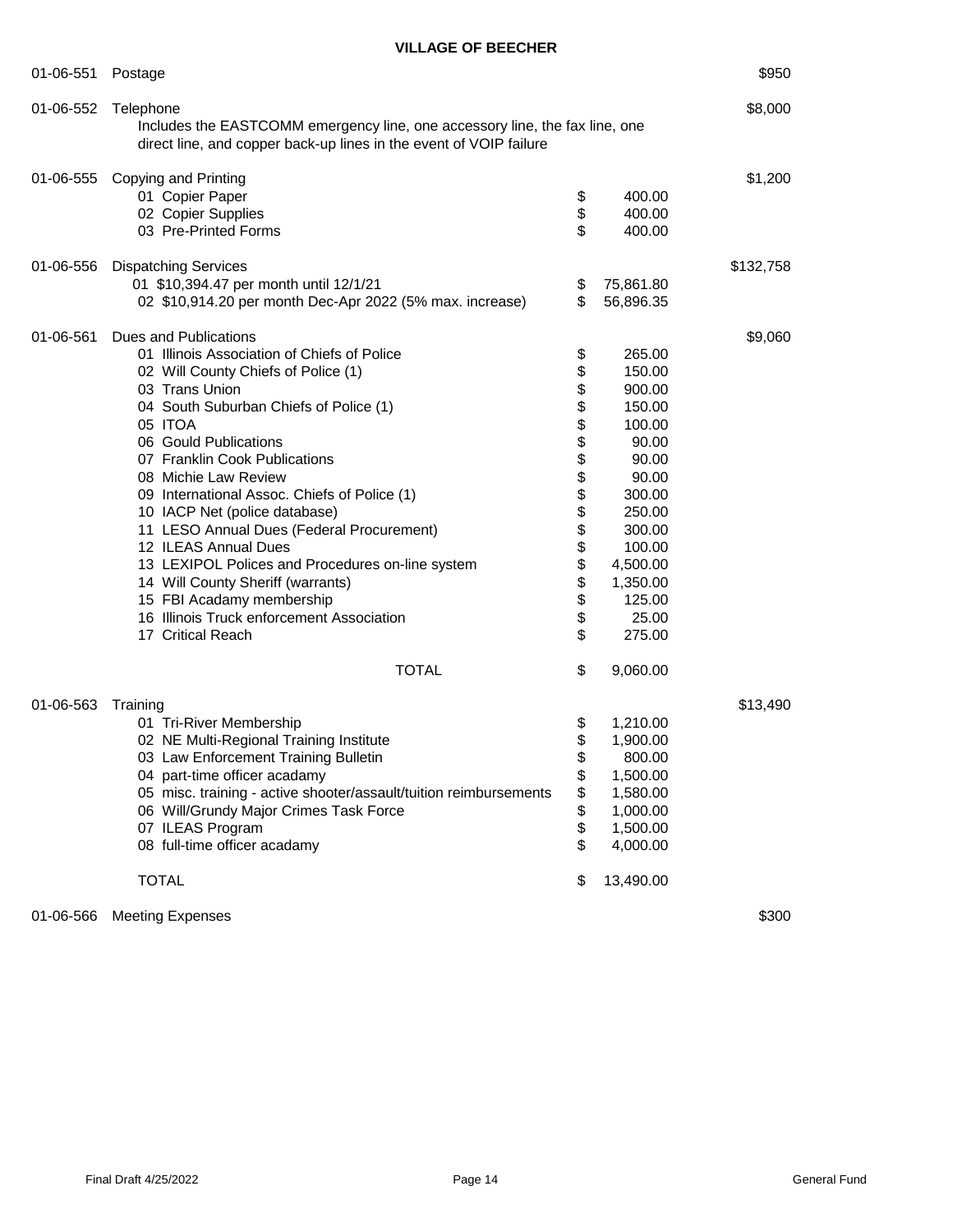**VILLAGE OF BEECHER**

| Account | Description | | Amount | Total |
|---|---|---|---|---|
| 01-06-551 | Postage | | | $950 |
| 01-06-552 | Telephone | | | $8,000 |
| | Includes the EASTCOMM emergency line, one accessory line, the fax line, one direct line, and copper back-up lines in the event of VOIP failure | | | |
| 01-06-555 | Copying and Printing | | | $1,200 |
| | 01 Copier Paper | $ | 400.00 | |
| | 02 Copier Supplies | $ | 400.00 | |
| | 03 Pre-Printed Forms | $ | 400.00 | |
| 01-06-556 | Dispatching Services | | | $132,758 |
| | 01 $10,394.47 per month until 12/1/21 | $ | 75,861.80 | |
| | 02 $10,914.20 per month Dec-Apr 2022 (5% max. increase) | $ | 56,896.35 | |
| 01-06-561 | Dues and Publications | | | $9,060 |
| | 01 Illinois Association of Chiefs of Police | $ | 265.00 | |
| | 02 Will County Chiefs of Police (1) | $ | 150.00 | |
| | 03 Trans Union | $ | 900.00 | |
| | 04 South Suburban Chiefs of Police (1) | $ | 150.00 | |
| | 05 ITOA | $ | 100.00 | |
| | 06 Gould Publications | $ | 90.00 | |
| | 07 Franklin Cook Publications | $ | 90.00 | |
| | 08 Michie Law Review | $ | 90.00 | |
| | 09 International Assoc. Chiefs of Police (1) | $ | 300.00 | |
| | 10 IACP Net (police database) | $ | 250.00 | |
| | 11 LESO Annual Dues (Federal Procurement) | $ | 300.00 | |
| | 12 ILEAS Annual Dues | $ | 100.00 | |
| | 13 LEXIPOL Polices and Procedures on-line system | $ | 4,500.00 | |
| | 14 Will County Sheriff (warrants) | $ | 1,350.00 | |
| | 15 FBI Acadamy membership | $ | 125.00 | |
| | 16 Illinois Truck enforcement Association | $ | 25.00 | |
| | 17 Critical Reach | $ | 275.00 | |
| | TOTAL | $ | 9,060.00 | |
| 01-06-563 | Training | | | $13,490 |
| | 01 Tri-River Membership | $ | 1,210.00 | |
| | 02 NE Multi-Regional Training Institute | $ | 1,900.00 | |
| | 03 Law Enforcement Training Bulletin | $ | 800.00 | |
| | 04 part-time officer acadamy | $ | 1,500.00 | |
| | 05 misc. training - active shooter/assault/tuition reimbursements | $ | 1,580.00 | |
| | 06 Will/Grundy Major Crimes Task Force | $ | 1,000.00 | |
| | 07 ILEAS Program | $ | 1,500.00 | |
| | 08 full-time officer acadamy | $ | 4,000.00 | |
| | TOTAL | $ | 13,490.00 | |
| 01-06-566 | Meeting Expenses | | | $300 |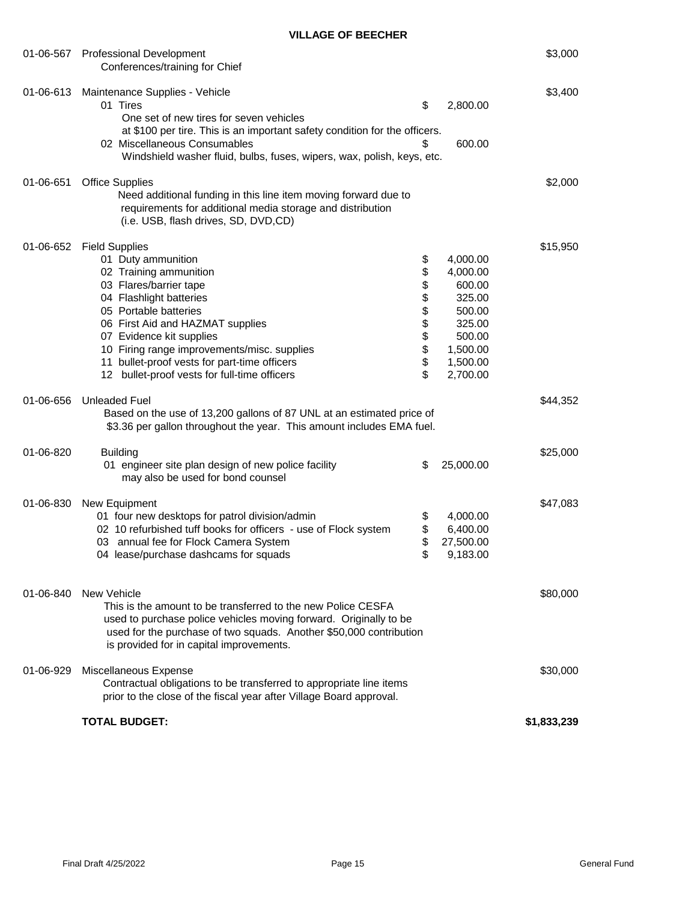**VILLAGE OF BEECHER**

| Account | Description | Detail | Total |
|---|---|---|---|
| 01-06-567 | Professional Development<br>Conferences/training for Chief | | $3,000 |
| 01-06-613 | Maintenance Supplies - Vehicle | | $3,400 |
| | 01 Tires<br>One set of new tires for seven vehicles at $100 per tire. This is an important safety condition for the officers. | $ 2,800.00 | |
| | 02 Miscellaneous Consumables<br>Windshield washer fluid, bulbs, fuses, wipers, wax, polish, keys, etc. | $ 600.00 | |
| 01-06-651 | Office Supplies<br>Need additional funding in this line item moving forward due to requirements for additional media storage and distribution (i.e. USB, flash drives, SD, DVD,CD) | | $2,000 |
| 01-06-652 | Field Supplies | | $15,950 |
| | 01 Duty ammunition | $ 4,000.00 | |
| | 02 Training ammunition | $ 4,000.00 | |
| | 03 Flares/barrier tape | $ 600.00 | |
| | 04 Flashlight batteries | $ 325.00 | |
| | 05 Portable batteries | $ 500.00 | |
| | 06 First Aid and HAZMAT supplies | $ 325.00 | |
| | 07 Evidence kit supplies | $ 500.00 | |
| | 10 Firing range improvements/misc. supplies | $ 1,500.00 | |
| | 11 bullet-proof vests for part-time officers | $ 1,500.00 | |
| | 12 bullet-proof vests for full-time officers | $ 2,700.00 | |
| 01-06-656 | Unleaded Fuel<br>Based on the use of 13,200 gallons of 87 UNL at an estimated price of $3.36 per gallon throughout the year. This amount includes EMA fuel. | | $44,352 |
| 01-06-820 | Building | | $25,000 |
| | 01 engineer site plan design of new police facility<br>may also be used for bond counsel | $ 25,000.00 | |
| 01-06-830 | New Equipment | | $47,083 |
| | 01 four new desktops for patrol division/admin | $ 4,000.00 | |
| | 02 10 refurbished tuff books for officers - use of Flock system | $ 6,400.00 | |
| | 03 annual fee for Flock Camera System | $ 27,500.00 | |
| | 04 lease/purchase dashcams for squads | $ 9,183.00 | |
| 01-06-840 | New Vehicle<br>This is the amount to be transferred to the new Police CESFA used to purchase police vehicles moving forward. Originally to be used for the purchase of two squads. Another $50,000 contribution is provided for in capital improvements. | | $80,000 |
| 01-06-929 | Miscellaneous Expense<br>Contractual obligations to be transferred to appropriate line items prior to the close of the fiscal year after Village Board approval. | | $30,000 |
| | **TOTAL BUDGET:** | | **$1,833,239** |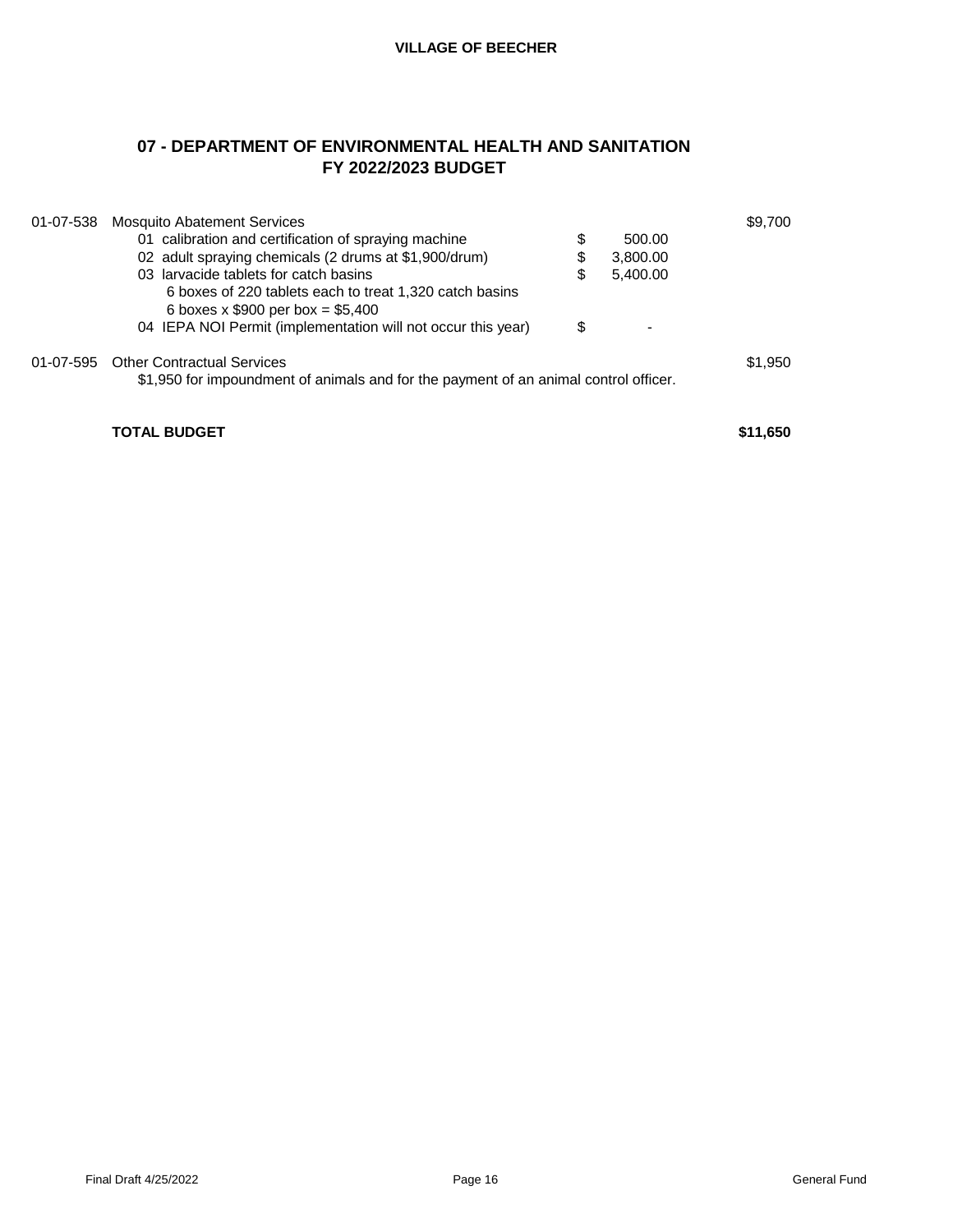## 07 - DEPARTMENT OF ENVIRONMENTAL HEALTH AND SANITATION
## FY 2022/2023 BUDGET

| Account | Description | | Amount | Total |
|---|---|---|---|---|
| 01-07-538 | Mosquito Abatement Services | | | $9,700 |
| | 01 calibration and certification of spraying machine | $ | 500.00 | |
| | 02 adult spraying chemicals (2 drums at $1,900/drum) | $ | 3,800.00 | |
| | 03 larvacide tablets for catch basins | $ | 5,400.00 | |
| | 6 boxes of 220 tablets each to treat 1,320 catch basins | | | |
| | 6 boxes x $900 per box = $5,400 | | | |
| | 04 IEPA NOI Permit (implementation will not occur this year) | $ | - | |
| 01-07-595 | Other Contractual Services | | | $1,950 |
| | $1,950 for impoundment of animals and for the payment of an animal control officer. | | | |
| | **TOTAL BUDGET** | | | **$11,650** |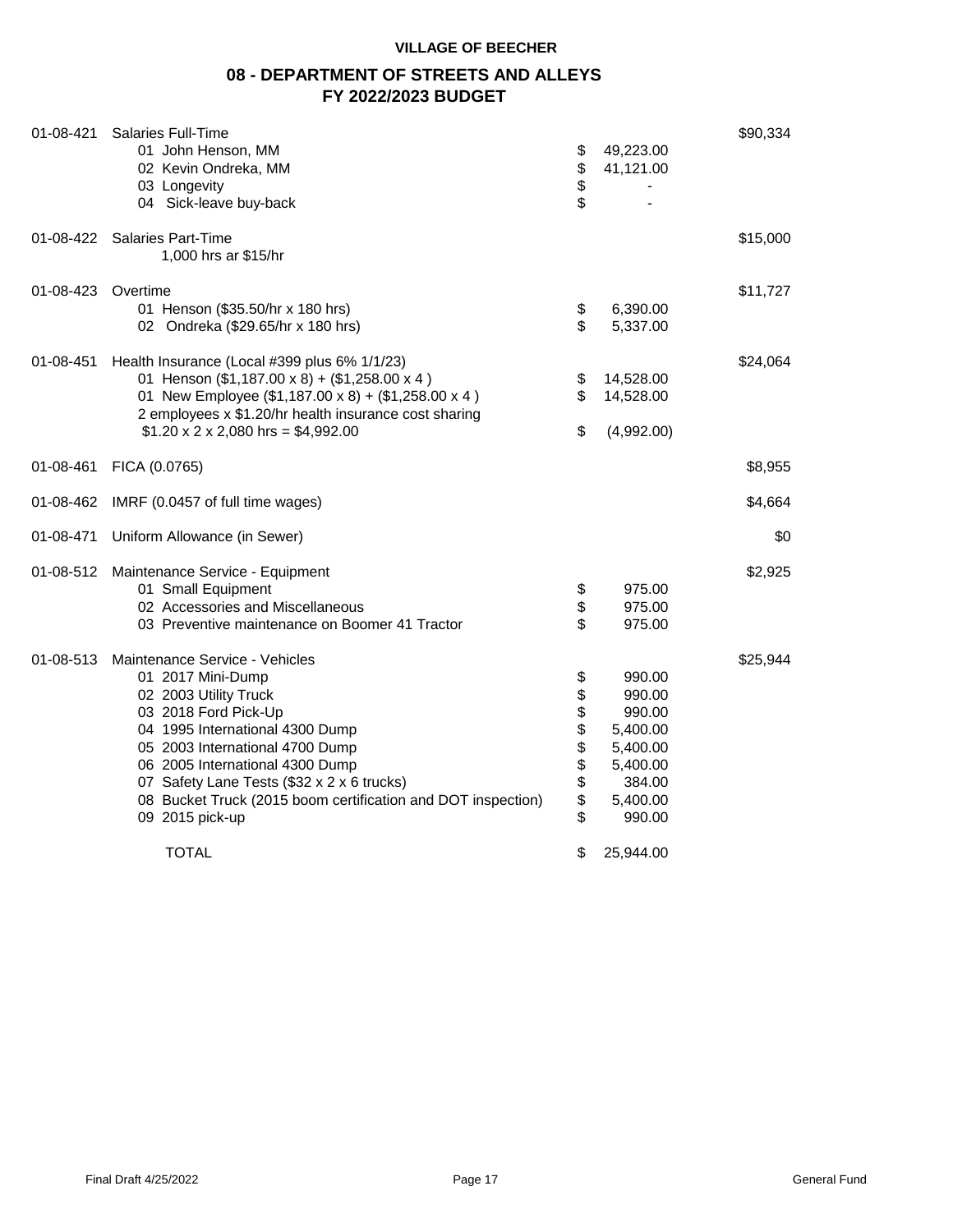**VILLAGE OF BEECHER**

## 08 - DEPARTMENT OF STREETS AND ALLEYS
## FY 2022/2023 BUDGET

| Account | Description | Detail | Total |
|---|---|---|---|
| 01-08-421 | Salaries Full-Time | | $90,334 |
| | 01 John Henson, MM | $ 49,223.00 | |
| | 02 Kevin Ondreka, MM | $ 41,121.00 | |
| | 03 Longevity | $ - | |
| | 04 Sick-leave buy-back | $ - | |
| 01-08-422 | Salaries Part-Time | | $15,000 |
| | 1,000 hrs ar $15/hr | | |
| 01-08-423 | Overtime | | $11,727 |
| | 01 Henson ($35.50/hr x 180 hrs) | $ 6,390.00 | |
| | 02 Ondreka ($29.65/hr x 180 hrs) | $ 5,337.00 | |
| 01-08-451 | Health Insurance (Local #399 plus 6% 1/1/23) | | $24,064 |
| | 01 Henson ($1,187.00 x 8) + ($1,258.00 x 4 ) | $ 14,528.00 | |
| | 01 New Employee ($1,187.00 x 8) + ($1,258.00 x 4 ) | $ 14,528.00 | |
| | 2 employees x $1.20/hr health insurance cost sharing | | |
| | $1.20 x 2 x 2,080 hrs = $4,992.00 | $ (4,992.00) | |
| 01-08-461 | FICA (0.0765) | | $8,955 |
| 01-08-462 | IMRF (0.0457 of full time wages) | | $4,664 |
| 01-08-471 | Uniform Allowance (in Sewer) | | $0 |
| 01-08-512 | Maintenance Service - Equipment | | $2,925 |
| | 01 Small Equipment | $ 975.00 | |
| | 02 Accessories and Miscellaneous | $ 975.00 | |
| | 03 Preventive maintenance on Boomer 41 Tractor | $ 975.00 | |
| 01-08-513 | Maintenance Service - Vehicles | | $25,944 |
| | 01 2017 Mini-Dump | $ 990.00 | |
| | 02 2003 Utility Truck | $ 990.00 | |
| | 03 2018 Ford Pick-Up | $ 990.00 | |
| | 04 1995 International 4300 Dump | $ 5,400.00 | |
| | 05 2003 International 4700 Dump | $ 5,400.00 | |
| | 06 2005 International 4300 Dump | $ 5,400.00 | |
| | 07 Safety Lane Tests ($32 x 2 x 6 trucks) | $ 384.00 | |
| | 08 Bucket Truck (2015 boom certification and DOT inspection) | $ 5,400.00 | |
| | 09 2015 pick-up | $ 990.00 | |
| | TOTAL | $ 25,944.00 | |

Final Draft 4/25/2022 General Fund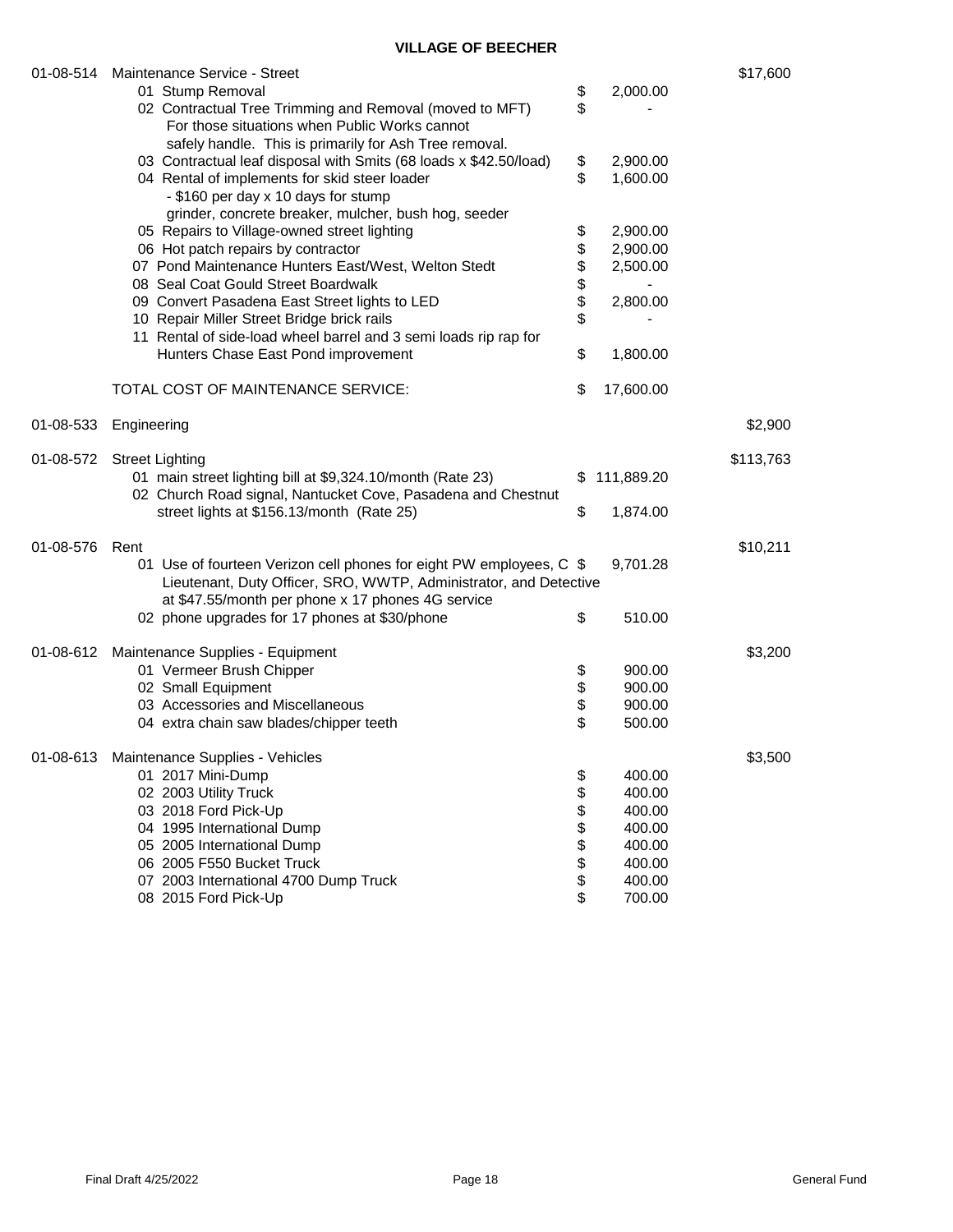**VILLAGE OF BEECHER**

| Account | Description | Amount | Total |
|---|---|---|---|
| 01-08-514 | Maintenance Service - Street | | $17,600 |
| | 01 Stump Removal | $ 2,000.00 | |
| | 02 Contractual Tree Trimming and Removal (moved to MFT) For those situations when Public Works cannot safely handle. This is primarily for Ash Tree removal. | $ - | |
| | 03 Contractual leaf disposal with Smits (68 loads x $42.50/load) | $ 2,900.00 | |
| | 04 Rental of implements for skid steer loader - $160 per day x 10 days for stump grinder, concrete breaker, mulcher, bush hog, seeder | $ 1,600.00 | |
| | 05 Repairs to Village-owned street lighting | $ 2,900.00 | |
| | 06 Hot patch repairs by contractor | $ 2,900.00 | |
| | 07 Pond Maintenance Hunters East/West, Welton Stedt | $ 2,500.00 | |
| | 08 Seal Coat Gould Street Boardwalk | $ - | |
| | 09 Convert Pasadena East Street lights to LED | $ 2,800.00 | |
| | 10 Repair Miller Street Bridge brick rails | $ - | |
| | 11 Rental of side-load wheel barrel and 3 semi loads rip rap for Hunters Chase East Pond improvement | $ 1,800.00 | |
| | TOTAL COST OF MAINTENANCE SERVICE: | $ 17,600.00 | |
| 01-08-533 | Engineering | | $2,900 |
| 01-08-572 | Street Lighting | | $113,763 |
| | 01 main street lighting bill at $9,324.10/month (Rate 23) | $ 111,889.20 | |
| | 02 Church Road signal, Nantucket Cove, Pasadena and Chestnut street lights at $156.13/month (Rate 25) | $ 1,874.00 | |
| 01-08-576 | Rent | | $10,211 |
| | 01 Use of fourteen Verizon cell phones for eight PW employees, C Lieutenant, Duty Officer, SRO, WWTP, Administrator, and Detective at $47.55/month per phone x 17 phones 4G service | $ 9,701.28 | |
| | 02 phone upgrades for 17 phones at $30/phone | $ 510.00 | |
| 01-08-612 | Maintenance Supplies - Equipment | | $3,200 |
| | 01 Vermeer Brush Chipper | $ 900.00 | |
| | 02 Small Equipment | $ 900.00 | |
| | 03 Accessories and Miscellaneous | $ 900.00 | |
| | 04 extra chain saw blades/chipper teeth | $ 500.00 | |
| 01-08-613 | Maintenance Supplies - Vehicles | | $3,500 |
| | 01 2017 Mini-Dump | $ 400.00 | |
| | 02 2003 Utility Truck | $ 400.00 | |
| | 03 2018 Ford Pick-Up | $ 400.00 | |
| | 04 1995 International Dump | $ 400.00 | |
| | 05 2005 International Dump | $ 400.00 | |
| | 06 2005 F550 Bucket Truck | $ 400.00 | |
| | 07 2003 International 4700 Dump Truck | $ 400.00 | |
| | 08 2015 Ford Pick-Up | $ 700.00 | |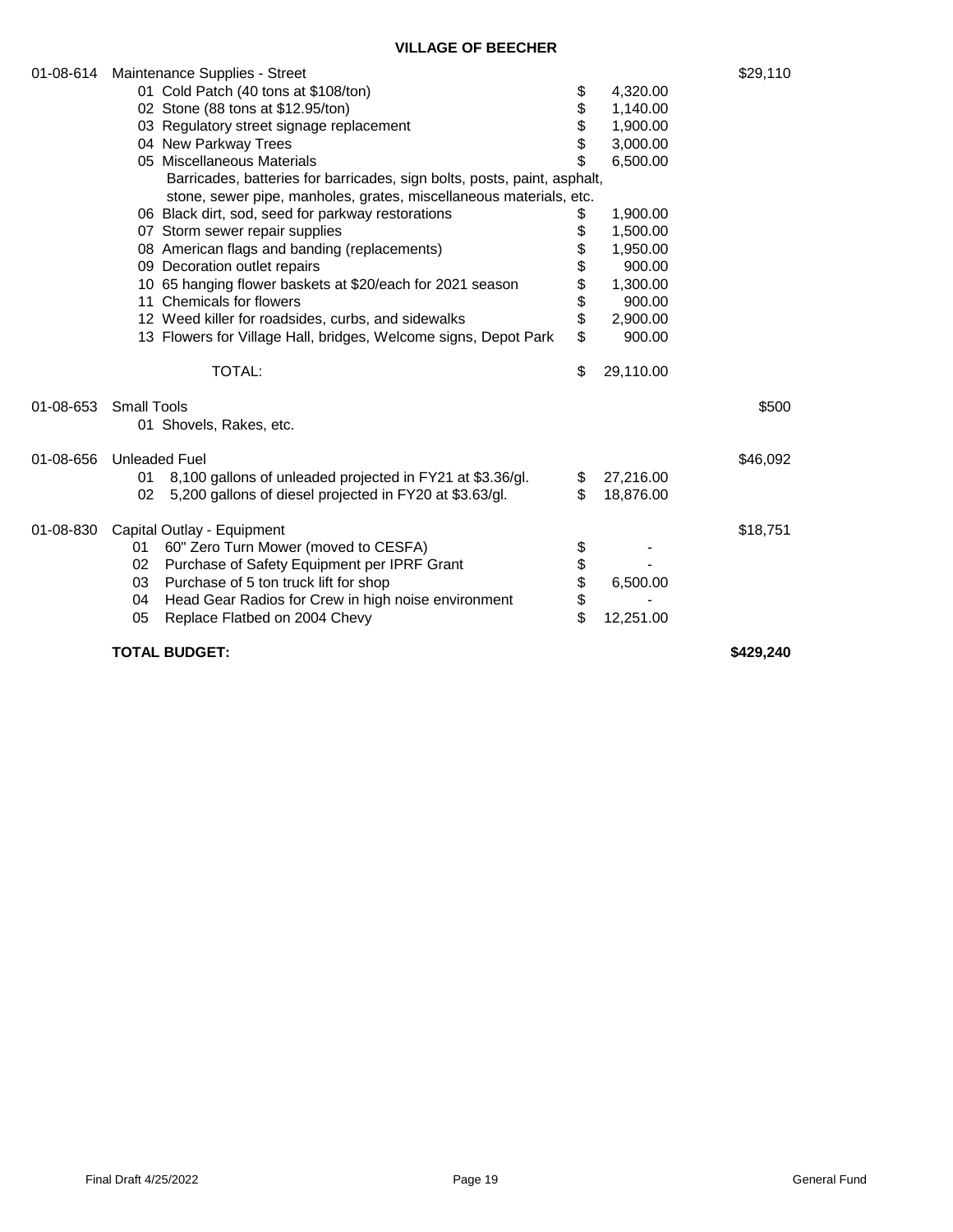**VILLAGE OF BEECHER**

| Account | Description | | Amount | Total |
|---|---|---|---|---|
| 01-08-614 | Maintenance Supplies - Street | | | $29,110 |
| | 01 Cold Patch (40 tons at $108/ton) | $ | 4,320.00 | |
| | 02 Stone (88 tons at $12.95/ton) | $ | 1,140.00 | |
| | 03 Regulatory street signage replacement | $ | 1,900.00 | |
| | 04 New Parkway Trees | $ | 3,000.00 | |
| | 05 Miscellaneous Materials<br>Barricades, batteries for barricades, sign bolts, posts, paint, asphalt, stone, sewer pipe, manholes, grates, miscellaneous materials, etc. | $ | 6,500.00 | |
| | 06 Black dirt, sod, seed for parkway restorations | $ | 1,900.00 | |
| | 07 Storm sewer repair supplies | $ | 1,500.00 | |
| | 08 American flags and banding (replacements) | $ | 1,950.00 | |
| | 09 Decoration outlet repairs | $ | 900.00 | |
| | 10 65 hanging flower baskets at $20/each for 2021 season | $ | 1,300.00 | |
| | 11 Chemicals for flowers | $ | 900.00 | |
| | 12 Weed killer for roadsides, curbs, and sidewalks | $ | 2,900.00 | |
| | 13 Flowers for Village Hall, bridges, Welcome signs, Depot Park | $ | 900.00 | |
| | TOTAL: | $ | 29,110.00 | |
| 01-08-653 | Small Tools | | | $500 |
| | 01 Shovels, Rakes, etc. | | | |
| 01-08-656 | Unleaded Fuel | | | $46,092 |
| | 01 8,100 gallons of unleaded projected in FY21 at $3.36/gl. | $ | 27,216.00 | |
| | 02 5,200 gallons of diesel projected in FY20 at $3.63/gl. | $ | 18,876.00 | |
| 01-08-830 | Capital Outlay - Equipment | | | $18,751 |
| | 01 60" Zero Turn Mower (moved to CESFA) | $ | - | |
| | 02 Purchase of Safety Equipment per IPRF Grant | $ | - | |
| | 03 Purchase of 5 ton truck lift for shop | $ | 6,500.00 | |
| | 04 Head Gear Radios for Crew in high noise environment | $ | - | |
| | 05 Replace Flatbed on 2004 Chevy | $ | 12,251.00 | |
| | **TOTAL BUDGET:** | | | **$429,240** |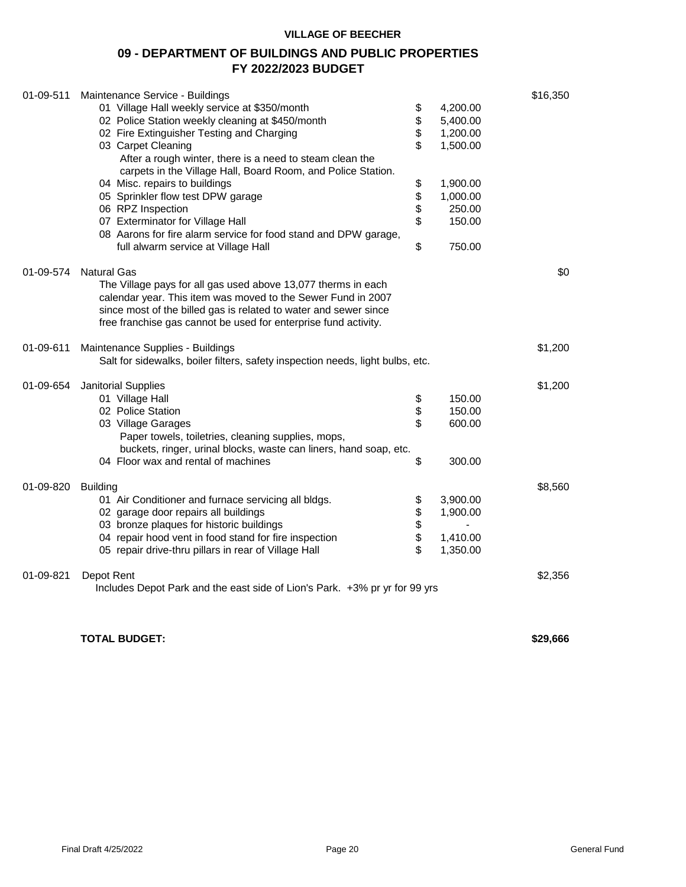**VILLAGE OF BEECHER**

## 09 - DEPARTMENT OF BUILDINGS AND PUBLIC PROPERTIES
## FY 2022/2023 BUDGET

| Account | Description | | Amount | Total |
|---|---|---|---|---|
| 01-09-511 | Maintenance Service - Buildings | | | $16,350 |
| | 01 Village Hall weekly service at $350/month | $ | 4,200.00 | |
| | 02 Police Station weekly cleaning at $450/month | $ | 5,400.00 | |
| | 02 Fire Extinguisher Testing and Charging | $ | 1,200.00 | |
| | 03 Carpet Cleaning | $ | 1,500.00 | |
| | After a rough winter, there is a need to steam clean the carpets in the Village Hall, Board Room, and Police Station. | | | |
| | 04 Misc. repairs to buildings | $ | 1,900.00 | |
| | 05 Sprinkler flow test DPW garage | $ | 1,000.00 | |
| | 06 RPZ Inspection | $ | 250.00 | |
| | 07 Exterminator for Village Hall | $ | 150.00 | |
| | 08 Aarons for fire alarm service for food stand and DPW garage, full alwarm service at Village Hall | $ | 750.00 | |
| 01-09-574 | Natural Gas | | | $0 |
| | The Village pays for all gas used above 13,077 therms in each calendar year. This item was moved to the Sewer Fund in 2007 since most of the billed gas is related to water and sewer since free franchise gas cannot be used for enterprise fund activity. | | | |
| 01-09-611 | Maintenance Supplies - Buildings | | | $1,200 |
| | Salt for sidewalks, boiler filters, safety inspection needs, light bulbs, etc. | | | |
| 01-09-654 | Janitorial Supplies | | | $1,200 |
| | 01 Village Hall | $ | 150.00 | |
| | 02 Police Station | $ | 150.00 | |
| | 03 Village Garages | $ | 600.00 | |
| | Paper towels, toiletries, cleaning supplies, mops, buckets, ringer, urinal blocks, waste can liners, hand soap, etc. | | | |
| | 04 Floor wax and rental of machines | $ | 300.00 | |
| 01-09-820 | Building | | | $8,560 |
| | 01 Air Conditioner and furnace servicing all bldgs. | $ | 3,900.00 | |
| | 02 garage door repairs all buildings | $ | 1,900.00 | |
| | 03 bronze plaques for historic buildings | $ | - | |
| | 04 repair hood vent in food stand for fire inspection | $ | 1,410.00 | |
| | 05 repair drive-thru pillars in rear of Village Hall | $ | 1,350.00 | |
| 01-09-821 | Depot Rent | | | $2,356 |
| | Includes Depot Park and the east side of Lion's Park. +3% pr yr for 99 yrs | | | |
| | **TOTAL BUDGET:** | | | **$29,666** |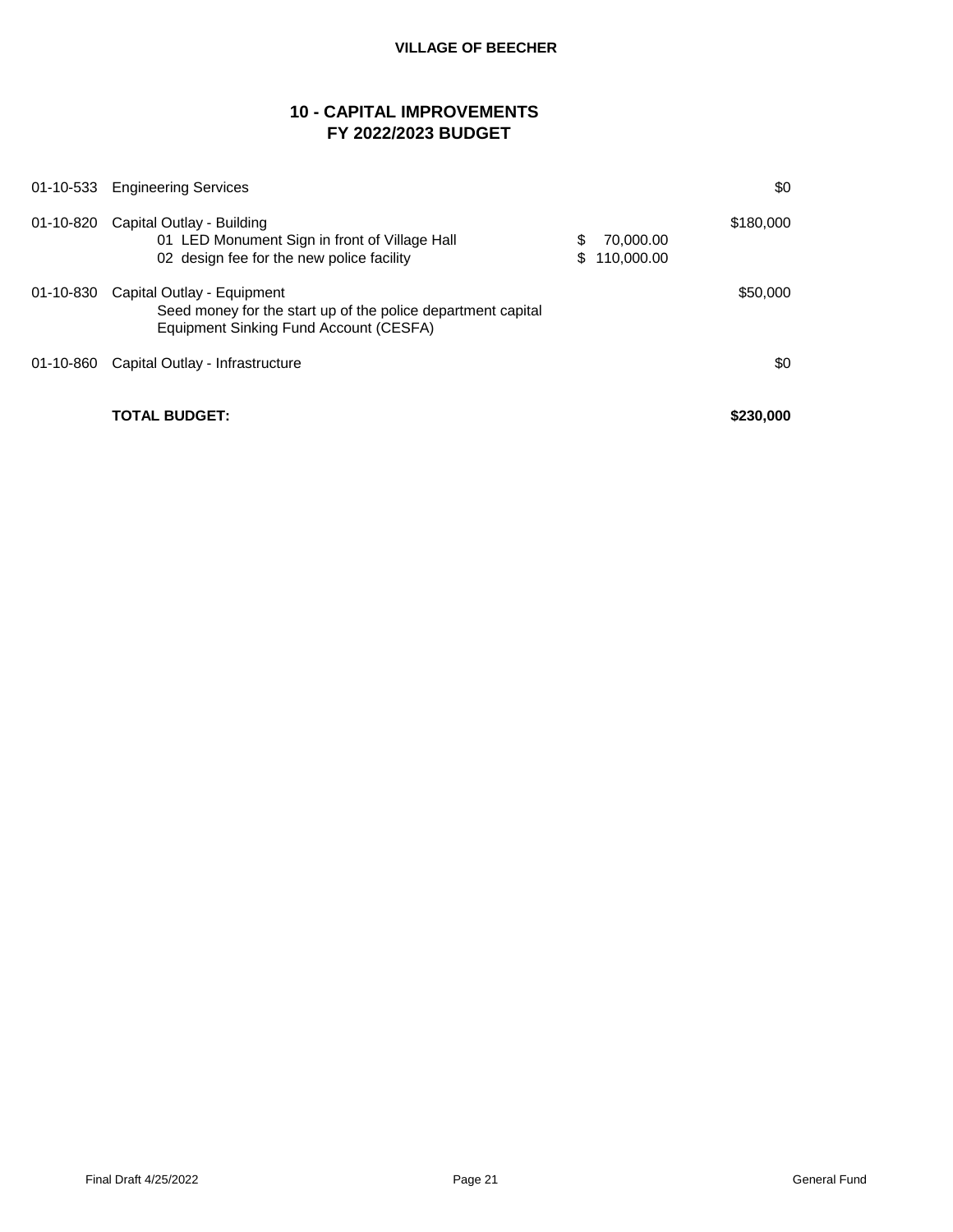**VILLAGE OF BEECHER**

## 10 - CAPITAL IMPROVEMENTS
## FY 2022/2023 BUDGET

| Account | Description | Detail | Amount |
|---|---|---|---|
| 01-10-533 | Engineering Services | | $0 |
| 01-10-820 | Capital Outlay - Building | | $180,000 |
| | 01 LED Monument Sign in front of Village Hall | $ 70,000.00 | |
| | 02 design fee for the new police facility | $ 110,000.00 | |
| 01-10-830 | Capital Outlay - Equipment | | $50,000 |
| | Seed money for the start up of the police department capital Equipment Sinking Fund Account (CESFA) | | |
| 01-10-860 | Capital Outlay - Infrastructure | | $0 |
| | **TOTAL BUDGET:** | | **$230,000** |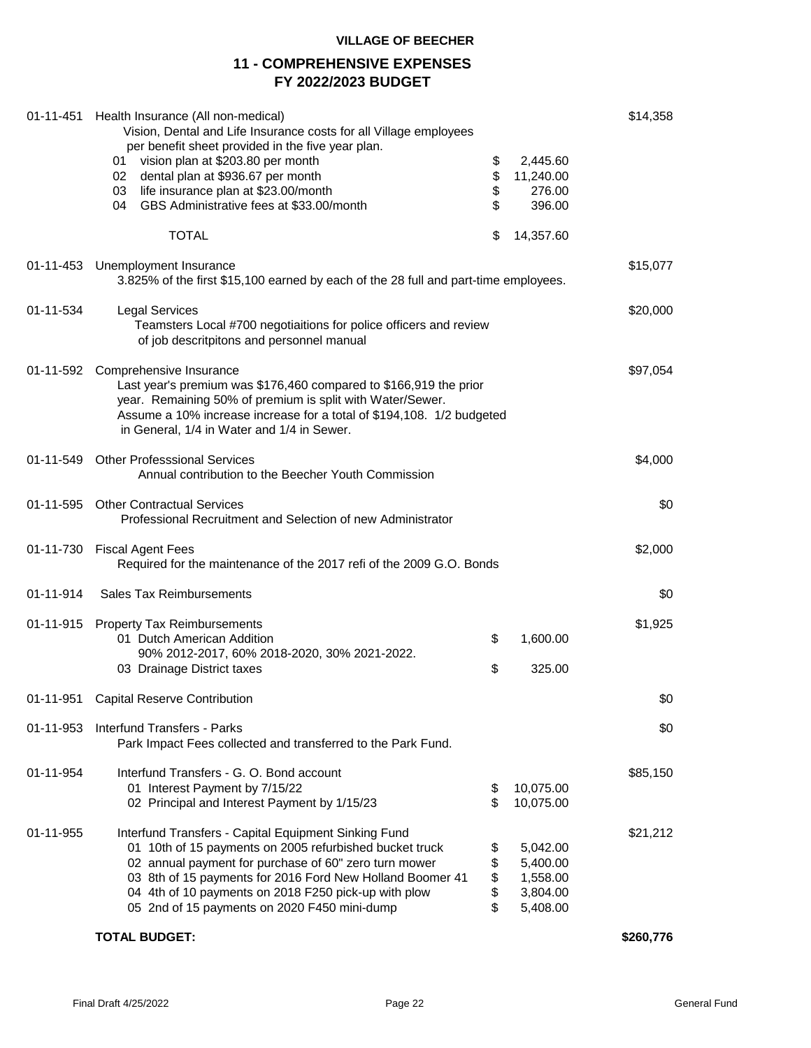**VILLAGE OF BEECHER**

## 11 - COMPREHENSIVE EXPENSES
## FY 2022/2023 BUDGET

| Account | Description | | Detail | Budget |
|---|---|---|---|---|
| 01-11-451 | Health Insurance (All non-medical) | | | $14,358 |
| | Vision, Dental and Life Insurance costs for all Village employees per benefit sheet provided in the five year plan. | | | |
| | 01 vision plan at $203.80 per month | $ | 2,445.60 | |
| | 02 dental plan at $936.67 per month | $ | 11,240.00 | |
| | 03 life insurance plan at $23.00/month | $ | 276.00 | |
| | 04 GBS Administrative fees at $33.00/month | $ | 396.00 | |
| | TOTAL | $ | 14,357.60 | |
| 01-11-453 | Unemployment Insurance | | | $15,077 |
| | 3.825% of the first $15,100 earned by each of the 28 full and part-time employees. | | | |
| 01-11-534 | Legal Services | | | $20,000 |
| | Teamsters Local #700 negotiaitions for police officers and review of job descritpitons and personnel manual | | | |
| 01-11-592 | Comprehensive Insurance | | | $97,054 |
| | Last year's premium was $176,460 compared to $166,919 the prior year. Remaining 50% of premium is split with Water/Sewer. Assume a 10% increase for a total of $194,108. 1/2 budgeted in General, 1/4 in Water and 1/4 in Sewer. | | | |
| 01-11-549 | Other Professsional Services | | | $4,000 |
| | Annual contribution to the Beecher Youth Commission | | | |
| 01-11-595 | Other Contractual Services | | | $0 |
| | Professional Recruitment and Selection of new Administrator | | | |
| 01-11-730 | Fiscal Agent Fees | | | $2,000 |
| | Required for the maintenance of the 2017 refi of the 2009 G.O. Bonds | | | |
| 01-11-914 | Sales Tax Reimbursements | | | $0 |
| 01-11-915 | Property Tax Reimbursements | | | $1,925 |
| | 01 Dutch American Addition | $ | 1,600.00 | |
| | 90% 2012-2017, 60% 2018-2020, 30% 2021-2022. | | | |
| | 03 Drainage District taxes | $ | 325.00 | |
| 01-11-951 | Capital Reserve Contribution | | | $0 |
| 01-11-953 | Interfund Transfers - Parks | | | $0 |
| | Park Impact Fees collected and transferred to the Park Fund. | | | |
| 01-11-954 | Interfund Transfers - G. O. Bond account | | | $85,150 |
| | 01 Interest Payment by 7/15/22 | $ | 10,075.00 | |
| | 02 Principal and Interest Payment by 1/15/23 | $ | 10,075.00 | |
| 01-11-955 | Interfund Transfers - Capital Equipment Sinking Fund | | | $21,212 |
| | 01 10th of 15 payments on 2005 refurbished bucket truck | $ | 5,042.00 | |
| | 02 annual payment for purchase of 60" zero turn mower | $ | 5,400.00 | |
| | 03 8th of 15 payments for 2016 Ford New Holland Boomer 41 | $ | 1,558.00 | |
| | 04 4th of 10 payments on 2018 F250 pick-up with plow | $ | 3,804.00 | |
| | 05 2nd of 15 payments on 2020 F450 mini-dump | $ | 5,408.00 | |
| | **TOTAL BUDGET:** | | | **$260,776** |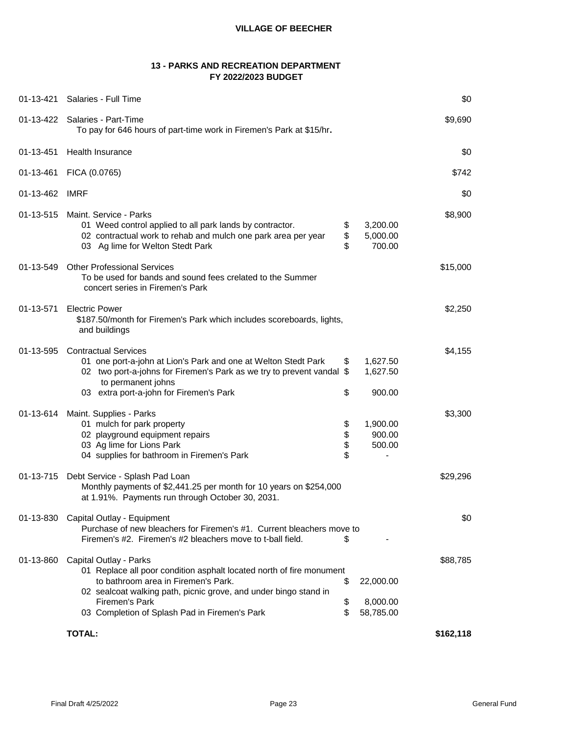**VILLAGE OF BEECHER**

**13 - PARKS AND RECREATION DEPARTMENT**
**FY 2022/2023 BUDGET**

| Account | Description | | Amount | Total |
|---|---|---|---|---|
| 01-13-421 | Salaries - Full Time | | | $0 |
| 01-13-422 | Salaries - Part-Time<br>To pay for 646 hours of part-time work in Firemen's Park at $15/hr**.** | | | $9,690 |
| 01-13-451 | Health Insurance | | | $0 |
| 01-13-461 | FICA (0.0765) | | | $742 |
| 01-13-462 | IMRF | | | $0 |
| 01-13-515 | Maint. Service - Parks | | | $8,900 |
| | 01 Weed control applied to all park lands by contractor. | $ | 3,200.00 | |
| | 02 contractual work to rehab and mulch one park area per year | $ | 5,000.00 | |
| | 03 Ag lime for Welton Stedt Park | $ | 700.00 | |
| 01-13-549 | Other Professional Services<br>To be used for bands and sound fees crelated to the Summer concert series in Firemen's Park | | | $15,000 |
| 01-13-571 | Electric Power<br>$187.50/month for Firemen's Park which includes scoreboards, lights, and buildings | | | $2,250 |
| 01-13-595 | Contractual Services | | | $4,155 |
| | 01 one port-a-john at Lion's Park and one at Welton Stedt Park | $ | 1,627.50 | |
| | 02 two port-a-johns for Firemen's Park as we try to prevent vandal to permanent johns | $ | 1,627.50 | |
| | 03 extra port-a-john for Firemen's Park | $ | 900.00 | |
| 01-13-614 | Maint. Supplies - Parks | | | $3,300 |
| | 01 mulch for park property | $ | 1,900.00 | |
| | 02 playground equipment repairs | $ | 900.00 | |
| | 03 Ag lime for Lions Park | $ | 500.00 | |
| | 04 supplies for bathroom in Firemen's Park | $ | - | |
| 01-13-715 | Debt Service - Splash Pad Loan<br>Monthly payments of $2,441.25 per month for 10 years on $254,000 at 1.91%. Payments run through October 30, 2031. | | | $29,296 |
| 01-13-830 | Capital Outlay - Equipment | | | $0 |
| | Purchase of new bleachers for Firemen's #1. Current bleachers move to Firemen's #2. Firemen's #2 bleachers move to t-ball field. | $ | - | |
| 01-13-860 | Capital Outlay - Parks | | | $88,785 |
| | 01 Replace all poor condition asphalt located north of fire monument to bathroom area in Firemen's Park. | $ | 22,000.00 | |
| | 02 sealcoat walking path, picnic grove, and under bingo stand in Firemen's Park | $ | 8,000.00 | |
| | 03 Completion of Splash Pad in Firemen's Park | $ | 58,785.00 | |
| | **TOTAL:** | | | **$162,118** |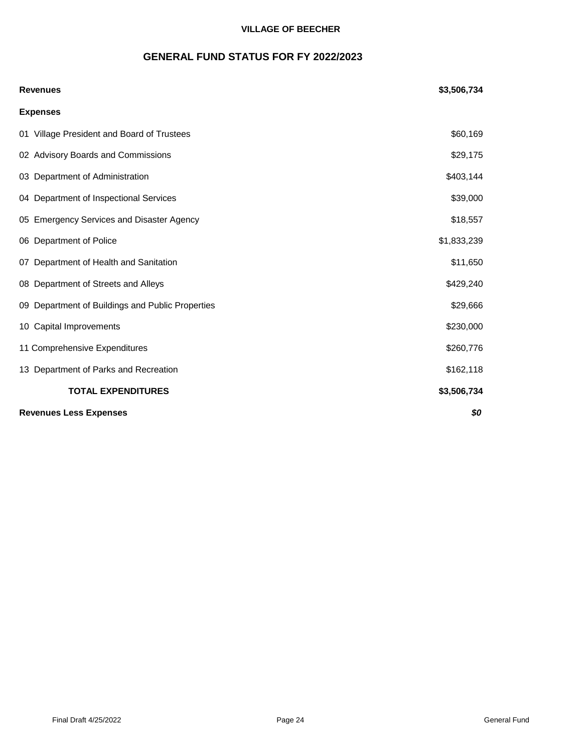**VILLAGE OF BEECHER**

## GENERAL FUND STATUS FOR FY 2022/2023

| | |
|---|---|
| **Revenues** | **$3,506,734** |
| **Expenses** | |
| 01 Village President and Board of Trustees | $60,169 |
| 02 Advisory Boards and Commissions | $29,175 |
| 03 Department of Administration | $403,144 |
| 04 Department of Inspectional Services | $39,000 |
| 05 Emergency Services and Disaster Agency | $18,557 |
| 06 Department of Police | $1,833,239 |
| 07 Department of Health and Sanitation | $11,650 |
| 08 Department of Streets and Alleys | $429,240 |
| 09 Department of Buildings and Public Properties | $29,666 |
| 10 Capital Improvements | $230,000 |
| 11 Comprehensive Expenditures | $260,776 |
| 13 Department of Parks and Recreation | $162,118 |
| **TOTAL EXPENDITURES** | **$3,506,734** |
| **Revenues Less Expenses** | ***$0*** |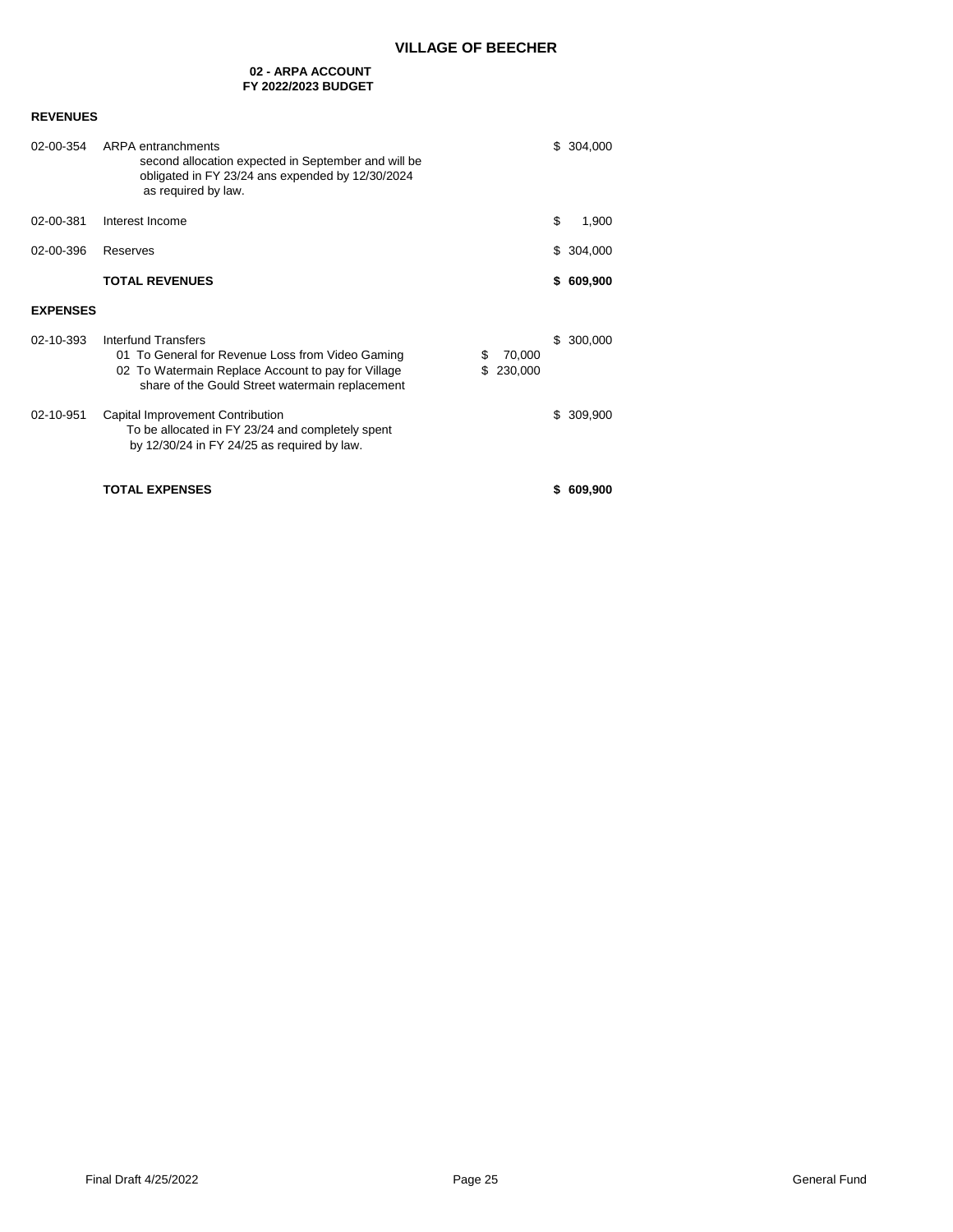# VILLAGE OF BEECHER

## 02 - ARPA ACCOUNT
## FY 2022/2023 BUDGET

### REVENUES

| Account | Description | | Amount |
|---|---|---|---|
| 02-00-354 | ARPA entranchments<br>second allocation expected in September and will be obligated in FY 23/24 ans expended by 12/30/2024 as required by law. | | $ 304,000 |
| 02-00-381 | Interest Income | | $ 1,900 |
| 02-00-396 | Reserves | | $ 304,000 |
| | **TOTAL REVENUES** | | **$ 609,900** |

### EXPENSES

| Account | Description | | Amount |
|---|---|---|---|
| 02-10-393 | Interfund Transfers | | $ 300,000 |
| | 01 To General for Revenue Loss from Video Gaming | $ 70,000 | |
| | 02 To Watermain Replace Account to pay for Village share of the Gould Street watermain replacement | $ 230,000 | |
| 02-10-951 | Capital Improvement Contribution<br>To be allocated in FY 23/24 and completely spent by 12/30/24 in FY 24/25 as required by law. | | $ 309,900 |
| | **TOTAL EXPENSES** | | **$ 609,900** |

Final Draft 4/25/2022 General Fund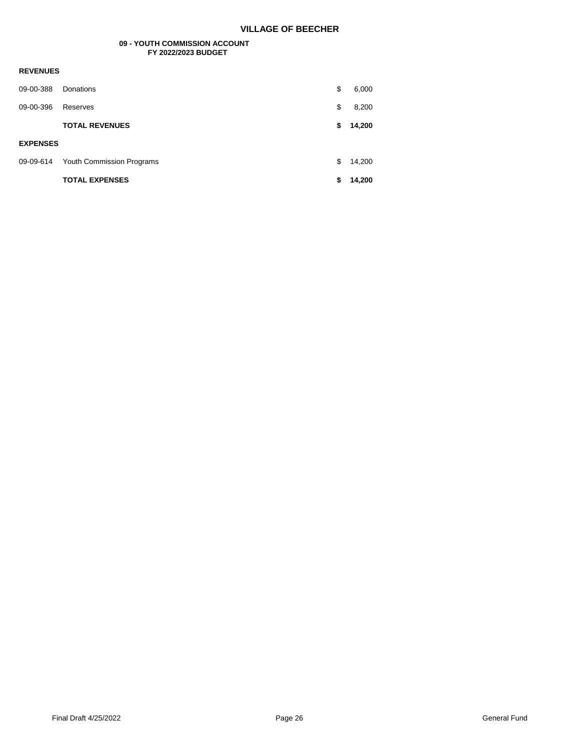# VILLAGE OF BEECHER

## 09 - YOUTH COMMISSION ACCOUNT
### FY 2022/2023 BUDGET

| | | | |
|---|---|---|---|
| **REVENUES** | | | |
| 09-00-388 | Donations | $ | 6,000 |
| 09-00-396 | Reserves | $ | 8,200 |
| | **TOTAL REVENUES** | **$** | **14,200** |
| **EXPENSES** | | | |
| 09-09-614 | Youth Commission Programs | $ | 14,200 |
| | **TOTAL EXPENSES** | **$** | **14,200** |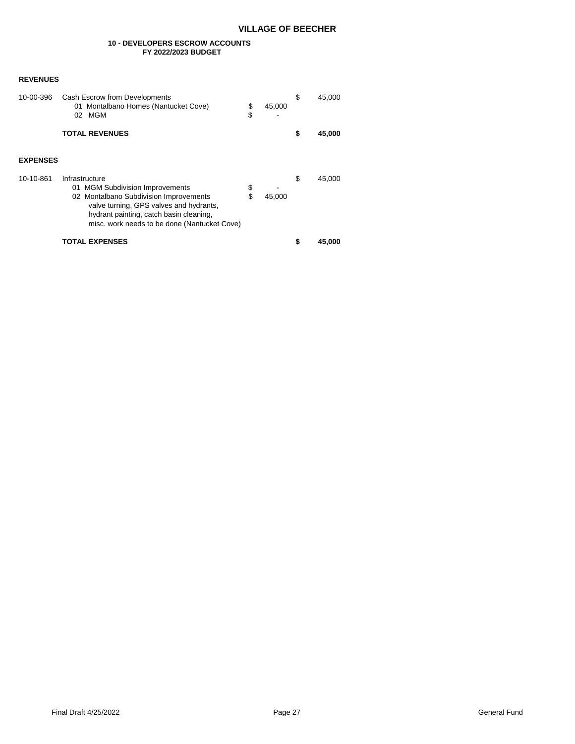# VILLAGE OF BEECHER

## 10 - DEVELOPERS ESCROW ACCOUNTS
### FY 2022/2023 BUDGET

**REVENUES**

| Account | Description | | | | |
|---|---|---|---|---|---|
| 10-00-396 | Cash Escrow from Developments | | | $ | 45,000 |
| | 01 Montalbano Homes (Nantucket Cove) | $ | 45,000 | | |
| | 02 MGM | $ | - | | |
| | **TOTAL REVENUES** | | | **$** | **45,000** |

**EXPENSES**

| Account | Description | | | | |
|---|---|---|---|---|---|
| 10-10-861 | Infrastructure | | | $ | 45,000 |
| | 01 MGM Subdivision Improvements | $ | - | | |
| | 02 Montalbano Subdivision Improvements valve turning, GPS valves and hydrants, hydrant painting, catch basin cleaning, misc. work needs to be done (Nantucket Cove) | $ | 45,000 | | |
| | **TOTAL EXPENSES** | | | **$** | **45,000** |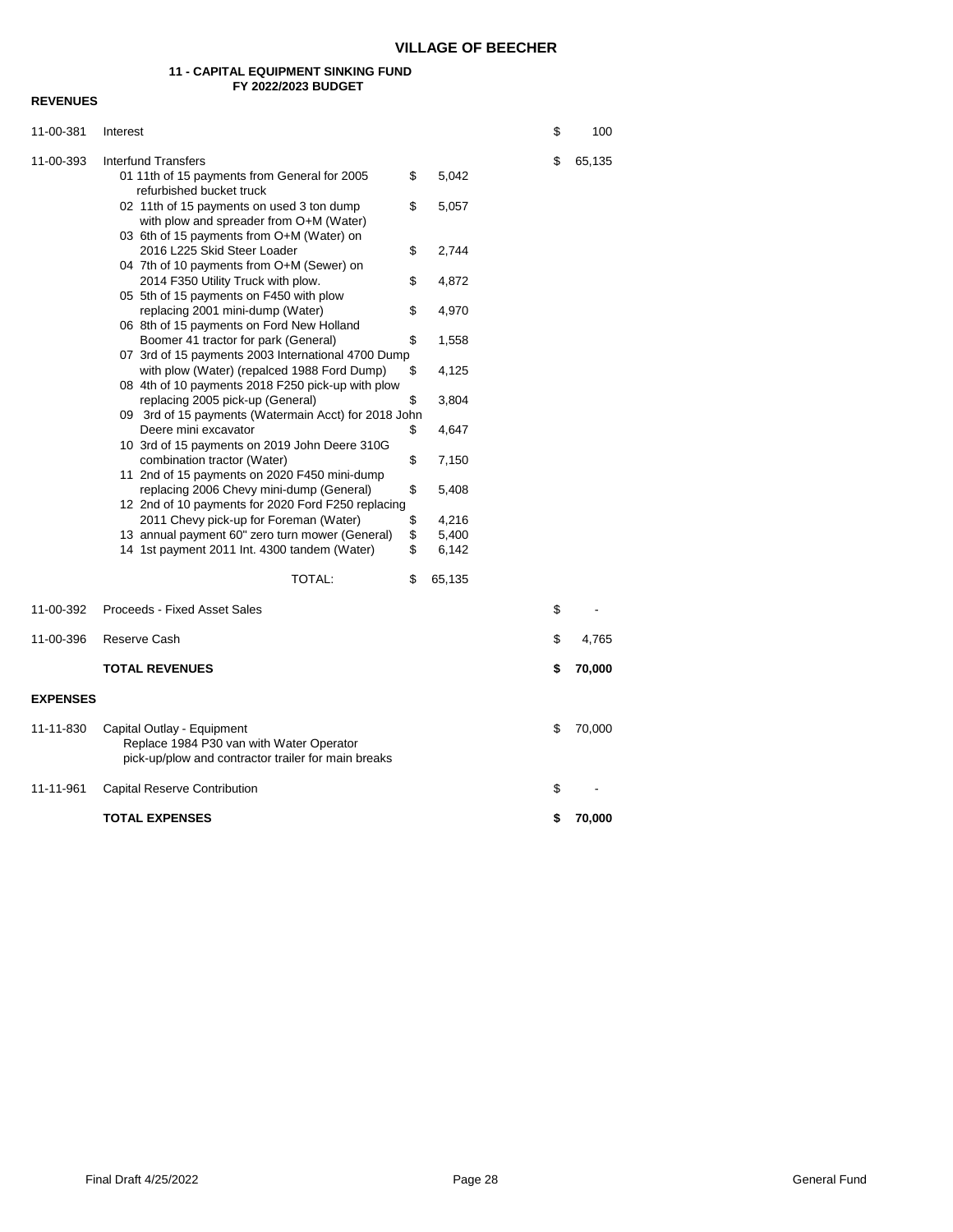# VILLAGE OF BEECHER

## 11 - CAPITAL EQUIPMENT SINKING FUND
### FY 2022/2023 BUDGET

**REVENUES**

| Account | Description | Detail | Amount |
|---|---|---|---|
| 11-00-381 | Interest | | $ 100 |
| 11-00-393 | Interfund Transfers | | $ 65,135 |
| | 01 11th of 15 payments from General for 2005 refurbished bucket truck | $ 5,042 | |
| | 02 11th of 15 payments on used 3 ton dump with plow and spreader from O+M (Water) | $ 5,057 | |
| | 03 6th of 15 payments from O+M (Water) on 2016 L225 Skid Steer Loader | $ 2,744 | |
| | 04 7th of 10 payments from O+M (Sewer) on 2014 F350 Utility Truck with plow. | $ 4,872 | |
| | 05 5th of 15 payments on F450 with plow replacing 2001 mini-dump (Water) | $ 4,970 | |
| | 06 8th of 15 payments on Ford New Holland Boomer 41 tractor for park (General) | $ 1,558 | |
| | 07 3rd of 15 payments 2003 International 4700 Dump with plow (Water) (repalced 1988 Ford Dump) | $ 4,125 | |
| | 08 4th of 10 payments 2018 F250 pick-up with plow replacing 2005 pick-up (General) | $ 3,804 | |
| | 09 3rd of 15 payments (Watermain Acct) for 2018 John Deere mini excavator | $ 4,647 | |
| | 10 3rd of 15 payments on 2019 John Deere 310G combination tractor (Water) | $ 7,150 | |
| | 11 2nd of 15 payments on 2020 F450 mini-dump replacing 2006 Chevy mini-dump (General) | $ 5,408 | |
| | 12 2nd of 10 payments for 2020 Ford F250 replacing 2011 Chevy pick-up for Foreman (Water) | $ 4,216 | |
| | 13 annual payment 60" zero turn mower (General) | $ 5,400 | |
| | 14 1st payment 2011 Int. 4300 tandem (Water) | $ 6,142 | |
| | TOTAL: | $ 65,135 | |
| 11-00-392 | Proceeds - Fixed Asset Sales | | $ - |
| 11-00-396 | Reserve Cash | | $ 4,765 |
| | **TOTAL REVENUES** | | **$ 70,000** |

**EXPENSES**

| Account | Description | Amount |
|---|---|---|
| 11-11-830 | Capital Outlay - Equipment<br>Replace 1984 P30 van with Water Operator pick-up/plow and contractor trailer for main breaks | $ 70,000 |
| 11-11-961 | Capital Reserve Contribution | $ - |
| | **TOTAL EXPENSES** | **$ 70,000** |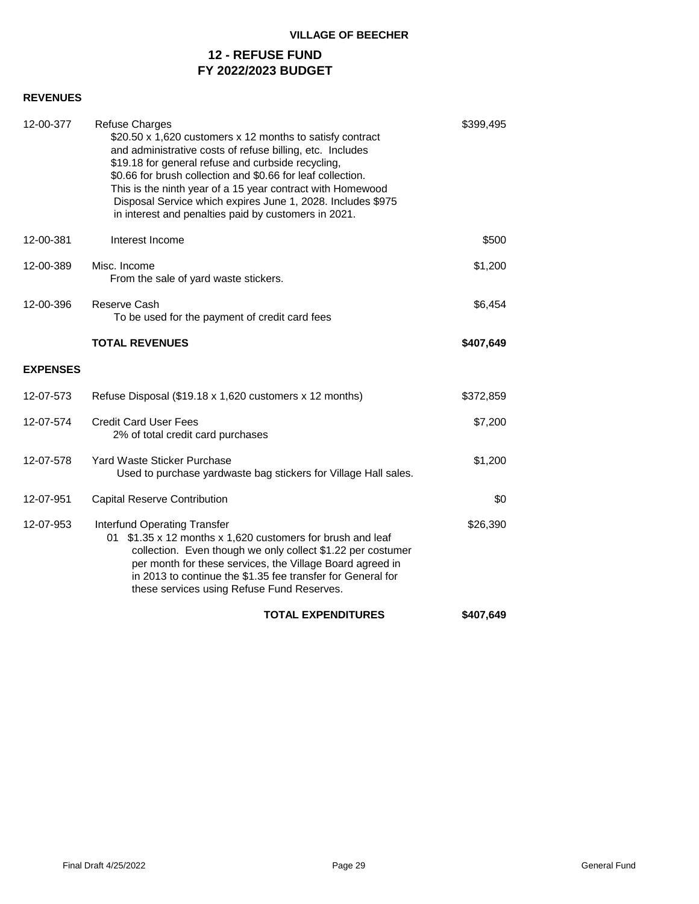**VILLAGE OF BEECHER**

## 12 - REFUSE FUND
## FY 2022/2023 BUDGET

### REVENUES

| Account | Description | Amount |
|---|---|---|
| 12-00-377 | Refuse Charges<br>$20.50 x 1,620 customers x 12 months to satisfy contract and administrative costs of refuse billing, etc. Includes $19.18 for general refuse and curbside recycling, $0.66 for brush collection and $0.66 for leaf collection. This is the ninth year of a 15 year contract with Homewood Disposal Service which expires June 1, 2028. Includes $975 in interest and penalties paid by customers in 2021. | $399,495 |
| 12-00-381 | Interest Income | $500 |
| 12-00-389 | Misc. Income<br>From the sale of yard waste stickers. | $1,200 |
| 12-00-396 | Reserve Cash<br>To be used for the payment of credit card fees | $6,454 |
| | **TOTAL REVENUES** | **$407,649** |

### EXPENSES

| Account | Description | Amount |
|---|---|---|
| 12-07-573 | Refuse Disposal ($19.18 x 1,620 customers x 12 months) | $372,859 |
| 12-07-574 | Credit Card User Fees<br>2% of total credit card purchases | $7,200 |
| 12-07-578 | Yard Waste Sticker Purchase<br>Used to purchase yardwaste bag stickers for Village Hall sales. | $1,200 |
| 12-07-951 | Capital Reserve Contribution | $0 |
| 12-07-953 | Interfund Operating Transfer<br>01 $1.35 x 12 months x 1,620 customers for brush and leaf collection. Even though we only collect $1.22 per costumer per month for these services, the Village Board agreed in in 2013 to continue the $1.35 fee transfer for General for these services using Refuse Fund Reserves. | $26,390 |
| | **TOTAL EXPENDITURES** | **$407,649** |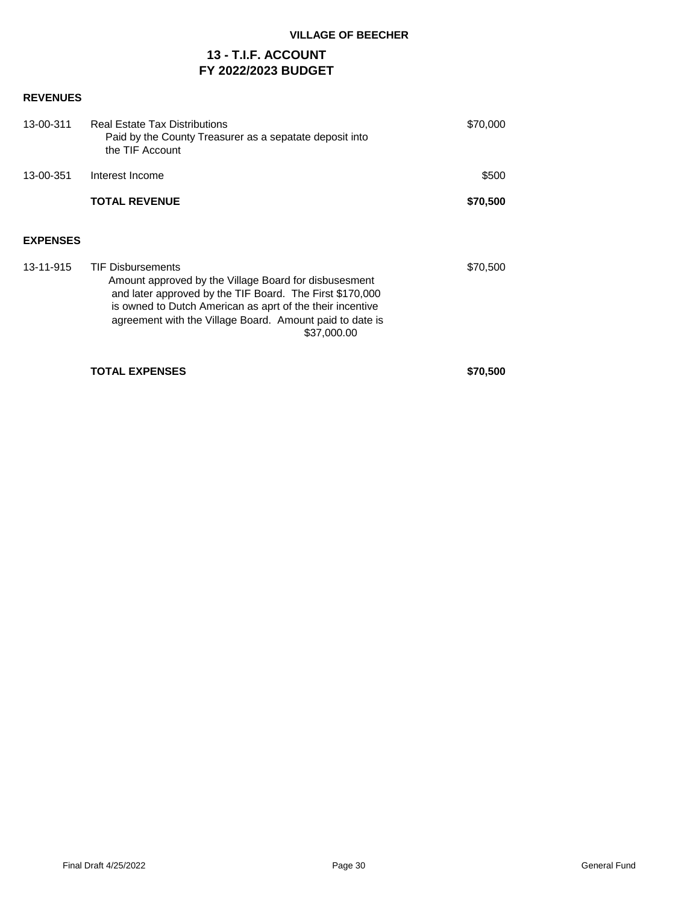**VILLAGE OF BEECHER**

# 13 - T.I.F. ACCOUNT
## FY 2022/2023 BUDGET

**REVENUES**

| Account | Description | Amount |
|---|---|---|
| 13-00-311 | Real Estate Tax Distributions<br>Paid by the County Treasurer as a sepatate deposit into the TIF Account | $70,000 |
| 13-00-351 | Interest Income | $500 |
| | **TOTAL REVENUE** | **$70,500** |

**EXPENSES**

| Account | Description | Amount |
|---|---|---|
| 13-11-915 | TIF Disbursements<br>Amount approved by the Village Board for disbusesment and later approved by the TIF Board. The First $170,000 is owned to Dutch American as aprt of the their incentive agreement with the Village Board. Amount paid to date is $37,000.00 | $70,500 |
| | **TOTAL EXPENSES** | **$70,500** |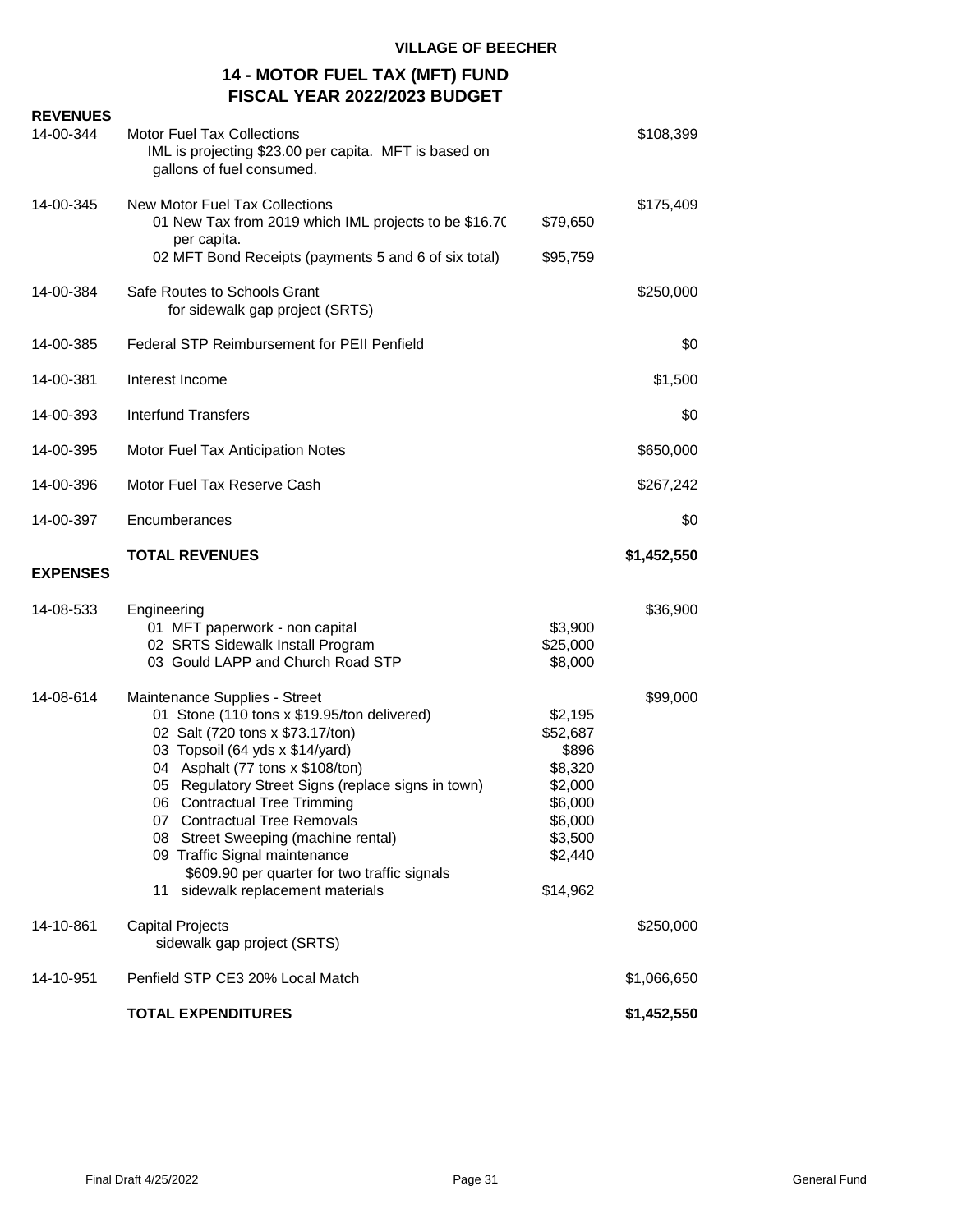**VILLAGE OF BEECHER**

## 14 - MOTOR FUEL TAX (MFT) FUND
## FISCAL YEAR 2022/2023 BUDGET

| Account | Description | Detail | Amount |
|---|---|---|---|
| **REVENUES** | | | |
| 14-00-344 | Motor Fuel Tax Collections<br>IML is projecting $23.00 per capita. MFT is based on gallons of fuel consumed. | | $108,399 |
| 14-00-345 | New Motor Fuel Tax Collections | | $175,409 |
| | 01 New Tax from 2019 which IML projects to be $16.7( per capita. | $79,650 | |
| | 02 MFT Bond Receipts (payments 5 and 6 of six total) | $95,759 | |
| 14-00-384 | Safe Routes to Schools Grant<br>for sidewalk gap project (SRTS) | | $250,000 |
| 14-00-385 | Federal STP Reimbursement for PEII Penfield | | $0 |
| 14-00-381 | Interest Income | | $1,500 |
| 14-00-393 | Interfund Transfers | | $0 |
| 14-00-395 | Motor Fuel Tax Anticipation Notes | | $650,000 |
| 14-00-396 | Motor Fuel Tax Reserve Cash | | $267,242 |
| 14-00-397 | Encumberances | | $0 |
| | **TOTAL REVENUES** | | **$1,452,550** |
| **EXPENSES** | | | |
| 14-08-533 | Engineering | | $36,900 |
| | 01 MFT paperwork - non capital | $3,900 | |
| | 02 SRTS Sidewalk Install Program | $25,000 | |
| | 03 Gould LAPP and Church Road STP | $8,000 | |
| 14-08-614 | Maintenance Supplies - Street | | $99,000 |
| | 01 Stone (110 tons x $19.95/ton delivered) | $2,195 | |
| | 02 Salt (720 tons x $73.17/ton) | $52,687 | |
| | 03 Topsoil (64 yds x $14/yard) | $896 | |
| | 04 Asphalt (77 tons x $108/ton) | $8,320 | |
| | 05 Regulatory Street Signs (replace signs in town) | $2,000 | |
| | 06 Contractual Tree Trimming | $6,000 | |
| | 07 Contractual Tree Removals | $6,000 | |
| | 08 Street Sweeping (machine rental) | $3,500 | |
| | 09 Traffic Signal maintenance<br>$609.90 per quarter for two traffic signals | $2,440 | |
| | 11 sidewalk replacement materials | $14,962 | |
| 14-10-861 | Capital Projects<br>sidewalk gap project (SRTS) | | $250,000 |
| 14-10-951 | Penfield STP CE3 20% Local Match | | $1,066,650 |
| | **TOTAL EXPENDITURES** | | **$1,452,550** |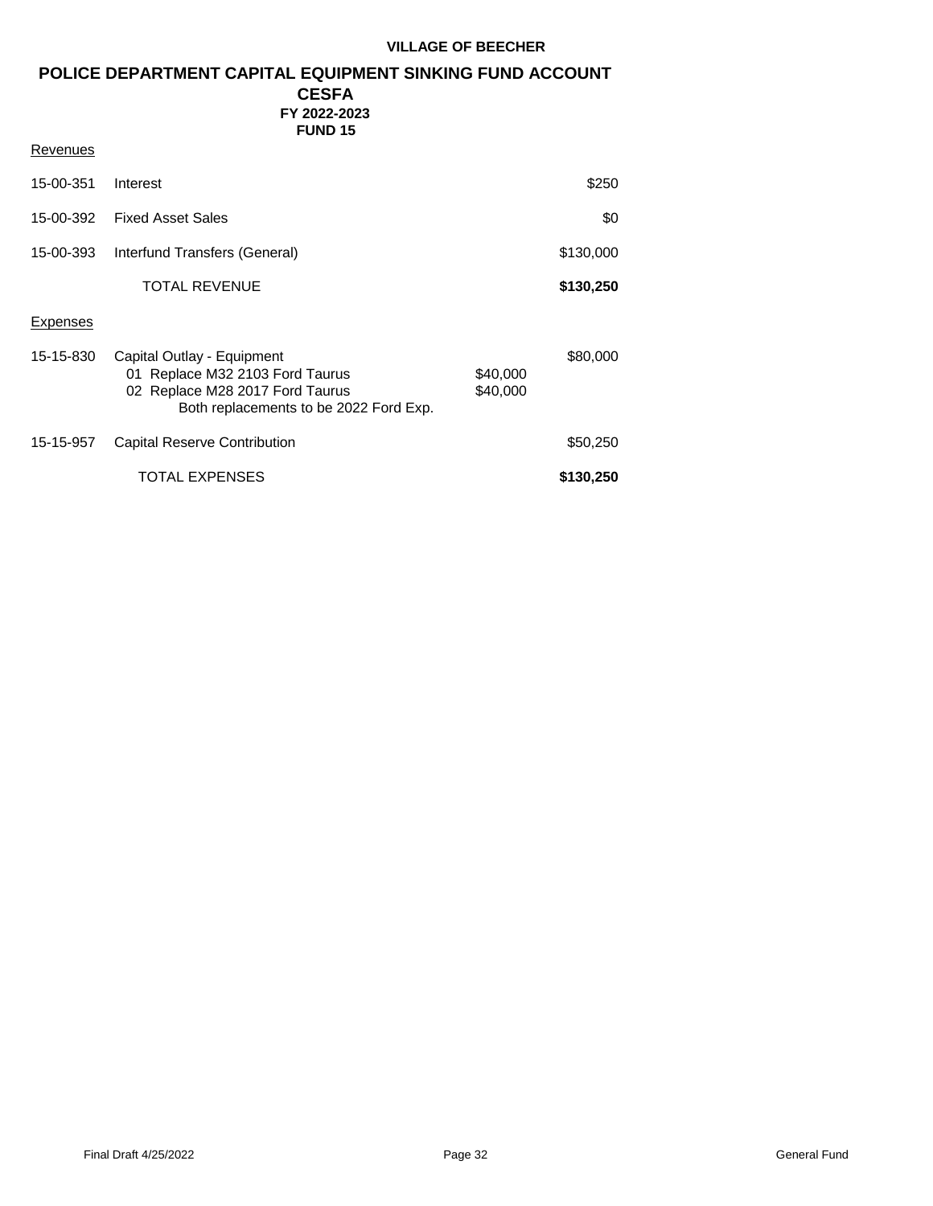**VILLAGE OF BEECHER**

# POLICE DEPARTMENT CAPITAL EQUIPMENT SINKING FUND ACCOUNT

## CESFA

### FY 2022-2023

### FUND 15

Revenues

| Account | Description | | Amount |
|---|---|---|---|
| 15-00-351 | Interest | | $250 |
| 15-00-392 | Fixed Asset Sales | | $0 |
| 15-00-393 | Interfund Transfers (General) | | $130,000 |
| | TOTAL REVENUE | | **$130,250** |

Expenses

| Account | Description | | Amount |
|---|---|---|---|
| 15-15-830 | Capital Outlay - Equipment | | $80,000 |
| | 01 Replace M32 2103 Ford Taurus | $40,000 | |
| | 02 Replace M28 2017 Ford Taurus | $40,000 | |
| | Both replacements to be 2022 Ford Exp. | | |
| 15-15-957 | Capital Reserve Contribution | | $50,250 |
| | TOTAL EXPENSES | | **$130,250** |

Final Draft 4/25/2022 General Fund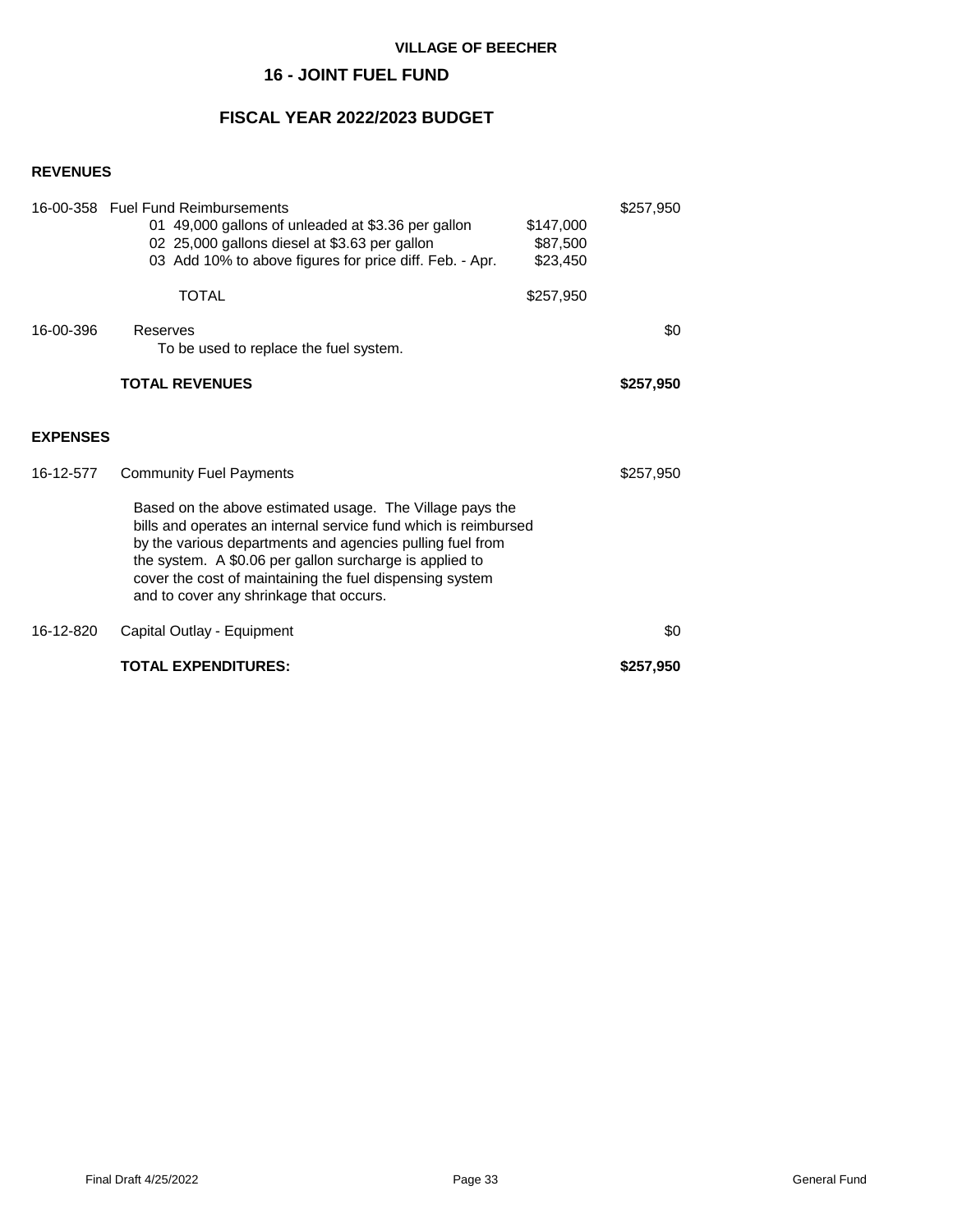**VILLAGE OF BEECHER**

## 16 - JOINT FUEL FUND

## FISCAL YEAR 2022/2023 BUDGET

### REVENUES

| Account | Description | Detail | Amount |
|---|---|---|---|
| 16-00-358 | Fuel Fund Reimbursements | | $257,950 |
| | 01 49,000 gallons of unleaded at $3.36 per gallon | $147,000 | |
| | 02 25,000 gallons diesel at $3.63 per gallon | $87,500 | |
| | 03 Add 10% to above figures for price diff. Feb. - Apr. | $23,450 | |
| | TOTAL | $257,950 | |
| 16-00-396 | Reserves<br>To be used to replace the fuel system. | | $0 |
| | **TOTAL REVENUES** | | **$257,950** |

### EXPENSES

| Account | Description | Amount |
|---|---|---|
| 16-12-577 | Community Fuel Payments | $257,950 |
| | Based on the above estimated usage. The Village pays the bills and operates an internal service fund which is reimbursed by the various departments and agencies pulling fuel from the system. A $0.06 per gallon surcharge is applied to cover the cost of maintaining the fuel dispensing system and to cover any shrinkage that occurs. | |
| 16-12-820 | Capital Outlay - Equipment | $0 |
| | **TOTAL EXPENDITURES:** | **$257,950** |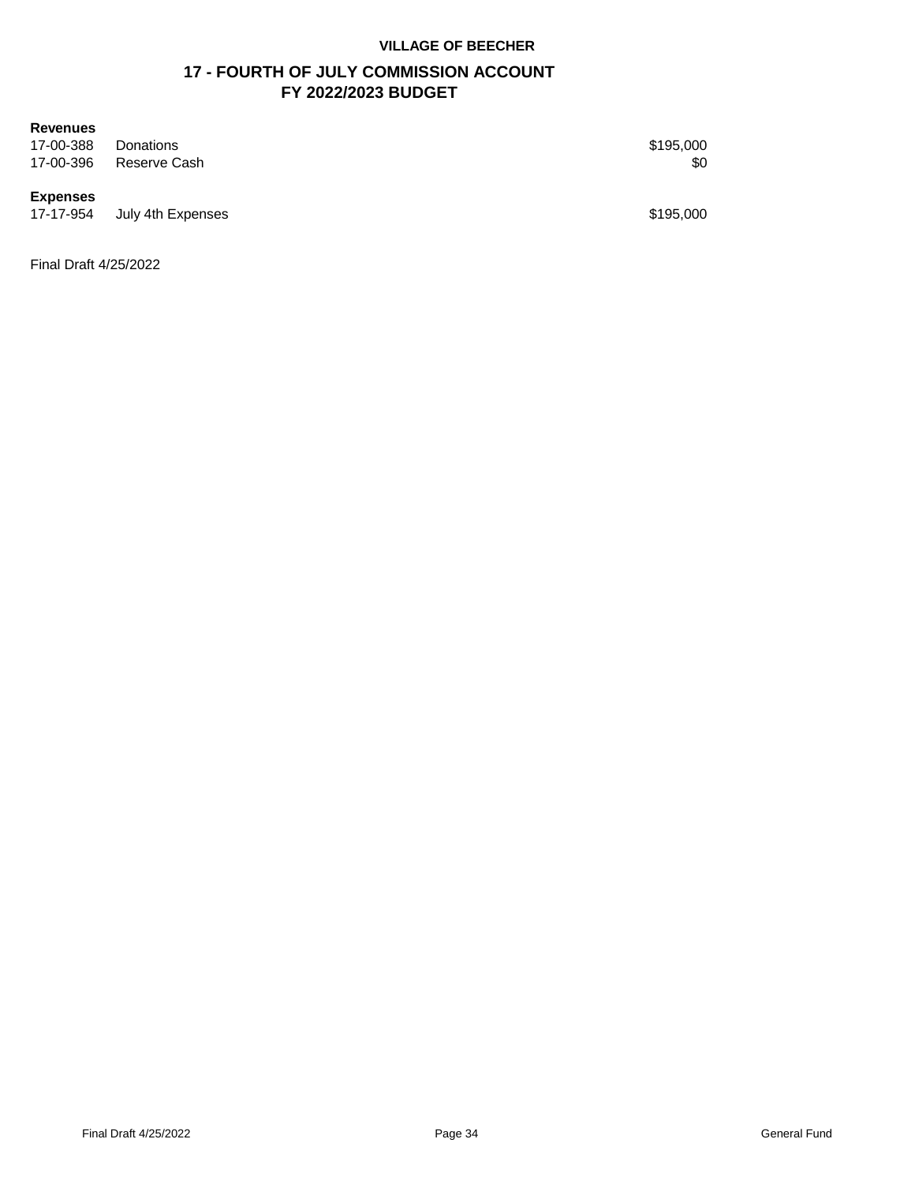**VILLAGE OF BEECHER**

## 17 - FOURTH OF JULY COMMISSION ACCOUNT
## FY 2022/2023 BUDGET

**Revenues**

| | | |
|---|---|---|
| 17-00-388 | Donations | $195,000 |
| 17-00-396 | Reserve Cash | $0 |

**Expenses**

| | | |
|---|---|---|
| 17-17-954 | July 4th Expenses | $195,000 |

Final Draft 4/25/2022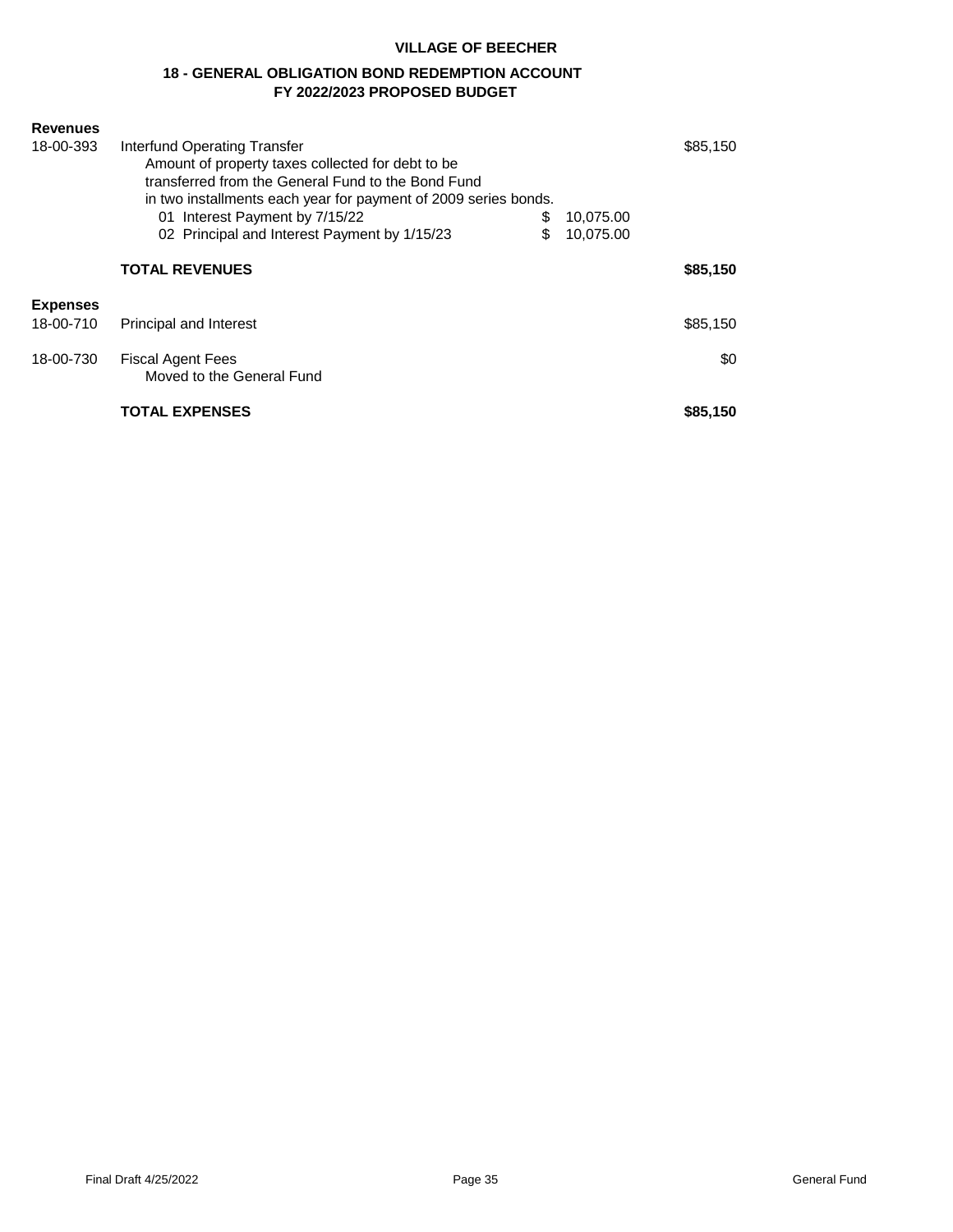**VILLAGE OF BEECHER**

**18 - GENERAL OBLIGATION BOND REDEMPTION ACCOUNT**
**FY 2022/2023 PROPOSED BUDGET**

| | | | |
|---|---|---|---|
| **Revenues** | | | |
| 18-00-393 | Interfund Operating Transfer | | $85,150 |
| | Amount of property taxes collected for debt to be transferred from the General Fund to the Bond Fund in two installments each year for payment of 2009 series bonds. | | |
| | 01 Interest Payment by 7/15/22 | $ 10,075.00 | |
| | 02 Principal and Interest Payment by 1/15/23 | $ 10,075.00 | |
| | **TOTAL REVENUES** | | **$85,150** |
| **Expenses** | | | |
| 18-00-710 | Principal and Interest | | $85,150 |
| 18-00-730 | Fiscal Agent Fees | | $0 |
| | Moved to the General Fund | | |
| | **TOTAL EXPENSES** | | **$85,150** |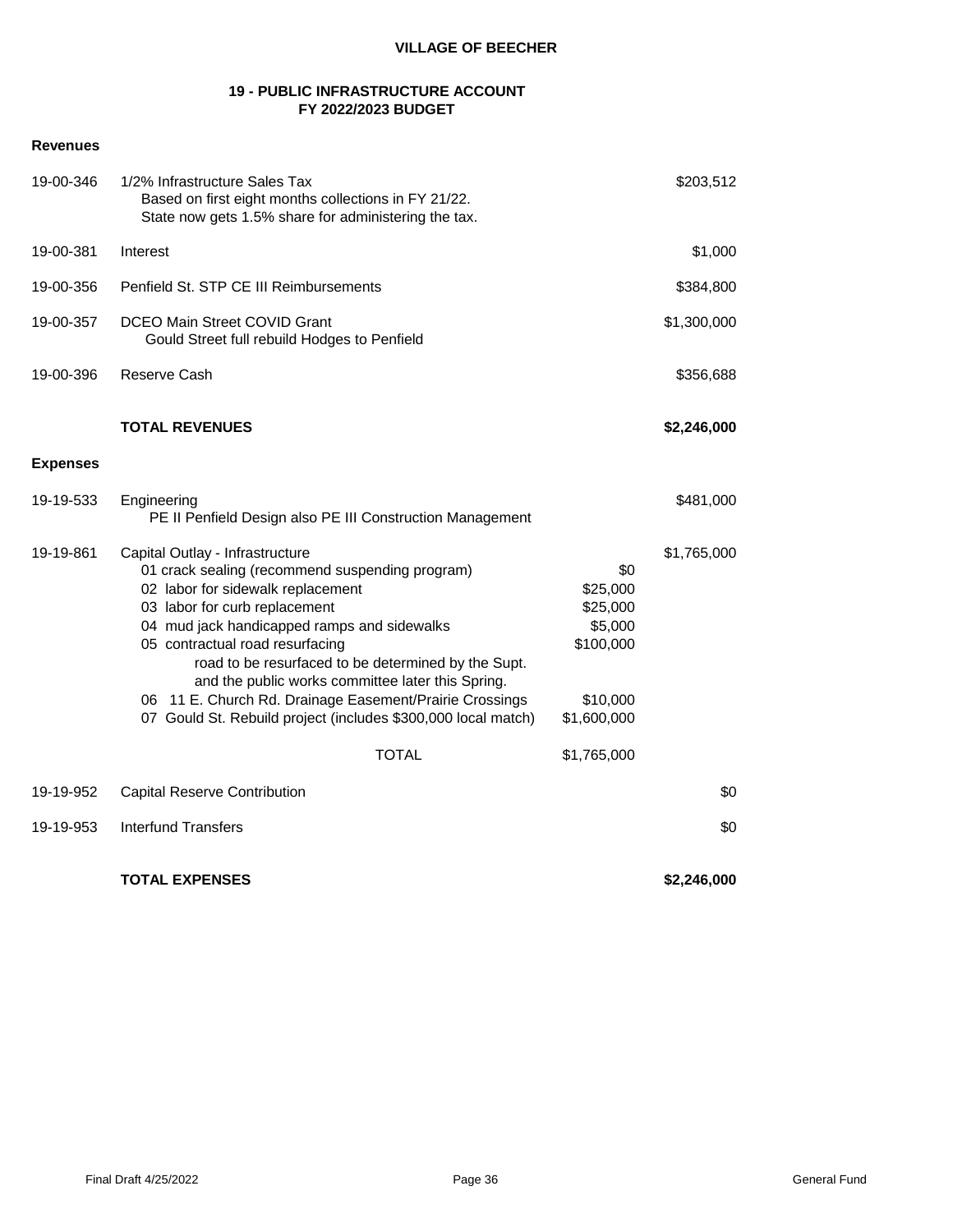**VILLAGE OF BEECHER**

**19 - PUBLIC INFRASTRUCTURE ACCOUNT**
**FY 2022/2023 BUDGET**

**Revenues**

| Account | Description | | Amount |
|---|---|---|---|
| 19-00-346 | 1/2% Infrastructure Sales Tax<br>Based on first eight months collections in FY 21/22.<br>State now gets 1.5% share for administering the tax. | | $203,512 |
| 19-00-381 | Interest | | $1,000 |
| 19-00-356 | Penfield St. STP CE III Reimbursements | | $384,800 |
| 19-00-357 | DCEO Main Street COVID Grant<br>Gould Street full rebuild Hodges to Penfield | | $1,300,000 |
| 19-00-396 | Reserve Cash | | $356,688 |
| | **TOTAL REVENUES** | | **$2,246,000** |

**Expenses**

| Account | Description | | Amount |
|---|---|---|---|
| 19-19-533 | Engineering<br>PE II Penfield Design also PE III Construction Management | | $481,000 |
| 19-19-861 | Capital Outlay - Infrastructure | | $1,765,000 |
| | 01 crack sealing (recommend suspending program) | $0 | |
| | 02 labor for sidewalk replacement | $25,000 | |
| | 03 labor for curb replacement | $25,000 | |
| | 04 mud jack handicapped ramps and sidewalks | $5,000 | |
| | 05 contractual road resurfacing<br>road to be resurfaced to be determined by the Supt.<br>and the public works committee later this Spring. | $100,000 | |
| | 06 11 E. Church Rd. Drainage Easement/Prairie Crossings | $10,000 | |
| | 07 Gould St. Rebuild project (includes $300,000 local match) | $1,600,000 | |
| | TOTAL | $1,765,000 | |
| 19-19-952 | Capital Reserve Contribution | | $0 |
| 19-19-953 | Interfund Transfers | | $0 |
| | **TOTAL EXPENSES** | | **$2,246,000** |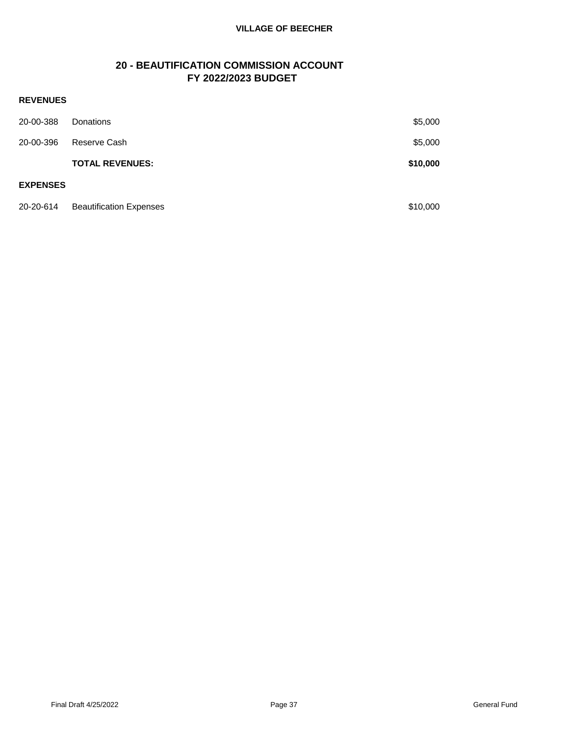## 20 - BEAUTIFICATION COMMISSION ACCOUNT
## FY 2022/2023 BUDGET

**REVENUES**

| | | |
|---|---|---|
| 20-00-388 | Donations | $5,000 |
| 20-00-396 | Reserve Cash | $5,000 |
| | **TOTAL REVENUES:** | **$10,000** |

**EXPENSES**

| | | |
|---|---|---|
| 20-20-614 | Beautification Expenses | $10,000 |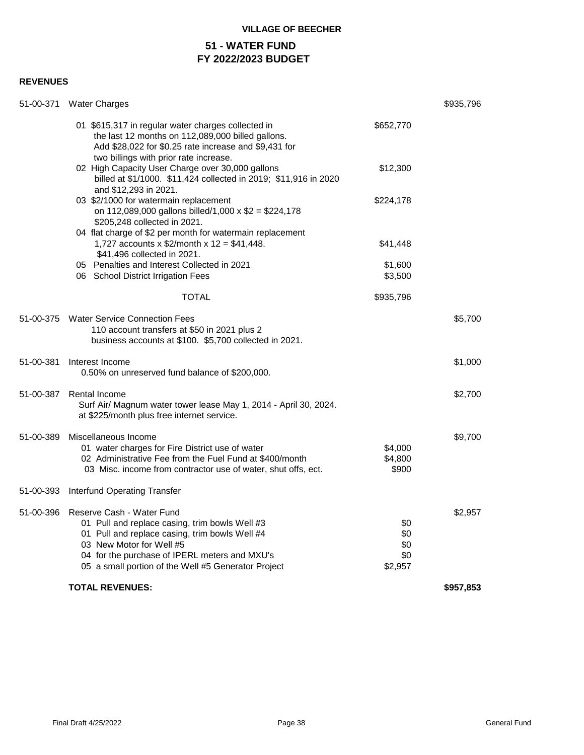**VILLAGE OF BEECHER**

## 51 - WATER FUND
## FY 2022/2023 BUDGET

### REVENUES

| Account | Description | Detail | Total |
|---|---|---|---|
| 51-00-371 | Water Charges | | $935,796 |
| | 01 $615,317 in regular water charges collected in the last 12 months on 112,089,000 billed gallons. Add $28,022 for $0.25 rate increase and $9,431 for two billings with prior rate increase. | $652,770 | |
| | 02 High Capacity User Charge over 30,000 gallons billed at $1/1000. $11,424 collected in 2019; $11,916 in 2020 and $12,293 in 2021. | $12,300 | |
| | 03 $2/1000 for watermain replacement on 112,089,000 gallons billed/1,000 x $2 = $224,178 $205,248 collected in 2021. | $224,178 | |
| | 04 flat charge of $2 per month for watermain replacement 1,727 accounts x $2/month x 12 = $41,448. $41,496 collected in 2021. | $41,448 | |
| | 05 Penalties and Interest Collected in 2021 | $1,600 | |
| | 06 School District Irrigation Fees | $3,500 | |
| | TOTAL | $935,796 | |
| 51-00-375 | Water Service Connection Fees 110 account transfers at $50 in 2021 plus 2 business accounts at $100. $5,700 collected in 2021. | | $5,700 |
| 51-00-381 | Interest Income 0.50% on unreserved fund balance of $200,000. | | $1,000 |
| 51-00-387 | Rental Income Surf Air/ Magnum water tower lease May 1, 2014 - April 30, 2024. at $225/month plus free internet service. | | $2,700 |
| 51-00-389 | Miscellaneous Income | | $9,700 |
| | 01 water charges for Fire District use of water | $4,000 | |
| | 02 Administrative Fee from the Fuel Fund at $400/month | $4,800 | |
| | 03 Misc. income from contractor use of water, shut offs, ect. | $900 | |
| 51-00-393 | Interfund Operating Transfer | | |
| 51-00-396 | Reserve Cash - Water Fund | | $2,957 |
| | 01 Pull and replace casing, trim bowls Well #3 | $0 | |
| | 01 Pull and replace casing, trim bowls Well #4 | $0 | |
| | 03 New Motor for Well #5 | $0 | |
| | 04 for the purchase of IPERL meters and MXU's | $0 | |
| | 05 a small portion of the Well #5 Generator Project | $2,957 | |
| | **TOTAL REVENUES:** | | **$957,853** |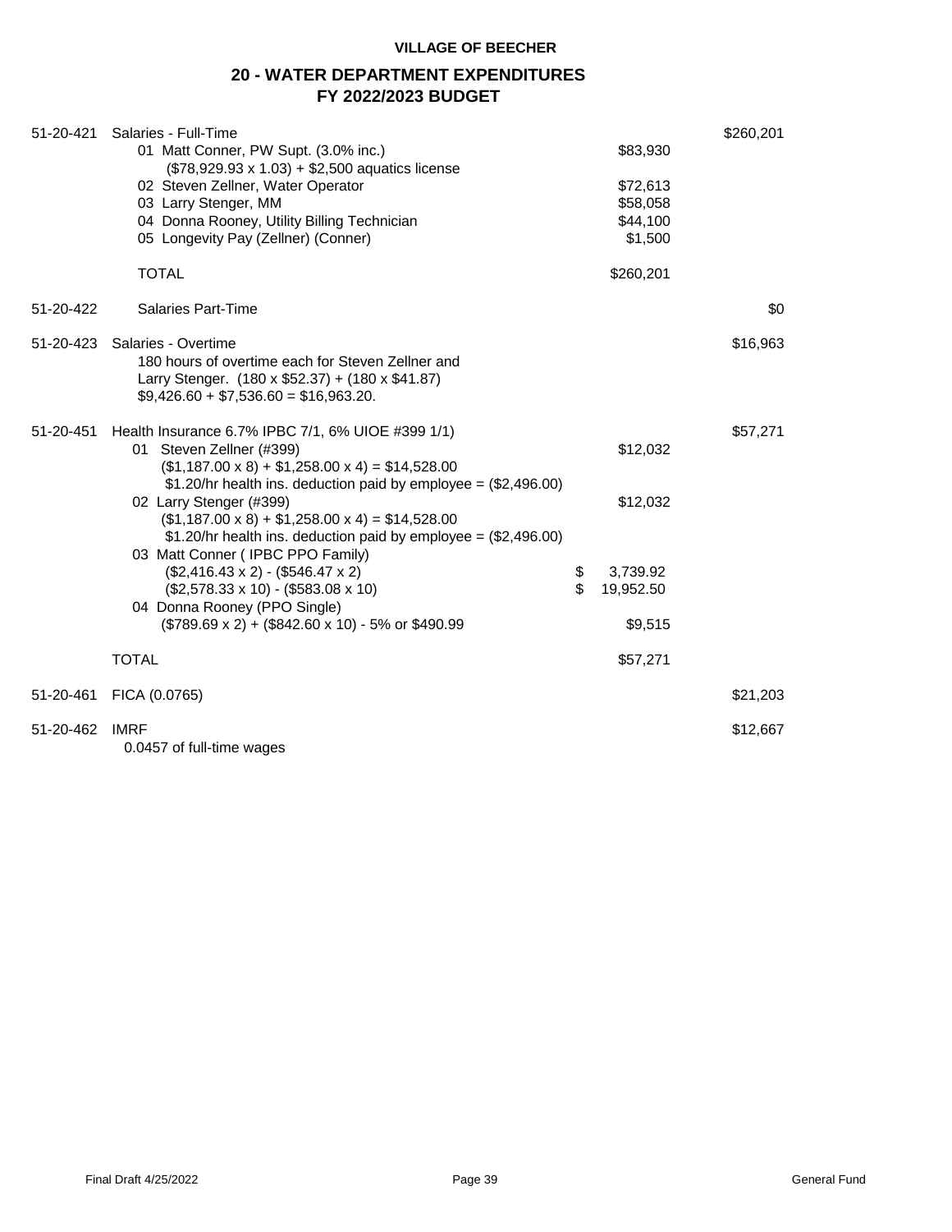**VILLAGE OF BEECHER**

## 20 - WATER DEPARTMENT EXPENDITURES
## FY 2022/2023 BUDGET

| Account | Description | Detail | Budget |
|---|---|---|---|
| 51-20-421 | Salaries - Full-Time | | $260,201 |
| | 01 Matt Conner, PW Supt. (3.0% inc.) | $83,930 | |
| | ($78,929.93 x 1.03) + $2,500 aquatics license | | |
| | 02 Steven Zellner, Water Operator | $72,613 | |
| | 03 Larry Stenger, MM | $58,058 | |
| | 04 Donna Rooney, Utility Billing Technician | $44,100 | |
| | 05 Longevity Pay (Zellner) (Conner) | $1,500 | |
| | TOTAL | $260,201 | |
| 51-20-422 | Salaries Part-Time | | $0 |
| 51-20-423 | Salaries - Overtime | | $16,963 |
| | 180 hours of overtime each for Steven Zellner and Larry Stenger. (180 x $52.37) + (180 x $41.87) $9,426.60 + $7,536.60 = $16,963.20. | | |
| 51-20-451 | Health Insurance 6.7% IPBC 7/1, 6% UIOE #399 1/1) | | $57,271 |
| | 01 Steven Zellner (#399) | $12,032 | |
| | ($1,187.00 x 8) + $1,258.00 x 4) = $14,528.00 | | |
| | $1.20/hr health ins. deduction paid by employee = ($2,496.00) | | |
| | 02 Larry Stenger (#399) | $12,032 | |
| | ($1,187.00 x 8) + $1,258.00 x 4) = $14,528.00 | | |
| | $1.20/hr health ins. deduction paid by employee = ($2,496.00) | | |
| | 03 Matt Conner ( IPBC PPO Family) | | |
| | ($2,416.43 x 2) - ($546.47 x 2) | $ 3,739.92 | |
| | ($2,578.33 x 10) - ($583.08 x 10) | $ 19,952.50 | |
| | 04 Donna Rooney (PPO Single) | | |
| | ($789.69 x 2) + ($842.60 x 10) - 5% or $490.99 | $9,515 | |
| | TOTAL | $57,271 | |
| 51-20-461 | FICA (0.0765) | | $21,203 |
| 51-20-462 | IMRF | | $12,667 |
| | 0.0457 of full-time wages | | |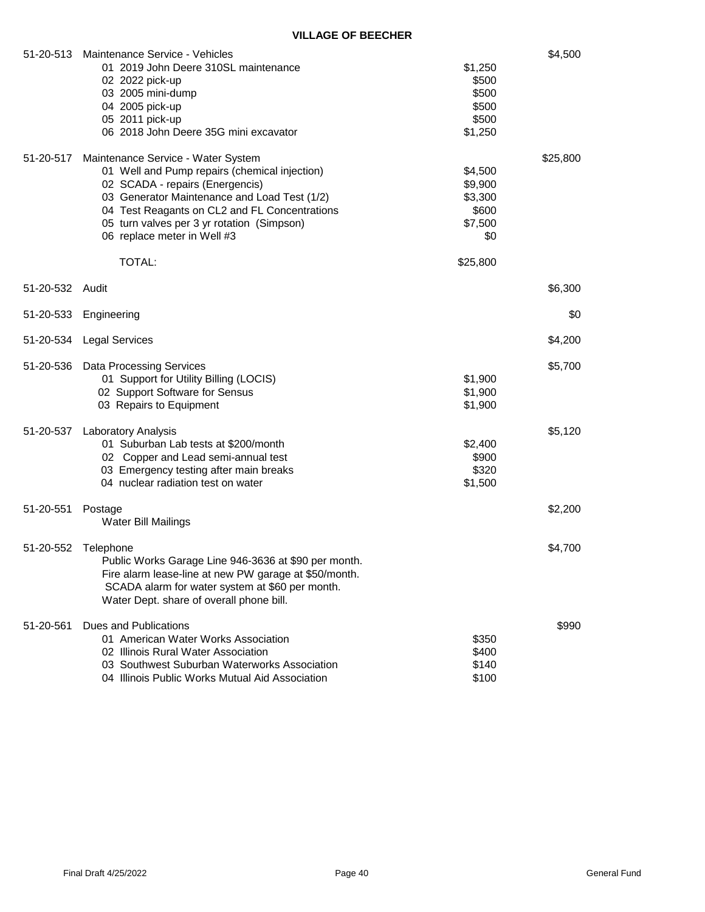**VILLAGE OF BEECHER**

| Account | Description | Detail | Amount |
|---|---|---|---|
| 51-20-513 | Maintenance Service - Vehicles | | $4,500 |
| | 01 2019 John Deere 310SL maintenance | $1,250 | |
| | 02 2022 pick-up | $500 | |
| | 03 2005 mini-dump | $500 | |
| | 04 2005 pick-up | $500 | |
| | 05 2011 pick-up | $500 | |
| | 06 2018 John Deere 35G mini excavator | $1,250 | |
| 51-20-517 | Maintenance Service - Water System | | $25,800 |
| | 01 Well and Pump repairs (chemical injection) | $4,500 | |
| | 02 SCADA - repairs (Energencis) | $9,900 | |
| | 03 Generator Maintenance and Load Test (1/2) | $3,300 | |
| | 04 Test Reagants on CL2 and FL Concentrations | $600 | |
| | 05 turn valves per 3 yr rotation (Simpson) | $7,500 | |
| | 06 replace meter in Well #3 | $0 | |
| | TOTAL: | $25,800 | |
| 51-20-532 | Audit | | $6,300 |
| 51-20-533 | Engineering | | $0 |
| 51-20-534 | Legal Services | | $4,200 |
| 51-20-536 | Data Processing Services | | $5,700 |
| | 01 Support for Utility Billing (LOCIS) | $1,900 | |
| | 02 Support Software for Sensus | $1,900 | |
| | 03 Repairs to Equipment | $1,900 | |
| 51-20-537 | Laboratory Analysis | | $5,120 |
| | 01 Suburban Lab tests at $200/month | $2,400 | |
| | 02 Copper and Lead semi-annual test | $900 | |
| | 03 Emergency testing after main breaks | $320 | |
| | 04 nuclear radiation test on water | $1,500 | |
| 51-20-551 | Postage | | $2,200 |
| | Water Bill Mailings | | |
| 51-20-552 | Telephone | | $4,700 |
| | Public Works Garage Line 946-3636 at $90 per month. | | |
| | Fire alarm lease-line at new PW garage at $50/month. | | |
| | SCADA alarm for water system at $60 per month. | | |
| | Water Dept. share of overall phone bill. | | |
| 51-20-561 | Dues and Publications | | $990 |
| | 01 American Water Works Association | $350 | |
| | 02 Illinois Rural Water Association | $400 | |
| | 03 Southwest Suburban Waterworks Association | $140 | |
| | 04 Illinois Public Works Mutual Aid Association | $100 | |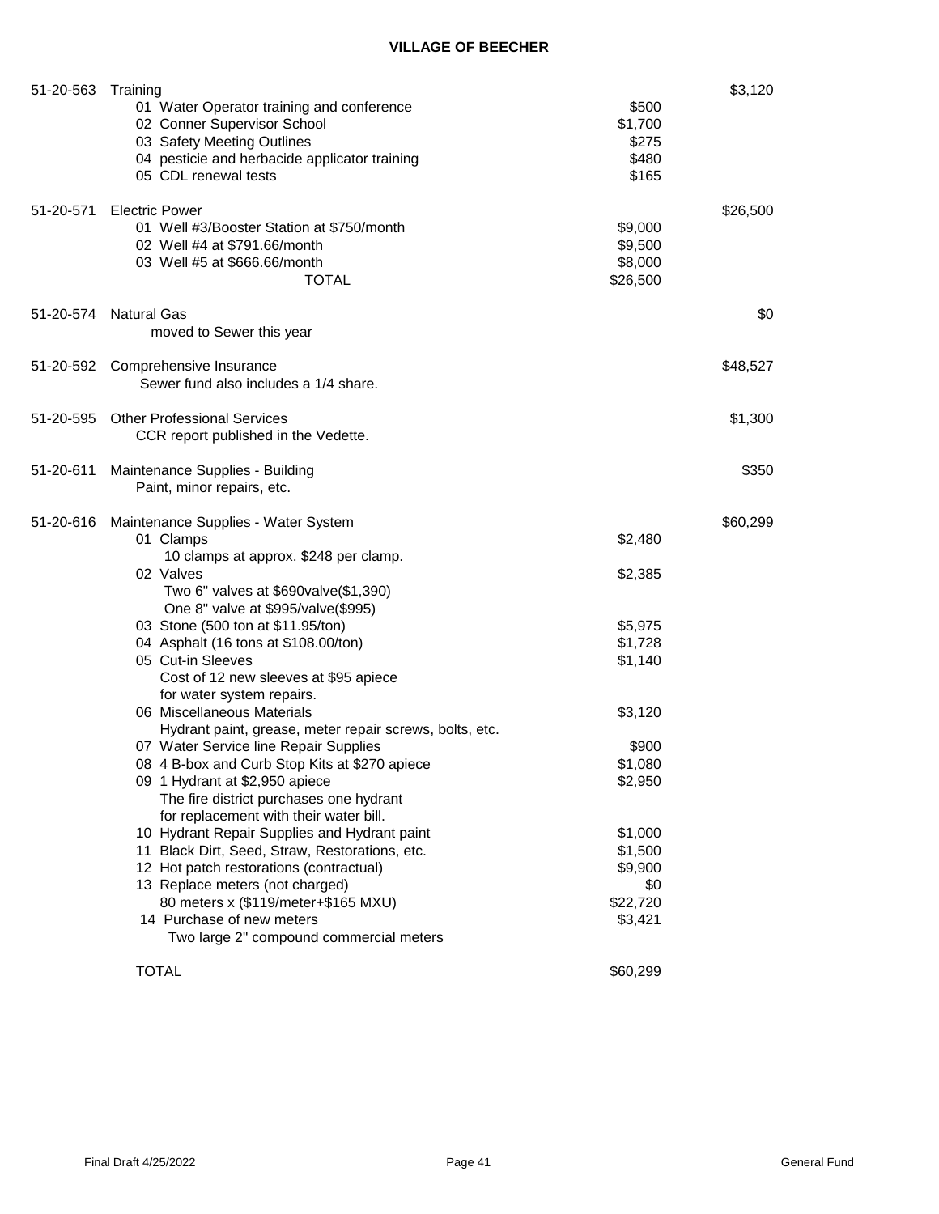## VILLAGE OF BEECHER

| Account | Description | Detail | Total |
|---|---|---|---|
| 51-20-563 | Training | | $3,120 |
| | 01 Water Operator training and conference | $500 | |
| | 02 Conner Supervisor School | $1,700 | |
| | 03 Safety Meeting Outlines | $275 | |
| | 04 pesticie and herbacide applicator training | $480 | |
| | 05 CDL renewal tests | $165 | |
| 51-20-571 | Electric Power | | $26,500 |
| | 01 Well #3/Booster Station at $750/month | $9,000 | |
| | 02 Well #4 at $791.66/month | $9,500 | |
| | 03 Well #5 at $666.66/month | $8,000 | |
| | TOTAL | $26,500 | |
| 51-20-574 | Natural Gas | | $0 |
| | moved to Sewer this year | | |
| 51-20-592 | Comprehensive Insurance | | $48,527 |
| | Sewer fund also includes a 1/4 share. | | |
| 51-20-595 | Other Professional Services | | $1,300 |
| | CCR report published in the Vedette. | | |
| 51-20-611 | Maintenance Supplies - Building | | $350 |
| | Paint, minor repairs, etc. | | |
| 51-20-616 | Maintenance Supplies - Water System | | $60,299 |
| | 01 Clamps | $2,480 | |
| | 10 clamps at approx. $248 per clamp. | | |
| | 02 Valves | $2,385 | |
| | Two 6" valves at $690valve($1,390) | | |
| | One 8" valve at $995/valve($995) | | |
| | 03 Stone (500 ton at $11.95/ton) | $5,975 | |
| | 04 Asphalt (16 tons at $108.00/ton) | $1,728 | |
| | 05 Cut-in Sleeves | $1,140 | |
| | Cost of 12 new sleeves at $95 apiece | | |
| | for water system repairs. | | |
| | 06 Miscellaneous Materials | $3,120 | |
| | Hydrant paint, grease, meter repair screws, bolts, etc. | | |
| | 07 Water Service line Repair Supplies | $900 | |
| | 08 4 B-box and Curb Stop Kits at $270 apiece | $1,080 | |
| | 09 1 Hydrant at $2,950 apiece | $2,950 | |
| | The fire district purchases one hydrant | | |
| | for replacement with their water bill. | | |
| | 10 Hydrant Repair Supplies and Hydrant paint | $1,000 | |
| | 11 Black Dirt, Seed, Straw, Restorations, etc. | $1,500 | |
| | 12 Hot patch restorations (contractual) | $9,900 | |
| | 13 Replace meters (not charged) | $0 | |
| | 80 meters x ($119/meter+$165 MXU) | $22,720 | |
| | 14 Purchase of new meters | $3,421 | |
| | Two large 2" compound commercial meters | | |
| | TOTAL | $60,299 | |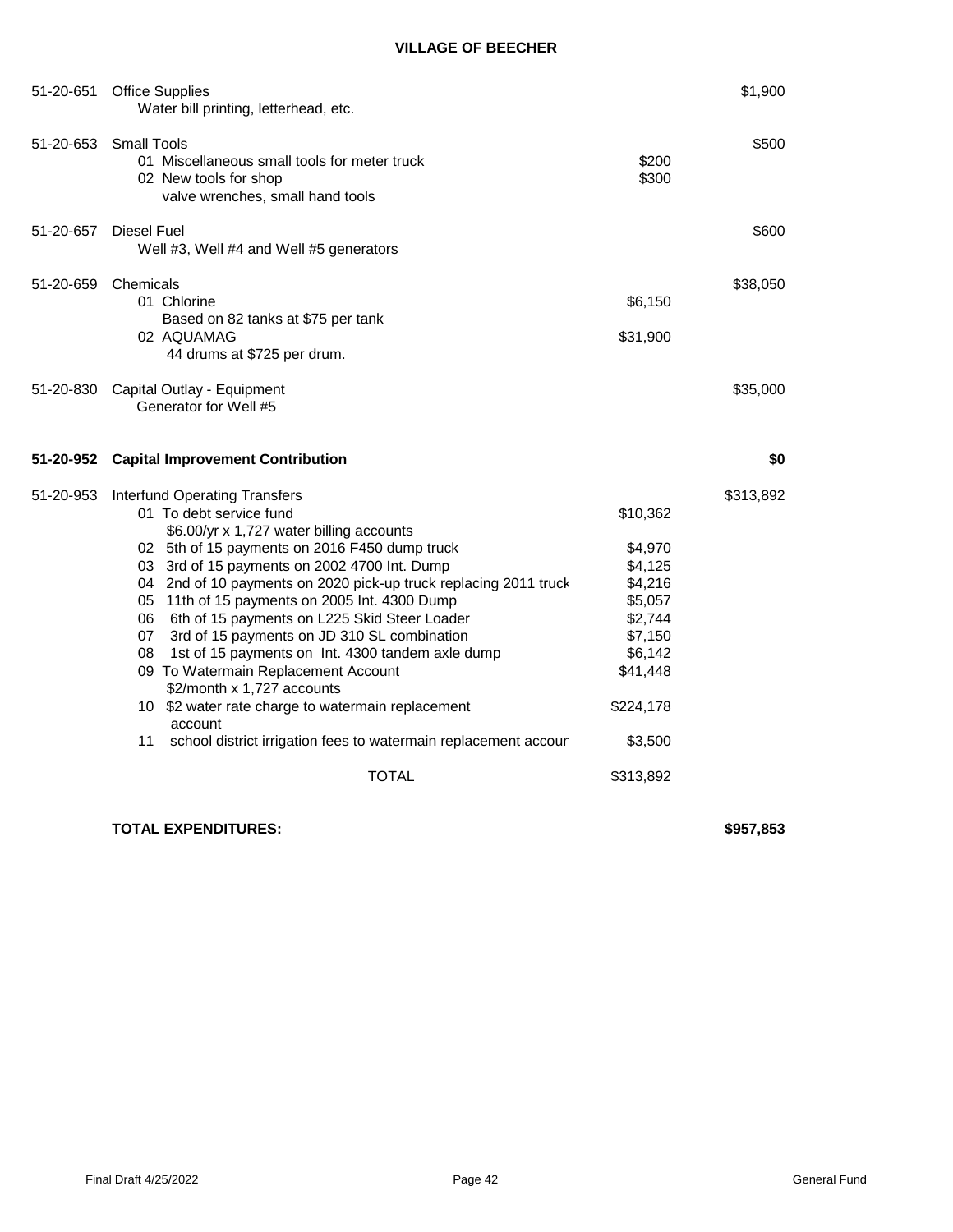**VILLAGE OF BEECHER**

| Account | Description | Detail | Amount |
|---|---|---|---|
| 51-20-651 | Office Supplies | | $1,900 |
| | Water bill printing, letterhead, etc. | | |
| 51-20-653 | Small Tools | | $500 |
| | 01 Miscellaneous small tools for meter truck | $200 | |
| | 02 New tools for shop | $300 | |
| | valve wrenches, small hand tools | | |
| 51-20-657 | Diesel Fuel | | $600 |
| | Well #3, Well #4 and Well #5 generators | | |
| 51-20-659 | Chemicals | | $38,050 |
| | 01 Chlorine | $6,150 | |
| | Based on 82 tanks at $75 per tank | | |
| | 02 AQUAMAG | $31,900 | |
| | 44 drums at $725 per drum. | | |
| 51-20-830 | Capital Outlay - Equipment | | $35,000 |
| | Generator for Well #5 | | |
| **51-20-952** | **Capital Improvement Contribution** | | **$0** |
| 51-20-953 | Interfund Operating Transfers | | $313,892 |
| | 01 To debt service fund | $10,362 | |
| | $6.00/yr x 1,727 water billing accounts | | |
| | 02 5th of 15 payments on 2016 F450 dump truck | $4,970 | |
| | 03 3rd of 15 payments on 2002 4700 Int. Dump | $4,125 | |
| | 04 2nd of 10 payments on 2020 pick-up truck replacing 2011 truck | $4,216 | |
| | 05 11th of 15 payments on 2005 Int. 4300 Dump | $5,057 | |
| | 06 6th of 15 payments on L225 Skid Steer Loader | $2,744 | |
| | 07 3rd of 15 payments on JD 310 SL combination | $7,150 | |
| | 08 1st of 15 payments on Int. 4300 tandem axle dump | $6,142 | |
| | 09 To Watermain Replacement Account | $41,448 | |
| | $2/month x 1,727 accounts | | |
| | 10 $2 water rate charge to watermain replacement account | $224,178 | |
| | 11 school district irrigation fees to watermain replacement account | $3,500 | |
| | TOTAL | $313,892 | |
| | **TOTAL EXPENDITURES:** | | **$957,853** |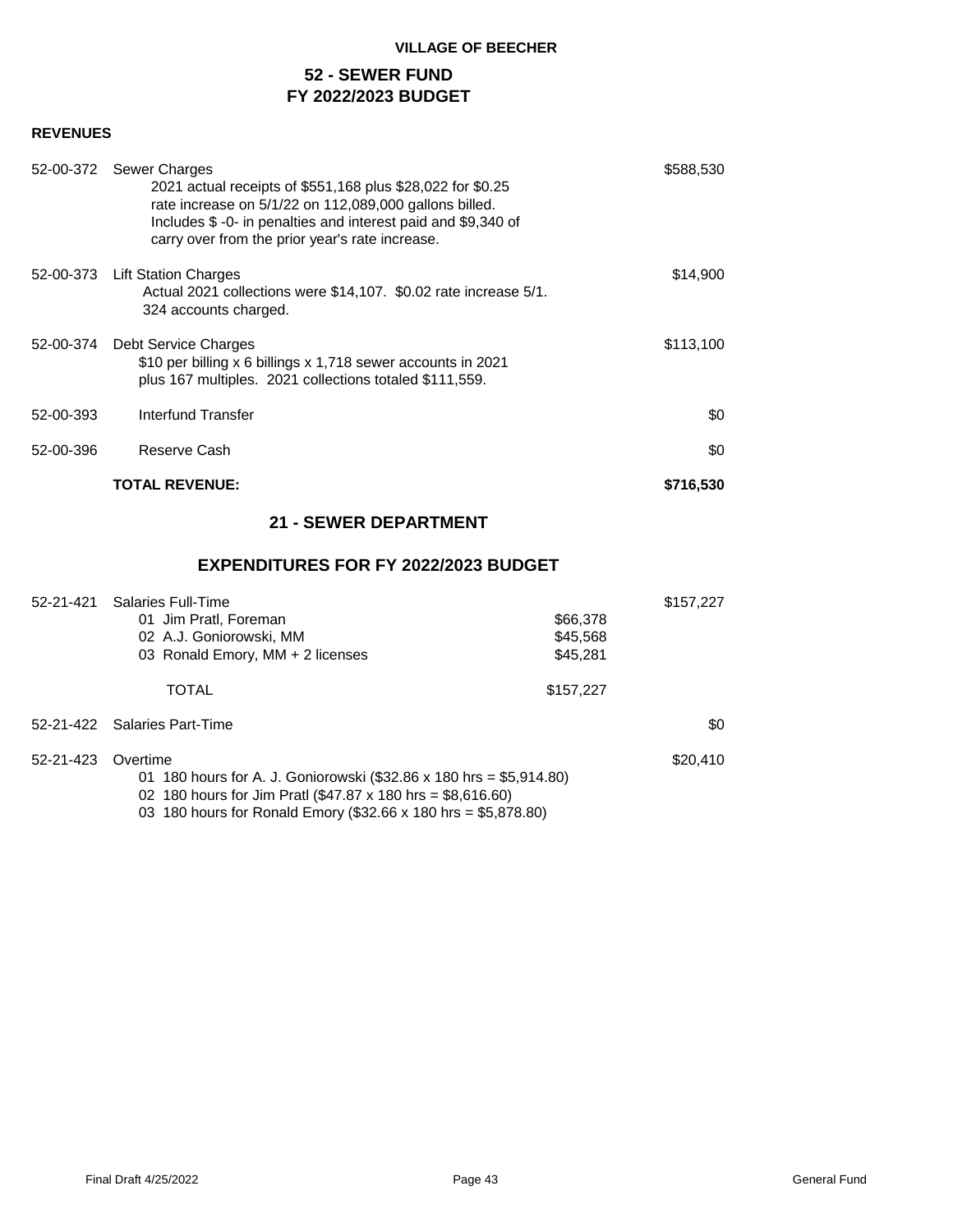**VILLAGE OF BEECHER**

# 52 - SEWER FUND
# FY 2022/2023 BUDGET

**REVENUES**

| Account | Description | Amount |
|---|---|---|
| 52-00-372 | Sewer Charges<br>2021 actual receipts of $551,168 plus $28,022 for $0.25 rate increase on 5/1/22 on 112,089,000 gallons billed. Includes $ -0- in penalties and interest paid and $9,340 of carry over from the prior year's rate increase. | $588,530 |
| 52-00-373 | Lift Station Charges<br>Actual 2021 collections were $14,107. $0.02 rate increase 5/1. 324 accounts charged. | $14,900 |
| 52-00-374 | Debt Service Charges<br>$10 per billing x 6 billings x 1,718 sewer accounts in 2021 plus 167 multiples. 2021 collections totaled $111,559. | $113,100 |
| 52-00-393 | Interfund Transfer | $0 |
| 52-00-396 | Reserve Cash | $0 |
| | **TOTAL REVENUE:** | **$716,530** |

## 21 - SEWER DEPARTMENT

## EXPENDITURES FOR FY 2022/2023 BUDGET

| Account | Description | Detail | Amount |
|---|---|---|---|
| 52-21-421 | Salaries Full-Time | | $157,227 |
| | 01 Jim Pratl, Foreman | $66,378 | |
| | 02 A.J. Goniorowski, MM | $45,568 | |
| | 03 Ronald Emory, MM + 2 licenses | $45,281 | |
| | TOTAL | $157,227 | |
| 52-21-422 | Salaries Part-Time | | $0 |
| 52-21-423 | Overtime | | $20,410 |
| | 01 180 hours for A. J. Goniorowski ($32.86 x 180 hrs = $5,914.80) | | |
| | 02 180 hours for Jim Pratl ($47.87 x 180 hrs = $8,616.60) | | |
| | 03 180 hours for Ronald Emory ($32.66 x 180 hrs = $5,878.80) | | |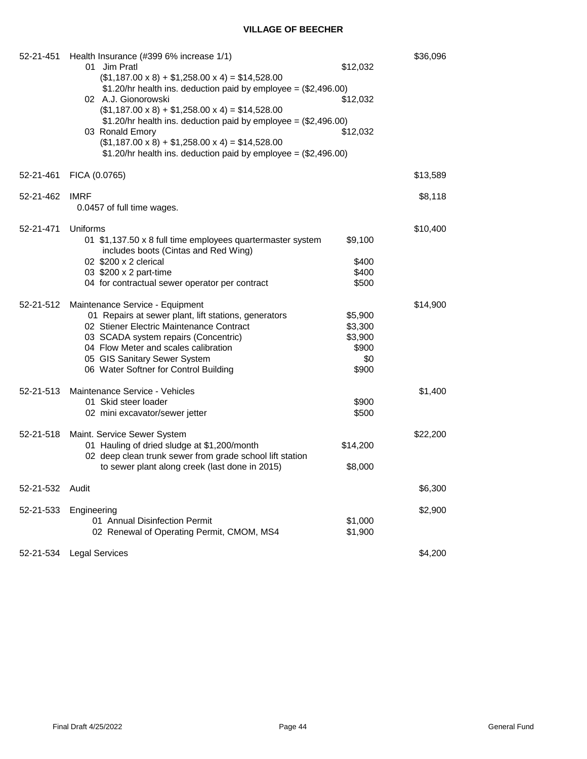**VILLAGE OF BEECHER**

| Account | Description | Detail | Total |
|---|---|---|---|
| 52-21-451 | Health Insurance (#399 6% increase 1/1) | | $36,096 |
| | 01 Jim Pratl | $12,032 | |
| | ($1,187.00 x 8) + $1,258.00 x 4) = $14,528.00 | | |
| | $1.20/hr health ins. deduction paid by employee = ($2,496.00) | | |
| | 02 A.J. Gionorowski | $12,032 | |
| | ($1,187.00 x 8) + $1,258.00 x 4) = $14,528.00 | | |
| | $1.20/hr health ins. deduction paid by employee = ($2,496.00) | | |
| | 03 Ronald Emory | $12,032 | |
| | ($1,187.00 x 8) + $1,258.00 x 4) = $14,528.00 | | |
| | $1.20/hr health ins. deduction paid by employee = ($2,496.00) | | |
| 52-21-461 | FICA (0.0765) | | $13,589 |
| 52-21-462 | IMRF | | $8,118 |
| | 0.0457 of full time wages. | | |
| 52-21-471 | Uniforms | | $10,400 |
| | 01 $1,137.50 x 8 full time employees quartermaster system includes boots (Cintas and Red Wing) | $9,100 | |
| | 02 $200 x 2 clerical | $400 | |
| | 03 $200 x 2 part-time | $400 | |
| | 04 for contractual sewer operator per contract | $500 | |
| 52-21-512 | Maintenance Service - Equipment | | $14,900 |
| | 01 Repairs at sewer plant, lift stations, generators | $5,900 | |
| | 02 Stiener Electric Maintenance Contract | $3,300 | |
| | 03 SCADA system repairs (Concentric) | $3,900 | |
| | 04 Flow Meter and scales calibration | $900 | |
| | 05 GIS Sanitary Sewer System | $0 | |
| | 06 Water Softner for Control Building | $900 | |
| 52-21-513 | Maintenance Service - Vehicles | | $1,400 |
| | 01 Skid steer loader | $900 | |
| | 02 mini excavator/sewer jetter | $500 | |
| 52-21-518 | Maint. Service Sewer System | | $22,200 |
| | 01 Hauling of dried sludge at $1,200/month | $14,200 | |
| | 02 deep clean trunk sewer from grade school lift station to sewer plant along creek (last done in 2015) | $8,000 | |
| 52-21-532 | Audit | | $6,300 |
| 52-21-533 | Engineering | | $2,900 |
| | 01 Annual Disinfection Permit | $1,000 | |
| | 02 Renewal of Operating Permit, CMOM, MS4 | $1,900 | |
| 52-21-534 | Legal Services | | $4,200 |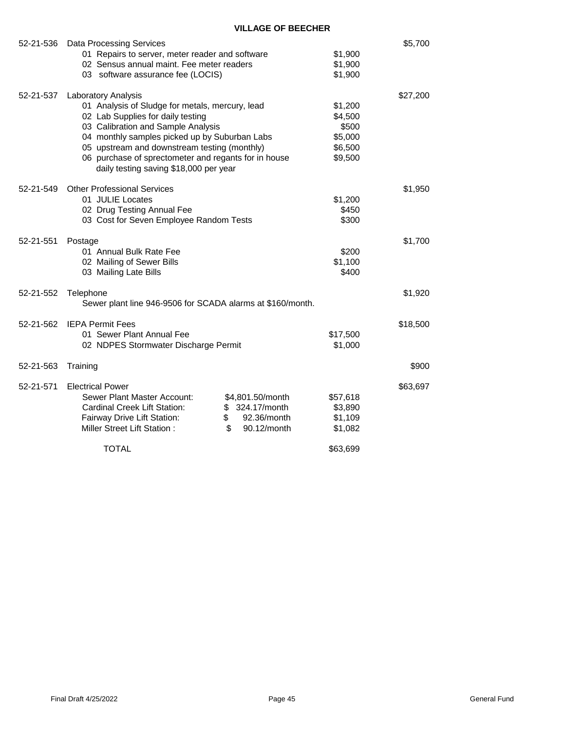**VILLAGE OF BEECHER**

| Account | Description | | Amount | Total |
|---|---|---|---|---|
| 52-21-536 | Data Processing Services | | | $5,700 |
| | 01 Repairs to server, meter reader and software | | $1,900 | |
| | 02 Sensus annual maint. Fee meter readers | | $1,900 | |
| | 03 software assurance fee (LOCIS) | | $1,900 | |
| 52-21-537 | Laboratory Analysis | | | $27,200 |
| | 01 Analysis of Sludge for metals, mercury, lead | | $1,200 | |
| | 02 Lab Supplies for daily testing | | $4,500 | |
| | 03 Calibration and Sample Analysis | | $500 | |
| | 04 monthly samples picked up by Suburban Labs | | $5,000 | |
| | 05 upstream and downstream testing (monthly) | | $6,500 | |
| | 06 purchase of sprectometer and regants for in house daily testing saving $18,000 per year | | $9,500 | |
| 52-21-549 | Other Professional Services | | | $1,950 |
| | 01 JULIE Locates | | $1,200 | |
| | 02 Drug Testing Annual Fee | | $450 | |
| | 03 Cost for Seven Employee Random Tests | | $300 | |
| 52-21-551 | Postage | | | $1,700 |
| | 01 Annual Bulk Rate Fee | | $200 | |
| | 02 Mailing of Sewer Bills | | $1,100 | |
| | 03 Mailing Late Bills | | $400 | |
| 52-21-552 | Telephone | | | $1,920 |
| | Sewer plant line 946-9506 for SCADA alarms at $160/month. | | | |
| 52-21-562 | IEPA Permit Fees | | | $18,500 |
| | 01 Sewer Plant Annual Fee | | $17,500 | |
| | 02 NDPES Stormwater Discharge Permit | | $1,000 | |
| 52-21-563 | Training | | | $900 |
| 52-21-571 | Electrical Power | | | $63,697 |
| | Sewer Plant Master Account: | $4,801.50/month | $57,618 | |
| | Cardinal Creek Lift Station: | $ 324.17/month | $3,890 | |
| | Fairway Drive Lift Station: | $ 92.36/month | $1,109 | |
| | Miller Street Lift Station : | $ 90.12/month | $1,082 | |
| | TOTAL | | $63,699 | |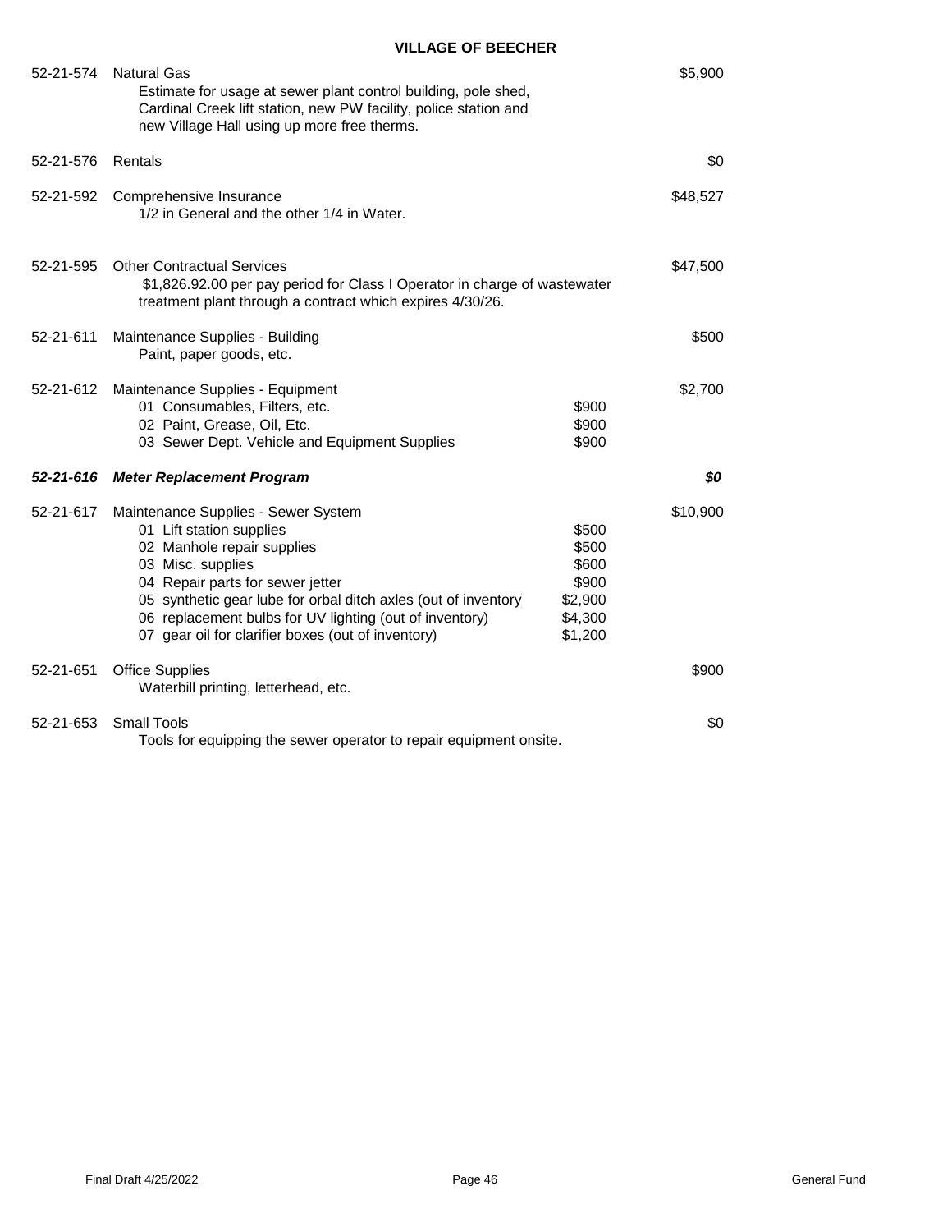**VILLAGE OF BEECHER**

| Account | Description | Detail | Amount |
|---|---|---|---|
| 52-21-574 | Natural Gas<br>Estimate for usage at sewer plant control building, pole shed, Cardinal Creek lift station, new PW facility, police station and new Village Hall using up more free therms. | | $5,900 |
| 52-21-576 | Rentals | | $0 |
| 52-21-592 | Comprehensive Insurance<br>1/2 in General and the other 1/4 in Water. | | $48,527 |
| 52-21-595 | Other Contractual Services<br>$1,826.92.00 per pay period for Class I Operator in charge of wastewater treatment plant through a contract which expires 4/30/26. | | $47,500 |
| 52-21-611 | Maintenance Supplies - Building<br>Paint, paper goods, etc. | | $500 |
| 52-21-612 | Maintenance Supplies - Equipment | | $2,700 |
| | 01 Consumables, Filters, etc. | $900 | |
| | 02 Paint, Grease, Oil, Etc. | $900 | |
| | 03 Sewer Dept. Vehicle and Equipment Supplies | $900 | |
| ***52-21-616*** | ***Meter Replacement Program*** | | ***$0*** |
| 52-21-617 | Maintenance Supplies - Sewer System | | $10,900 |
| | 01 Lift station supplies | $500 | |
| | 02 Manhole repair supplies | $500 | |
| | 03 Misc. supplies | $600 | |
| | 04 Repair parts for sewer jetter | $900 | |
| | 05 synthetic gear lube for orbal ditch axles (out of inventory | $2,900 | |
| | 06 replacement bulbs for UV lighting (out of inventory) | $4,300 | |
| | 07 gear oil for clarifier boxes (out of inventory) | $1,200 | |
| 52-21-651 | Office Supplies<br>Waterbill printing, letterhead, etc. | | $900 |
| 52-21-653 | Small Tools<br>Tools for equipping the sewer operator to repair equipment onsite. | | $0 |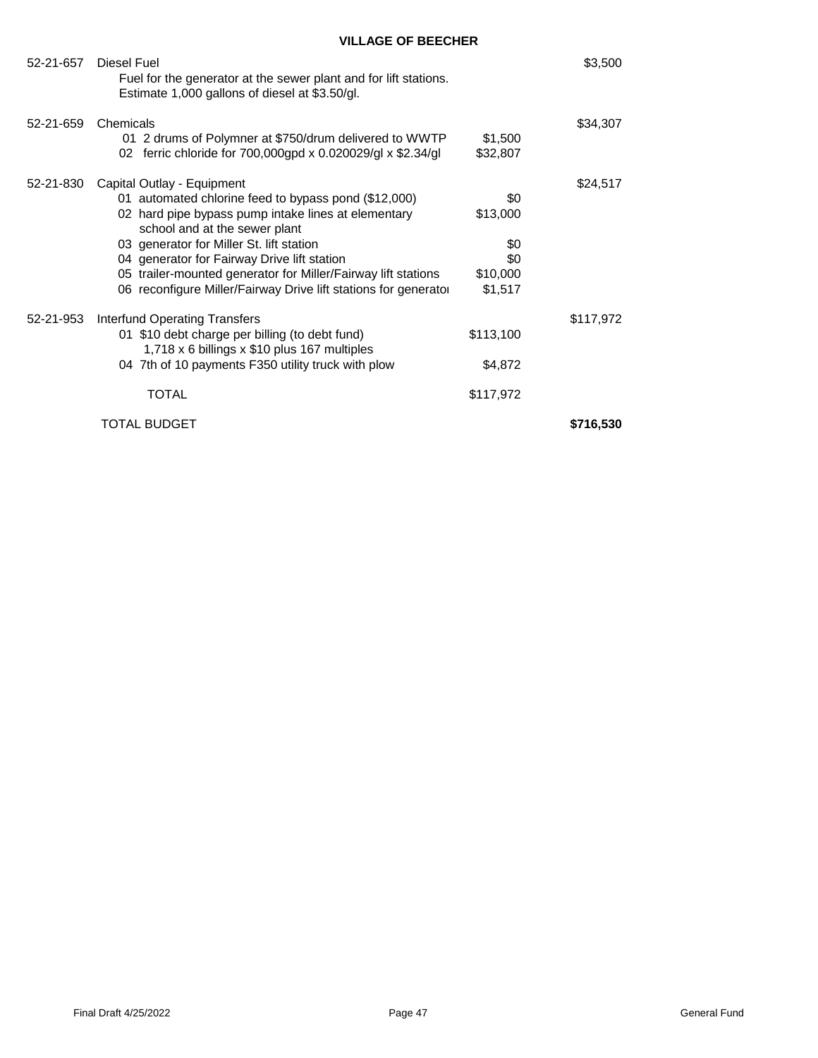**VILLAGE OF BEECHER**

| Account | Description | Detail | Amount |
|---|---|---|---|
| 52-21-657 | Diesel Fuel | | $3,500 |
| | Fuel for the generator at the sewer plant and for lift stations. Estimate 1,000 gallons of diesel at $3.50/gl. | | |
| 52-21-659 | Chemicals | | $34,307 |
| | 01 2 drums of Polymner at $750/drum delivered to WWTP | $1,500 | |
| | 02 ferric chloride for 700,000gpd x 0.020029/gl x $2.34/gl | $32,807 | |
| 52-21-830 | Capital Outlay - Equipment | | $24,517 |
| | 01 automated chlorine feed to bypass pond ($12,000) | $0 | |
| | 02 hard pipe bypass pump intake lines at elementary school and at the sewer plant | $13,000 | |
| | 03 generator for Miller St. lift station | $0 | |
| | 04 generator for Fairway Drive lift station | $0 | |
| | 05 trailer-mounted generator for Miller/Fairway lift stations | $10,000 | |
| | 06 reconfigure Miller/Fairway Drive lift stations for generator | $1,517 | |
| 52-21-953 | Interfund Operating Transfers | | $117,972 |
| | 01 $10 debt charge per billing (to debt fund) 1,718 x 6 billings x $10 plus 167 multiples | $113,100 | |
| | 04 7th of 10 payments F350 utility truck with plow | $4,872 | |
| | TOTAL | $117,972 | |
| | TOTAL BUDGET | | **$716,530** |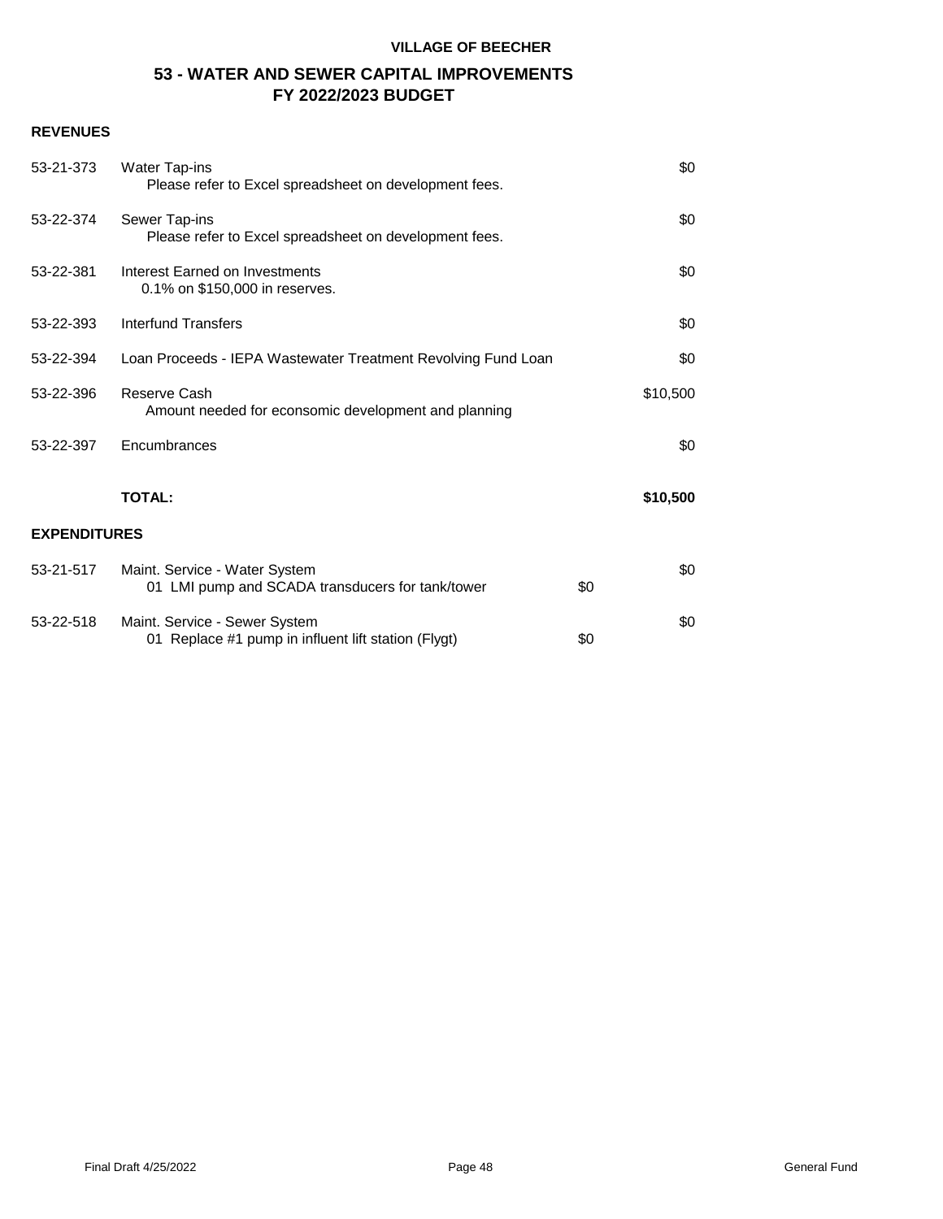**VILLAGE OF BEECHER**

## 53 - WATER AND SEWER CAPITAL IMPROVEMENTS
## FY 2022/2023 BUDGET

### REVENUES

| Account | Description | | Amount |
|---|---|---|---|
| 53-21-373 | Water Tap-ins<br>Please refer to Excel spreadsheet on development fees. | | $0 |
| 53-22-374 | Sewer Tap-ins<br>Please refer to Excel spreadsheet on development fees. | | $0 |
| 53-22-381 | Interest Earned on Investments<br>0.1% on $150,000 in reserves. | | $0 |
| 53-22-393 | Interfund Transfers | | $0 |
| 53-22-394 | Loan Proceeds - IEPA Wastewater Treatment Revolving Fund Loan | | $0 |
| 53-22-396 | Reserve Cash<br>Amount needed for econsomic development and planning | | $10,500 |
| 53-22-397 | Encumbrances | | $0 |
| | **TOTAL:** | | **$10,500** |

### EXPENDITURES

| Account | Description | | Amount |
|---|---|---|---|
| 53-21-517 | Maint. Service - Water System | | $0 |
| | 01 LMI pump and SCADA transducers for tank/tower | $0 | |
| 53-22-518 | Maint. Service - Sewer System | | $0 |
| | 01 Replace #1 pump in influent lift station (Flygt) | $0 | |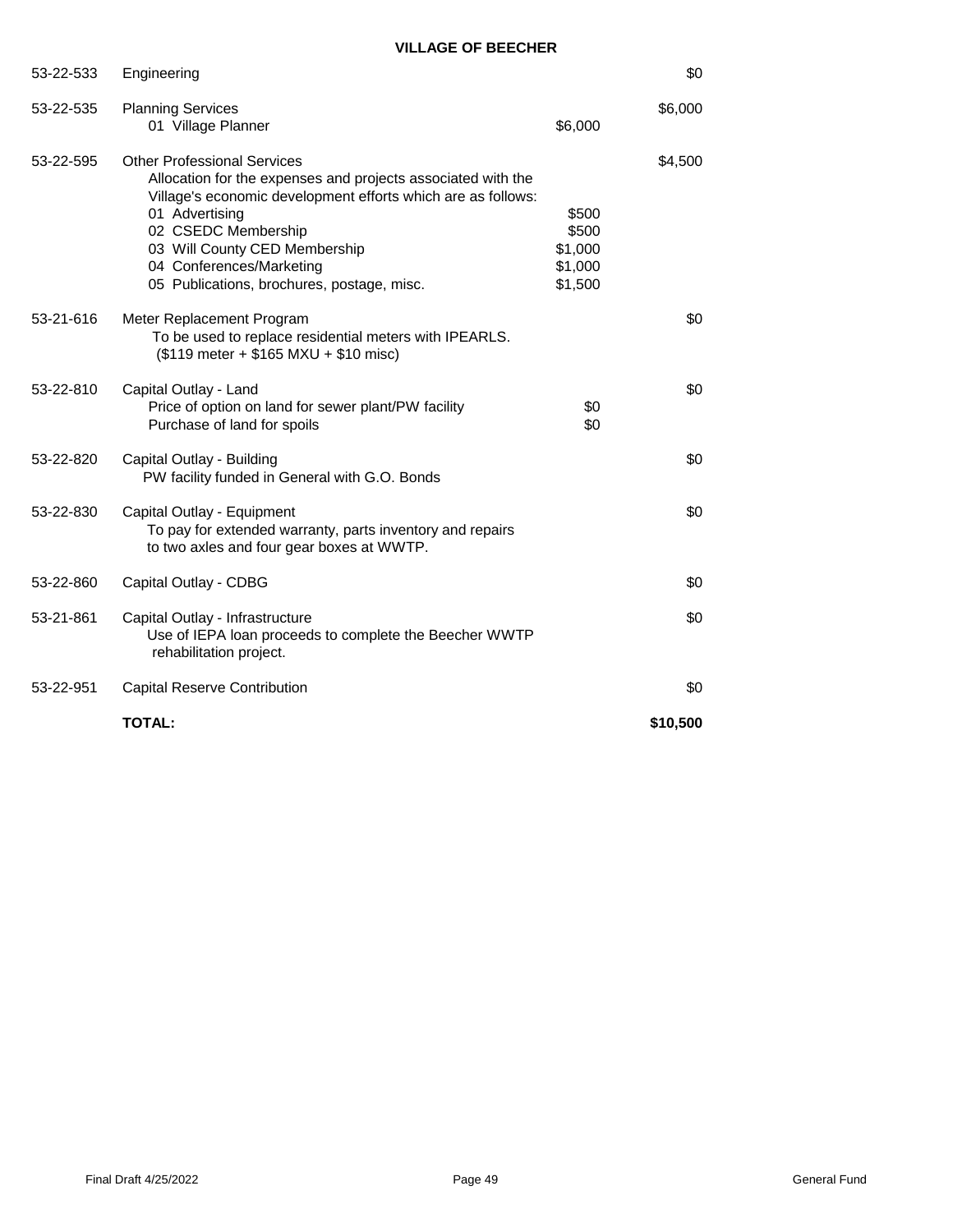**VILLAGE OF BEECHER**

| Account | Description | Detail | Amount |
|---|---|---|---|
| 53-22-533 | Engineering | | $0 |
| 53-22-535 | Planning Services | | $6,000 |
| | 01 Village Planner | $6,000 | |
| 53-22-595 | Other Professional Services | | $4,500 |
| | Allocation for the expenses and projects associated with the Village's economic development efforts which are as follows: | | |
| | 01 Advertising | $500 | |
| | 02 CSEDC Membership | $500 | |
| | 03 Will County CED Membership | $1,000 | |
| | 04 Conferences/Marketing | $1,000 | |
| | 05 Publications, brochures, postage, misc. | $1,500 | |
| 53-21-616 | Meter Replacement Program | | $0 |
| | To be used to replace residential meters with IPEARLS. ($119 meter + $165 MXU + $10 misc) | | |
| 53-22-810 | Capital Outlay - Land | | $0 |
| | Price of option on land for sewer plant/PW facility | $0 | |
| | Purchase of land for spoils | $0 | |
| 53-22-820 | Capital Outlay - Building | | $0 |
| | PW facility funded in General with G.O. Bonds | | |
| 53-22-830 | Capital Outlay - Equipment | | $0 |
| | To pay for extended warranty, parts inventory and repairs to two axles and four gear boxes at WWTP. | | |
| 53-22-860 | Capital Outlay - CDBG | | $0 |
| 53-21-861 | Capital Outlay - Infrastructure | | $0 |
| | Use of IEPA loan proceeds to complete the Beecher WWTP rehabilitation project. | | |
| 53-22-951 | Capital Reserve Contribution | | $0 |
| | **TOTAL:** | | **$10,500** |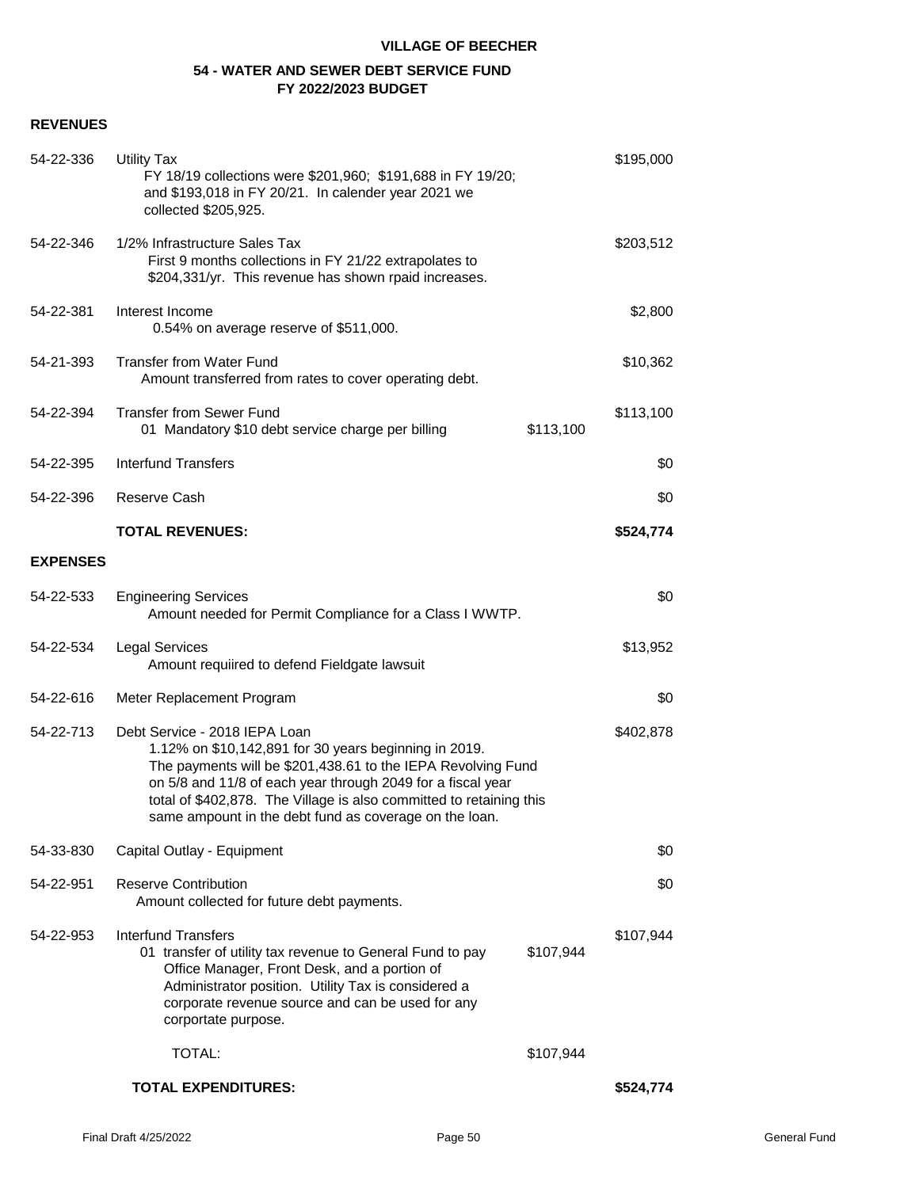# VILLAGE OF BEECHER

## 54 - WATER AND SEWER DEBT SERVICE FUND
## FY 2022/2023 BUDGET

### REVENUES

| Account | Description | Detail | Amount |
|---|---|---|---|
| 54-22-336 | Utility Tax<br>FY 18/19 collections were $201,960; $191,688 in FY 19/20; and $193,018 in FY 20/21. In calender year 2021 we collected $205,925. | | $195,000 |
| 54-22-346 | 1/2% Infrastructure Sales Tax<br>First 9 months collections in FY 21/22 extrapolates to $204,331/yr. This revenue has shown rpaid increases. | | $203,512 |
| 54-22-381 | Interest Income<br>0.54% on average reserve of $511,000. | | $2,800 |
| 54-21-393 | Transfer from Water Fund<br>Amount transferred from rates to cover operating debt. | | $10,362 |
| 54-22-394 | Transfer from Sewer Fund<br>01 Mandatory $10 debt service charge per billing | $113,100 | $113,100 |
| 54-22-395 | Interfund Transfers | | $0 |
| 54-22-396 | Reserve Cash | | $0 |
| | **TOTAL REVENUES:** | | **$524,774** |

### EXPENSES

| Account | Description | Detail | Amount |
|---|---|---|---|
| 54-22-533 | Engineering Services<br>Amount needed for Permit Compliance for a Class I WWTP. | | $0 |
| 54-22-534 | Legal Services<br>Amount requiired to defend Fieldgate lawsuit | | $13,952 |
| 54-22-616 | Meter Replacement Program | | $0 |
| 54-22-713 | Debt Service - 2018 IEPA Loan<br>1.12% on $10,142,891 for 30 years beginning in 2019. The payments will be $201,438.61 to the IEPA Revolving Fund on 5/8 and 11/8 of each year through 2049 for a fiscal year total of $402,878. The Village is also committed to retaining this same ampount in the debt fund as coverage on the loan. | | $402,878 |
| 54-33-830 | Capital Outlay - Equipment | | $0 |
| 54-22-951 | Reserve Contribution<br>Amount collected for future debt payments. | | $0 |
| 54-22-953 | Interfund Transfers<br>01 transfer of utility tax revenue to General Fund to pay Office Manager, Front Desk, and a portion of Administrator position. Utility Tax is considered a corporate revenue source and can be used for any corportate purpose. | $107,944 | $107,944 |
| | TOTAL: | $107,944 | |
| | **TOTAL EXPENDITURES:** | | **$524,774** |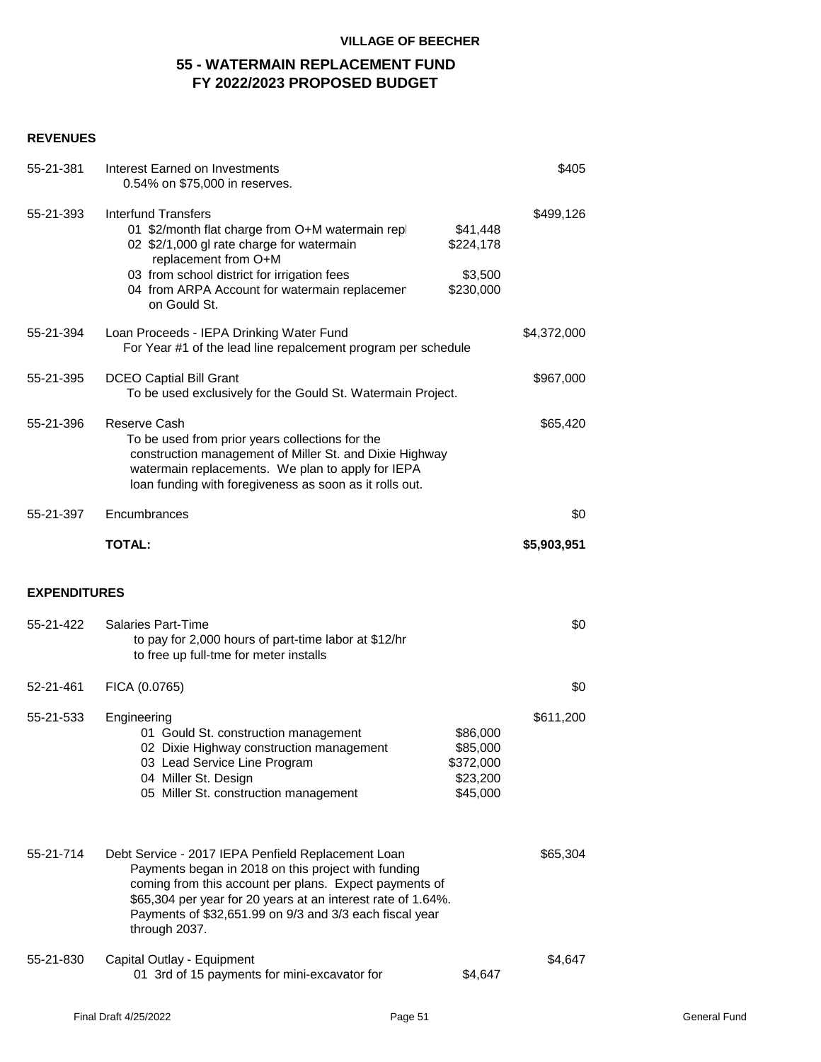**VILLAGE OF BEECHER**

## 55 - WATERMAIN REPLACEMENT FUND
## FY 2022/2023 PROPOSED BUDGET

### REVENUES

| Account | Description | Detail | Amount |
|---|---|---|---|
| 55-21-381 | Interest Earned on Investments<br>0.54% on $75,000 in reserves. | | $405 |
| 55-21-393 | Interfund Transfers | | $499,126 |
| | 01 $2/month flat charge from O+M watermain repl | $41,448 | |
| | 02 $2/1,000 gl rate charge for watermain replacement from O+M | $224,178 | |
| | 03 from school district for irrigation fees | $3,500 | |
| | 04 from ARPA Account for watermain replacemen on Gould St. | $230,000 | |
| 55-21-394 | Loan Proceeds - IEPA Drinking Water Fund<br>For Year #1 of the lead line repalcement program per schedule | | $4,372,000 |
| 55-21-395 | DCEO Captial Bill Grant<br>To be used exclusively for the Gould St. Watermain Project. | | $967,000 |
| 55-21-396 | Reserve Cash<br>To be used from prior years collections for the construction management of Miller St. and Dixie Highway watermain replacements. We plan to apply for IEPA loan funding with foregiveness as soon as it rolls out. | | $65,420 |
| 55-21-397 | Encumbrances | | $0 |
| | **TOTAL:** | | **$5,903,951** |

### EXPENDITURES

| Account | Description | Detail | Amount |
|---|---|---|---|
| 55-21-422 | Salaries Part-Time<br>to pay for 2,000 hours of part-time labor at $12/hr to free up full-tme for meter installs | | $0 |
| 52-21-461 | FICA (0.0765) | | $0 |
| 55-21-533 | Engineering | | $611,200 |
| | 01 Gould St. construction management | $86,000 | |
| | 02 Dixie Highway construction management | $85,000 | |
| | 03 Lead Service Line Program | $372,000 | |
| | 04 Miller St. Design | $23,200 | |
| | 05 Miller St. construction management | $45,000 | |
| 55-21-714 | Debt Service - 2017 IEPA Penfield Replacement Loan<br>Payments began in 2018 on this project with funding coming from this account per plans. Expect payments of $65,304 per year for 20 years at an interest rate of 1.64%. Payments of $32,651.99 on 9/3 and 3/3 each fiscal year through 2037. | | $65,304 |
| 55-21-830 | Capital Outlay - Equipment | | $4,647 |
| | 01 3rd of 15 payments for mini-excavator for | $4,647 | |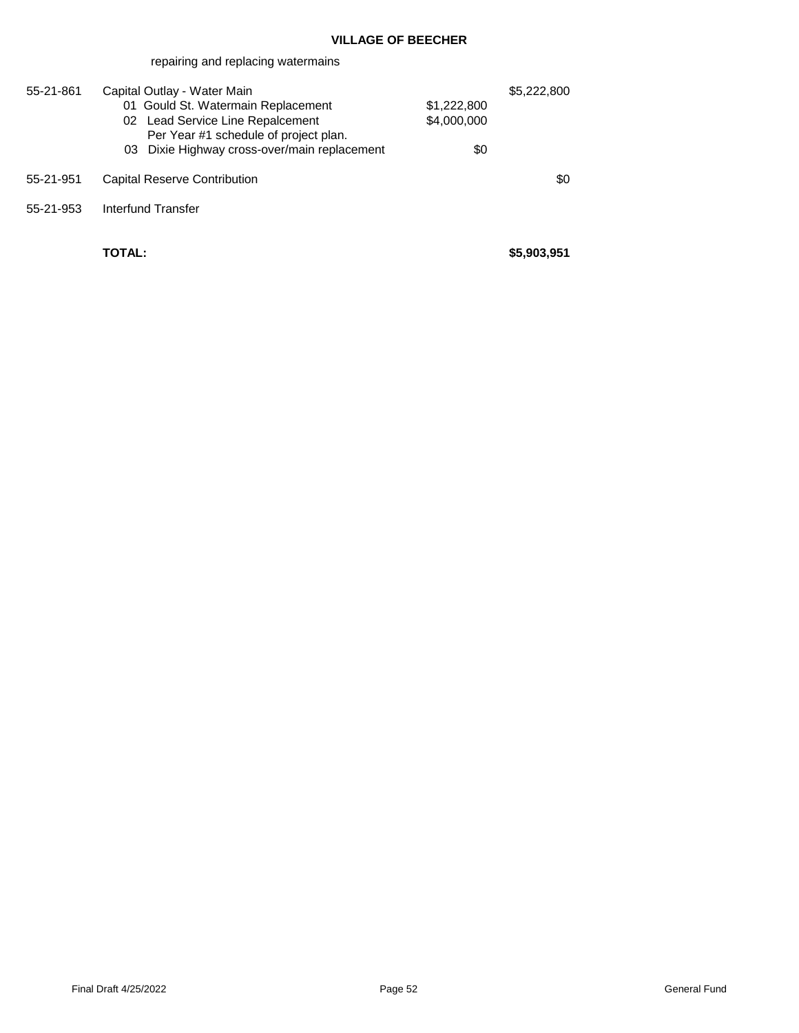repairing and replacing watermains

| | | | |
|---|---|---|---|
| 55-21-861 | Capital Outlay - Water Main | | $5,222,800 |
| | 01 Gould St. Watermain Replacement | $1,222,800 | |
| | 02 Lead Service Line Repalcement | $4,000,000 | |
| | Per Year #1 schedule of project plan. | | |
| | 03 Dixie Highway cross-over/main replacement | $0 | |
| 55-21-951 | Capital Reserve Contribution | | $0 |
| 55-21-953 | Interfund Transfer | | |
| | **TOTAL:** | | **$5,903,951** |